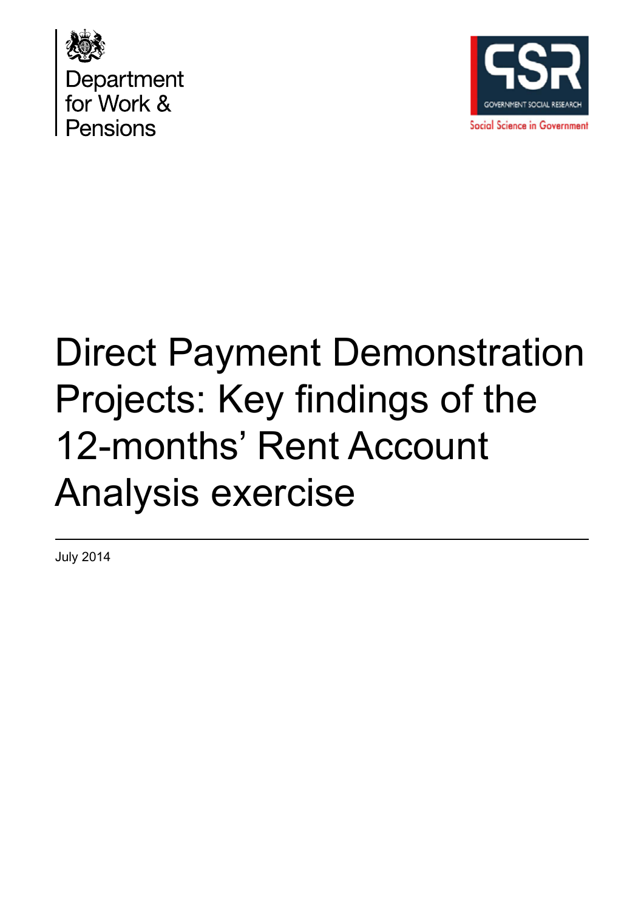Department for Work & Pensions

GSR GOVERNMENT SOCIAL RESEARCH

Social Science in Government

# Direct Payment Demonstration Projects: Key findings of the 12-months' Rent Account Analysis exercise

July 2014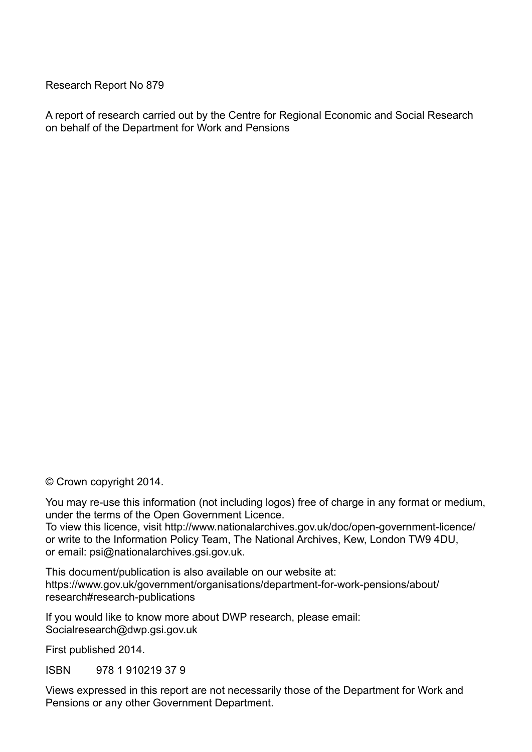Research Report No 879

A report of research carried out by the Centre for Regional Economic and Social Research on behalf of the Department for Work and Pensions

© Crown copyright 2014.

You may re-use this information (not including logos) free of charge in any format or medium, under the terms of the Open Government Licence.
To view this licence, visit http://www.nationalarchives.gov.uk/doc/open-government-licence/ or write to the Information Policy Team, The National Archives, Kew, London TW9 4DU, or email: psi@nationalarchives.gsi.gov.uk.

This document/publication is also available on our website at:
https://www.gov.uk/government/organisations/department-for-work-pensions/about/research#research-publications

If you would like to know more about DWP research, please email:
Socialresearch@dwp.gsi.gov.uk

First published 2014.

ISBN 978 1 910219 37 9

Views expressed in this report are not necessarily those of the Department for Work and Pensions or any other Government Department.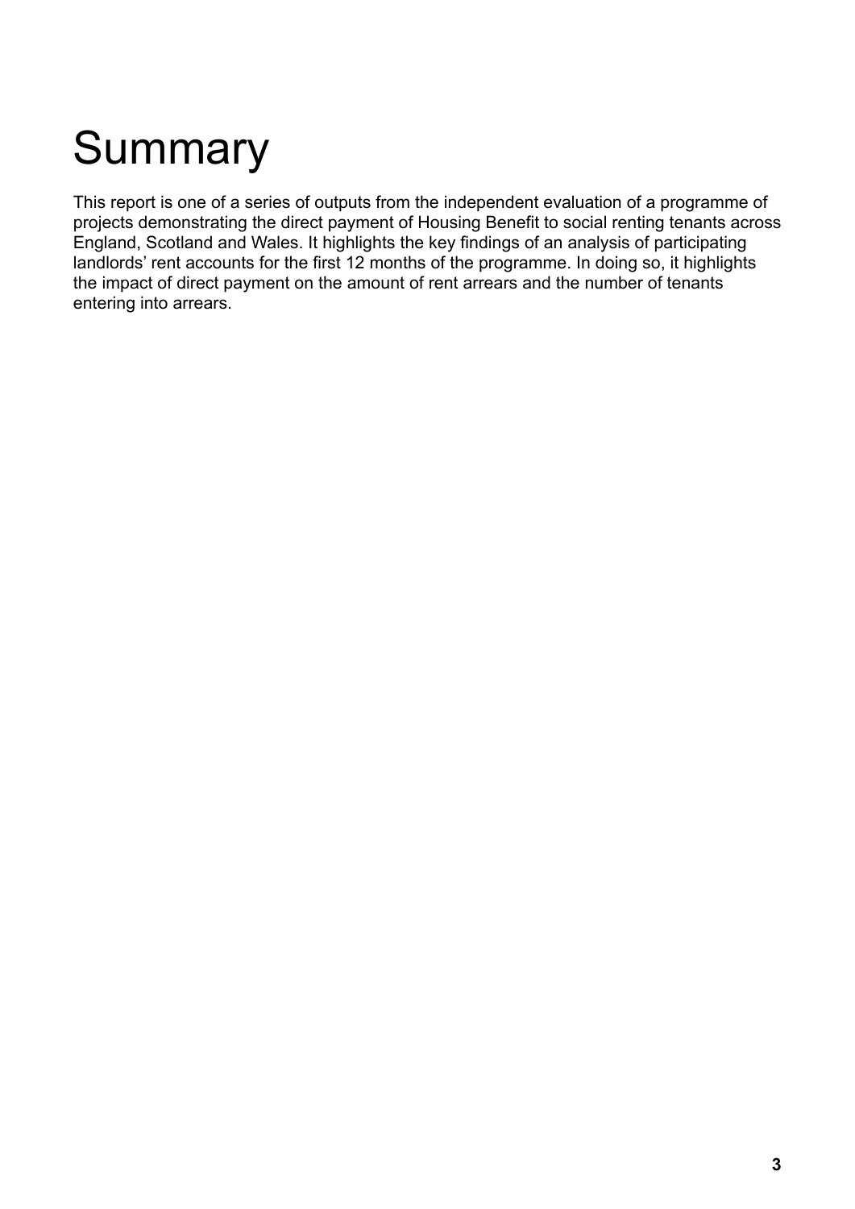# Summary

This report is one of a series of outputs from the independent evaluation of a programme of projects demonstrating the direct payment of Housing Benefit to social renting tenants across England, Scotland and Wales. It highlights the key findings of an analysis of participating landlords' rent accounts for the first 12 months of the programme. In doing so, it highlights the impact of direct payment on the amount of rent arrears and the number of tenants entering into arrears.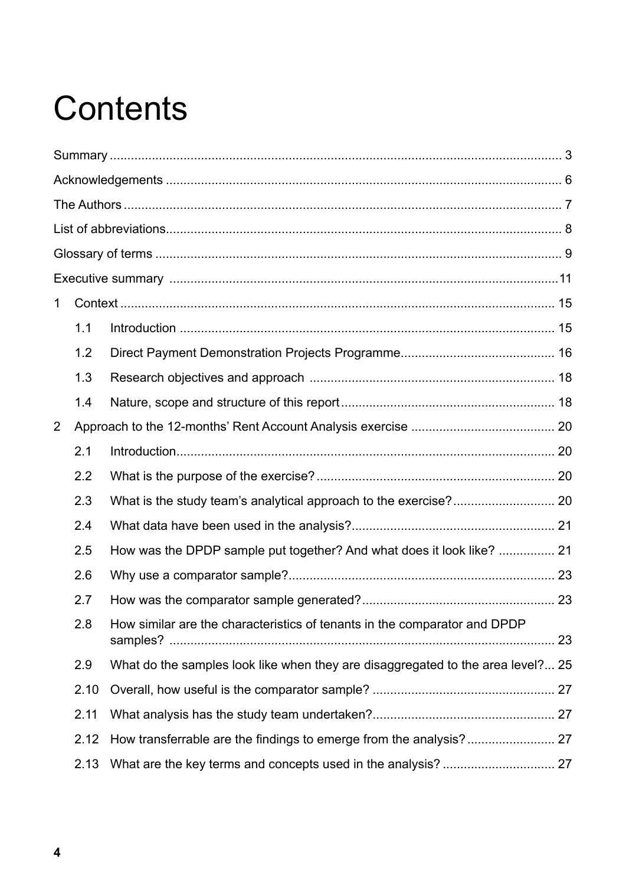# Contents

Summary ... 3

Acknowledgements ... 6

The Authors ... 7

List of abbreviations ... 8

Glossary of terms ... 9

Executive summary ... 11

1 Context ... 15

- 1.1 Introduction ... 15
- 1.2 Direct Payment Demonstration Projects Programme ... 16
- 1.3 Research objectives and approach ... 18
- 1.4 Nature, scope and structure of this report ... 18

2 Approach to the 12-months' Rent Account Analysis exercise ... 20

- 2.1 Introduction ... 20
- 2.2 What is the purpose of the exercise? ... 20
- 2.3 What is the study team's analytical approach to the exercise? ... 20
- 2.4 What data have been used in the analysis? ... 21
- 2.5 How was the DPDP sample put together? And what does it look like? ... 21
- 2.6 Why use a comparator sample? ... 23
- 2.7 How was the comparator sample generated? ... 23
- 2.8 How similar are the characteristics of tenants in the comparator and DPDP samples? ... 23
- 2.9 What do the samples look like when they are disaggregated to the area level? ... 25
- 2.10 Overall, how useful is the comparator sample? ... 27
- 2.11 What analysis has the study team undertaken? ... 27
- 2.12 How transferrable are the findings to emerge from the analysis? ... 27
- 2.13 What are the key terms and concepts used in the analysis? ... 27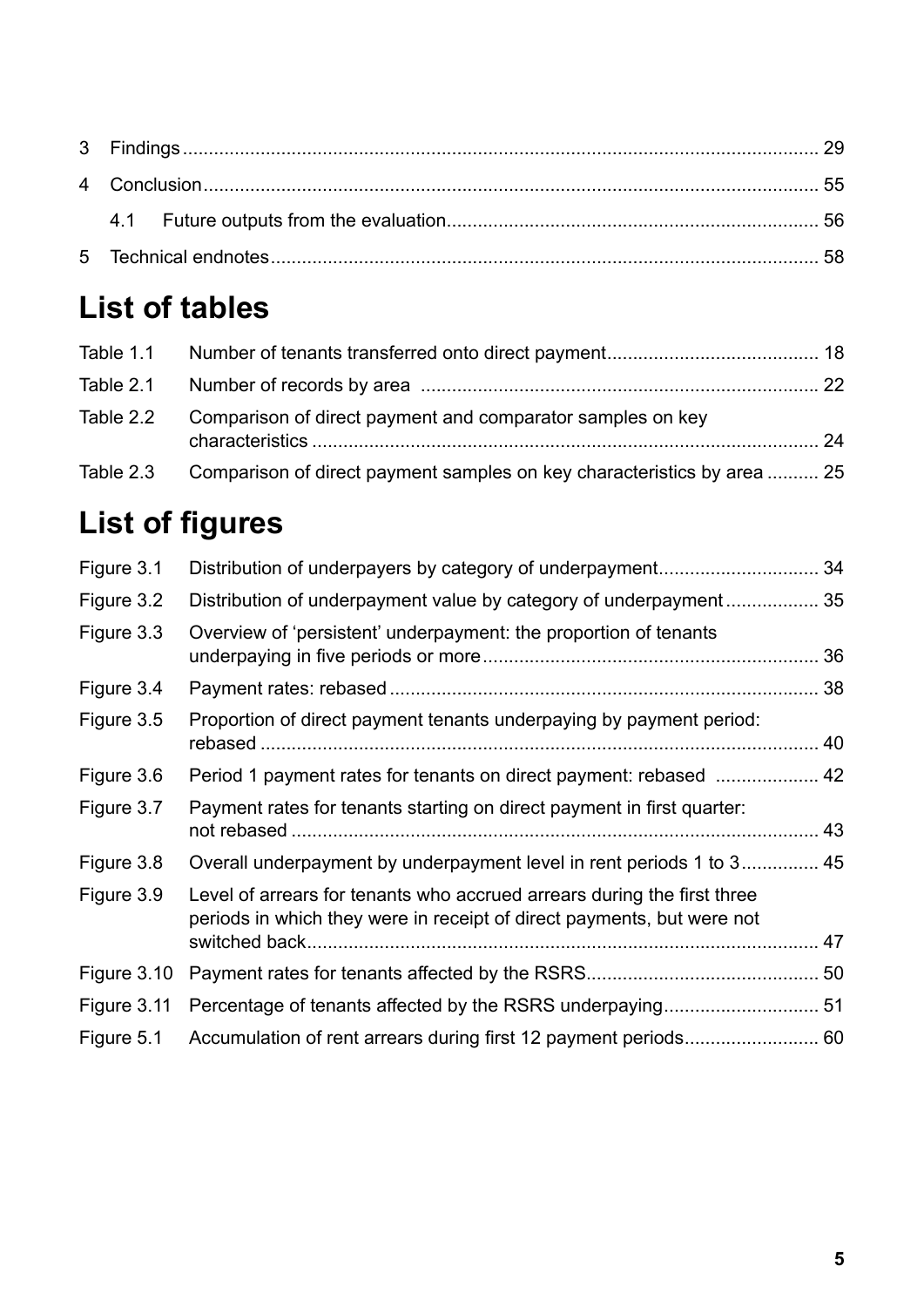3 Findings ... 29

4 Conclusion ... 55

4.1 Future outputs from the evaluation ... 56

5 Technical endnotes ... 58

# List of tables

| | | |
|---|---|---|
| Table 1.1 | Number of tenants transferred onto direct payment | 18 |
| Table 2.1 | Number of records by area | 22 |
| Table 2.2 | Comparison of direct payment and comparator samples on key characteristics | 24 |
| Table 2.3 | Comparison of direct payment samples on key characteristics by area | 25 |

# List of figures

| | | |
|---|---|---|
| Figure 3.1 | Distribution of underpayers by category of underpayment | 34 |
| Figure 3.2 | Distribution of underpayment value by category of underpayment | 35 |
| Figure 3.3 | Overview of 'persistent' underpayment: the proportion of tenants underpaying in five periods or more | 36 |
| Figure 3.4 | Payment rates: rebased | 38 |
| Figure 3.5 | Proportion of direct payment tenants underpaying by payment period: rebased | 40 |
| Figure 3.6 | Period 1 payment rates for tenants on direct payment: rebased | 42 |
| Figure 3.7 | Payment rates for tenants starting on direct payment in first quarter: not rebased | 43 |
| Figure 3.8 | Overall underpayment by underpayment level in rent periods 1 to 3 | 45 |
| Figure 3.9 | Level of arrears for tenants who accrued arrears during the first three periods in which they were in receipt of direct payments, but were not switched back | 47 |
| Figure 3.10 | Payment rates for tenants affected by the RSRS | 50 |
| Figure 3.11 | Percentage of tenants affected by the RSRS underpaying | 51 |
| Figure 5.1 | Accumulation of rent arrears during first 12 payment periods | 60 |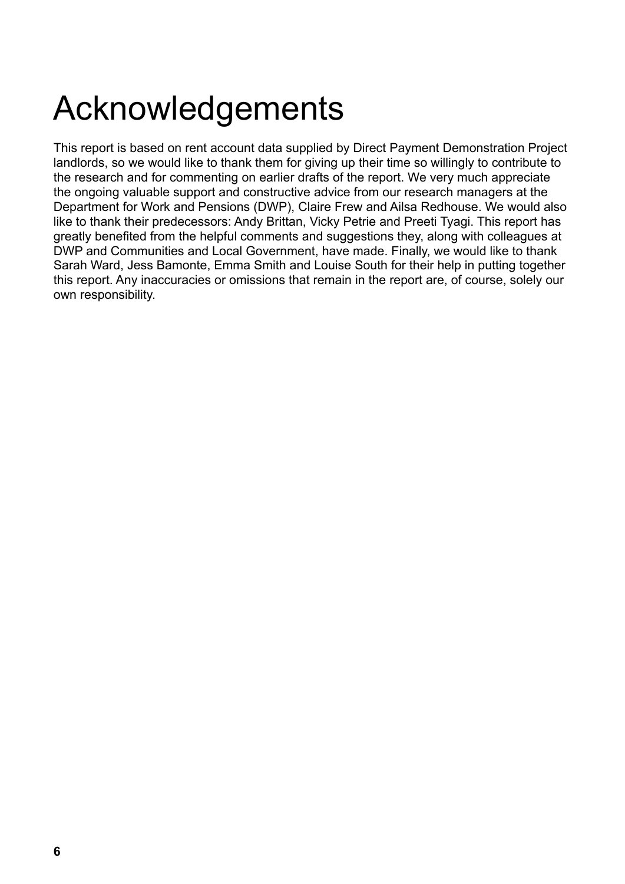# Acknowledgements

This report is based on rent account data supplied by Direct Payment Demonstration Project landlords, so we would like to thank them for giving up their time so willingly to contribute to the research and for commenting on earlier drafts of the report. We very much appreciate the ongoing valuable support and constructive advice from our research managers at the Department for Work and Pensions (DWP), Claire Frew and Ailsa Redhouse. We would also like to thank their predecessors: Andy Brittan, Vicky Petrie and Preeti Tyagi. This report has greatly benefited from the helpful comments and suggestions they, along with colleagues at DWP and Communities and Local Government, have made. Finally, we would like to thank Sarah Ward, Jess Bamonte, Emma Smith and Louise South for their help in putting together this report. Any inaccuracies or omissions that remain in the report are, of course, solely our own responsibility.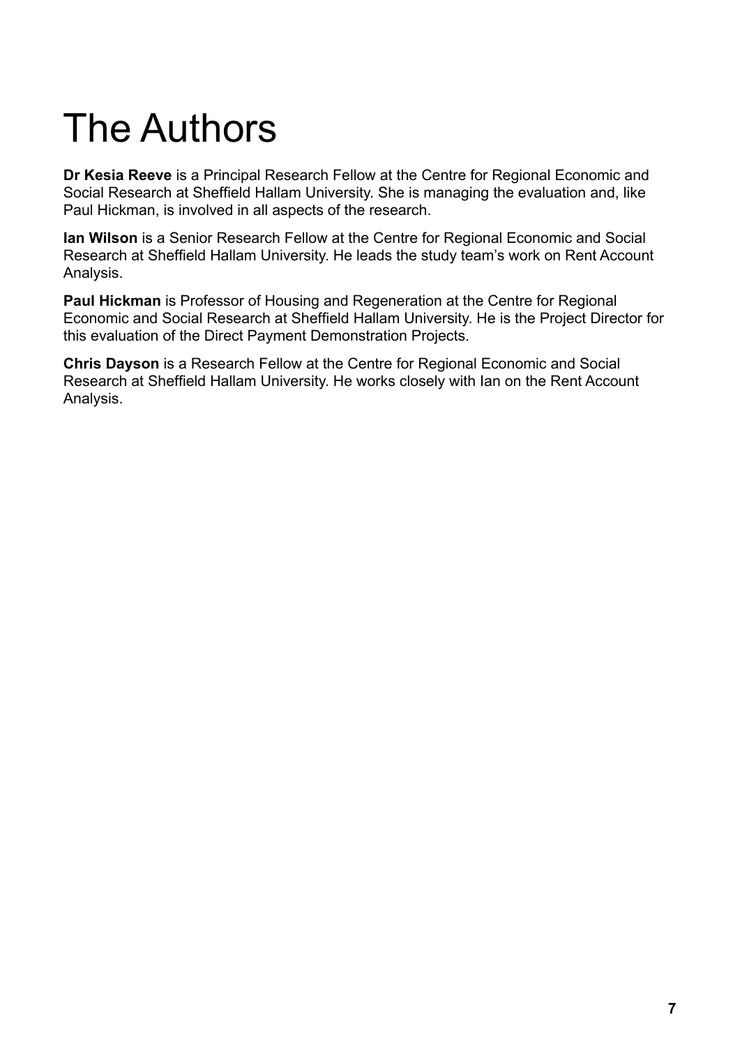# The Authors

**Dr Kesia Reeve** is a Principal Research Fellow at the Centre for Regional Economic and Social Research at Sheffield Hallam University. She is managing the evaluation and, like Paul Hickman, is involved in all aspects of the research.

**Ian Wilson** is a Senior Research Fellow at the Centre for Regional Economic and Social Research at Sheffield Hallam University. He leads the study team's work on Rent Account Analysis.

**Paul Hickman** is Professor of Housing and Regeneration at the Centre for Regional Economic and Social Research at Sheffield Hallam University. He is the Project Director for this evaluation of the Direct Payment Demonstration Projects.

**Chris Dayson** is a Research Fellow at the Centre for Regional Economic and Social Research at Sheffield Hallam University. He works closely with Ian on the Rent Account Analysis.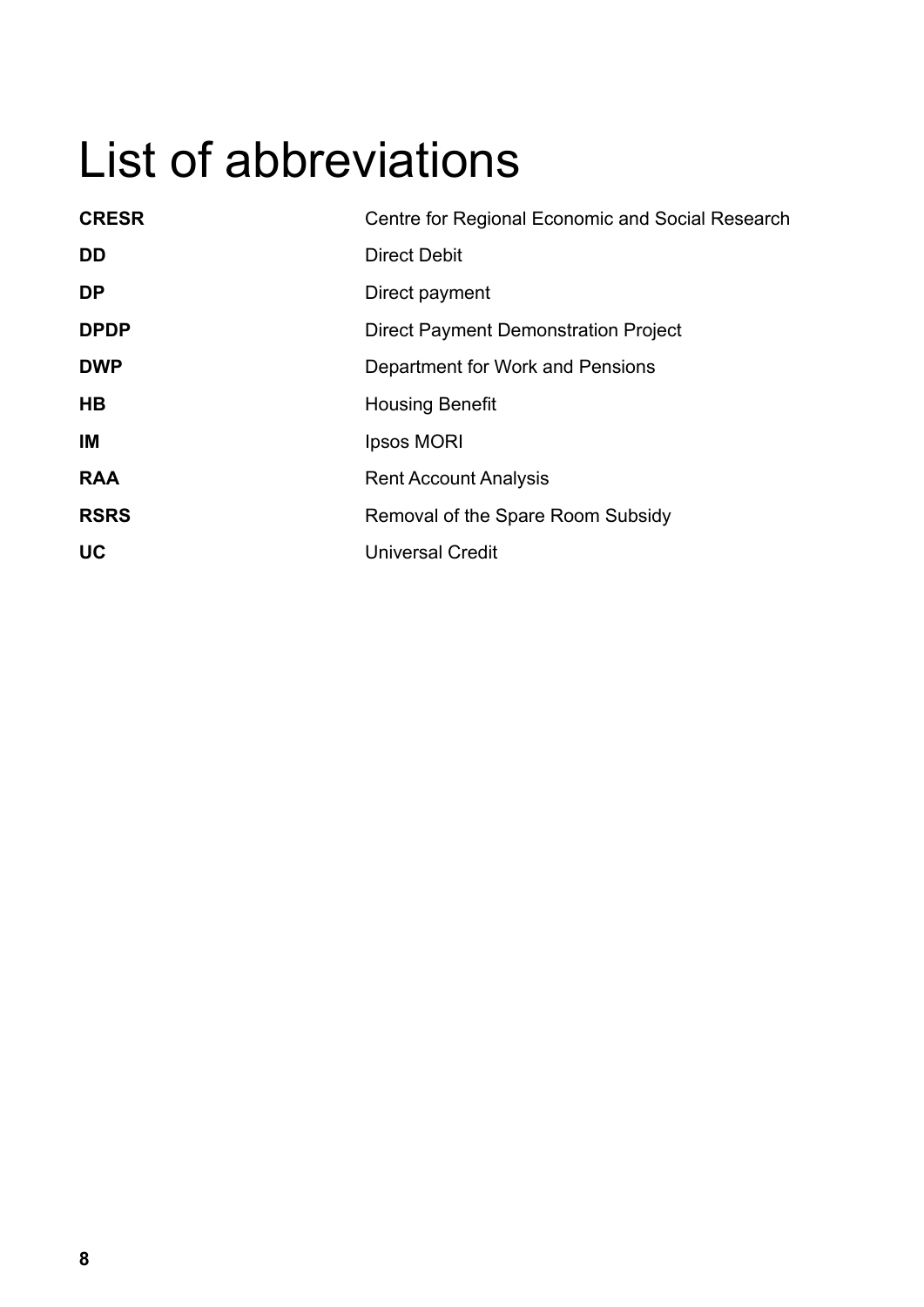# List of abbreviations

| | |
|---|---|
| **CRESR** | Centre for Regional Economic and Social Research |
| **DD** | Direct Debit |
| **DP** | Direct payment |
| **DPDP** | Direct Payment Demonstration Project |
| **DWP** | Department for Work and Pensions |
| **HB** | Housing Benefit |
| **IM** | Ipsos MORI |
| **RAA** | Rent Account Analysis |
| **RSRS** | Removal of the Spare Room Subsidy |
| **UC** | Universal Credit |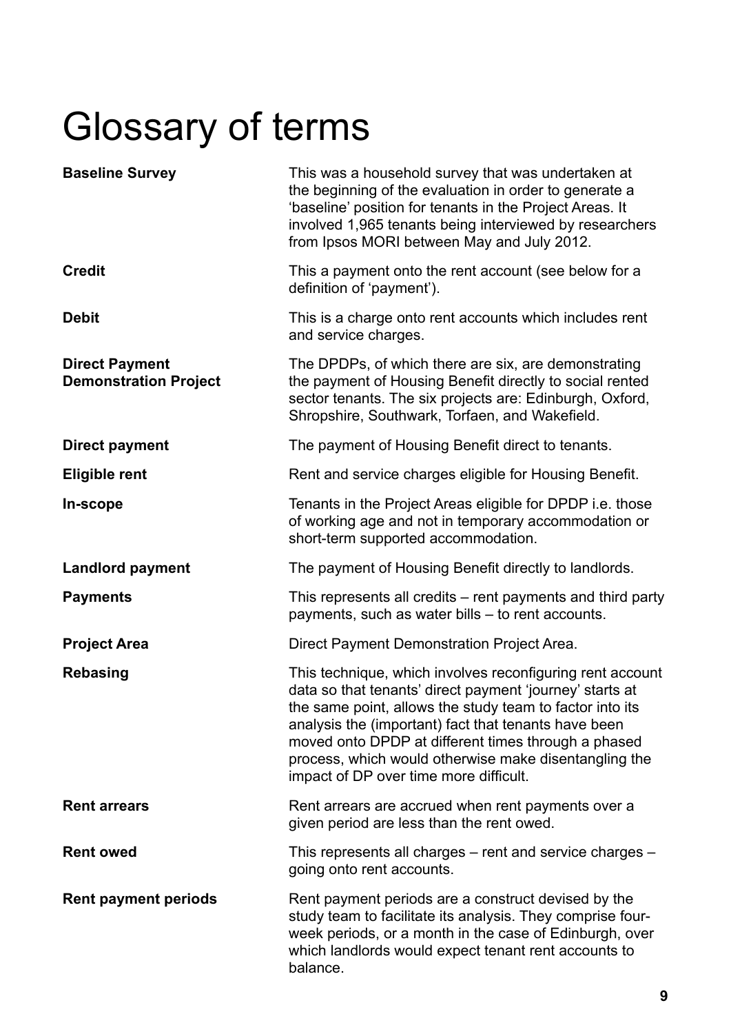# Glossary of terms

**Baseline Survey**
This was a household survey that was undertaken at the beginning of the evaluation in order to generate a 'baseline' position for tenants in the Project Areas. It involved 1,965 tenants being interviewed by researchers from Ipsos MORI between May and July 2012.

**Credit**
This a payment onto the rent account (see below for a definition of 'payment').

**Debit**
This is a charge onto rent accounts which includes rent and service charges.

**Direct Payment Demonstration Project**
The DPDPs, of which there are six, are demonstrating the payment of Housing Benefit directly to social rented sector tenants. The six projects are: Edinburgh, Oxford, Shropshire, Southwark, Torfaen, and Wakefield.

**Direct payment**
The payment of Housing Benefit direct to tenants.

**Eligible rent**
Rent and service charges eligible for Housing Benefit.

**In-scope**
Tenants in the Project Areas eligible for DPDP i.e. those of working age and not in temporary accommodation or short-term supported accommodation.

**Landlord payment**
The payment of Housing Benefit directly to landlords.

**Payments**
This represents all credits – rent payments and third party payments, such as water bills – to rent accounts.

**Project Area**
Direct Payment Demonstration Project Area.

**Rebasing**
This technique, which involves reconfiguring rent account data so that tenants' direct payment 'journey' starts at the same point, allows the study team to factor into its analysis the (important) fact that tenants have been moved onto DPDP at different times through a phased process, which would otherwise make disentangling the impact of DP over time more difficult.

**Rent arrears**
Rent arrears are accrued when rent payments over a given period are less than the rent owed.

**Rent owed**
This represents all charges – rent and service charges – going onto rent accounts.

**Rent payment periods**
Rent payment periods are a construct devised by the study team to facilitate its analysis. They comprise four-week periods, or a month in the case of Edinburgh, over which landlords would expect tenant rent accounts to balance.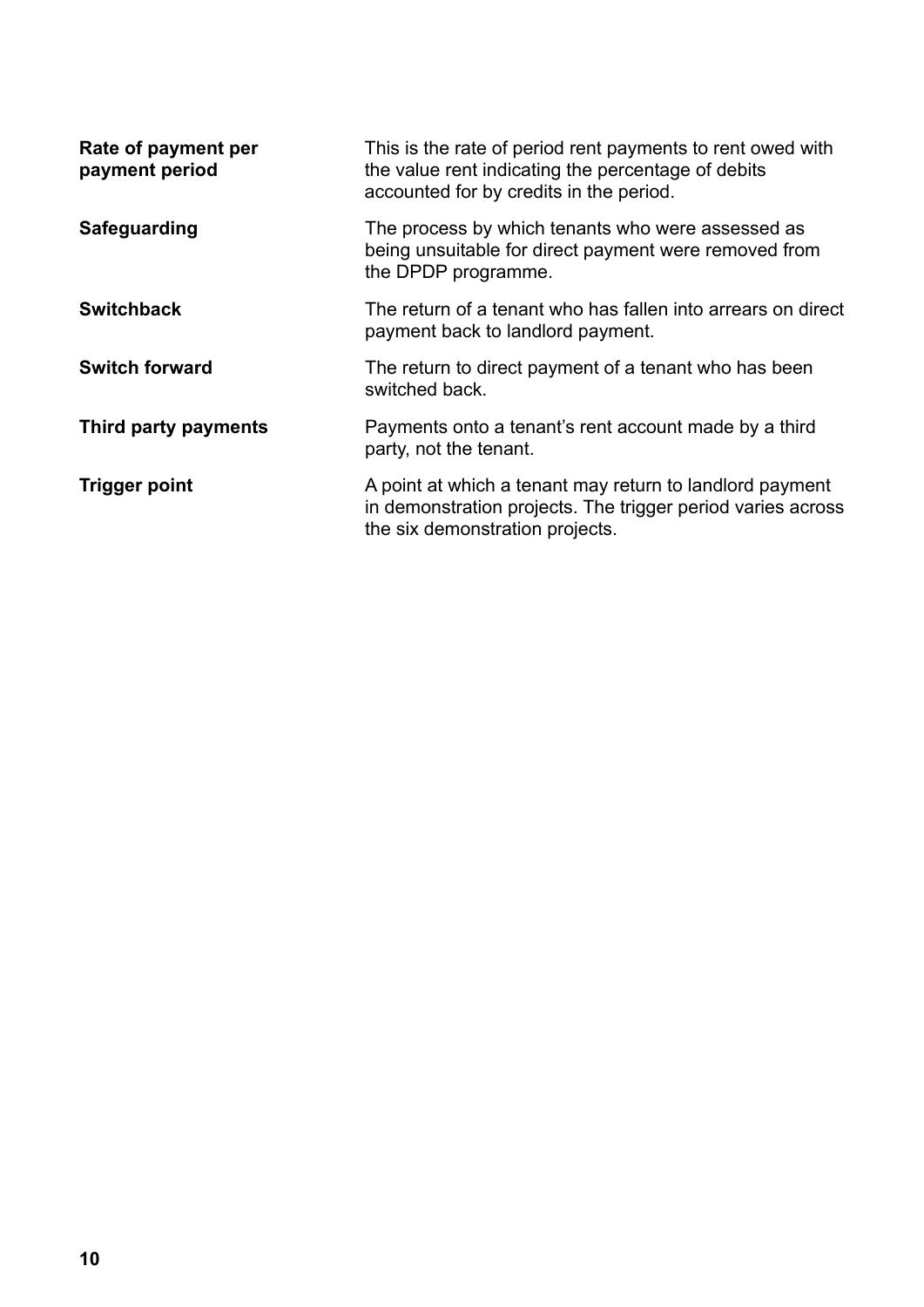| | |
|---|---|
| **Rate of payment per payment period** | This is the rate of period rent payments to rent owed with the value rent indicating the percentage of debits accounted for by credits in the period. |
| **Safeguarding** | The process by which tenants who were assessed as being unsuitable for direct payment were removed from the DPDP programme. |
| **Switchback** | The return of a tenant who has fallen into arrears on direct payment back to landlord payment. |
| **Switch forward** | The return to direct payment of a tenant who has been switched back. |
| **Third party payments** | Payments onto a tenant's rent account made by a third party, not the tenant. |
| **Trigger point** | A point at which a tenant may return to landlord payment in demonstration projects. The trigger period varies across the six demonstration projects. |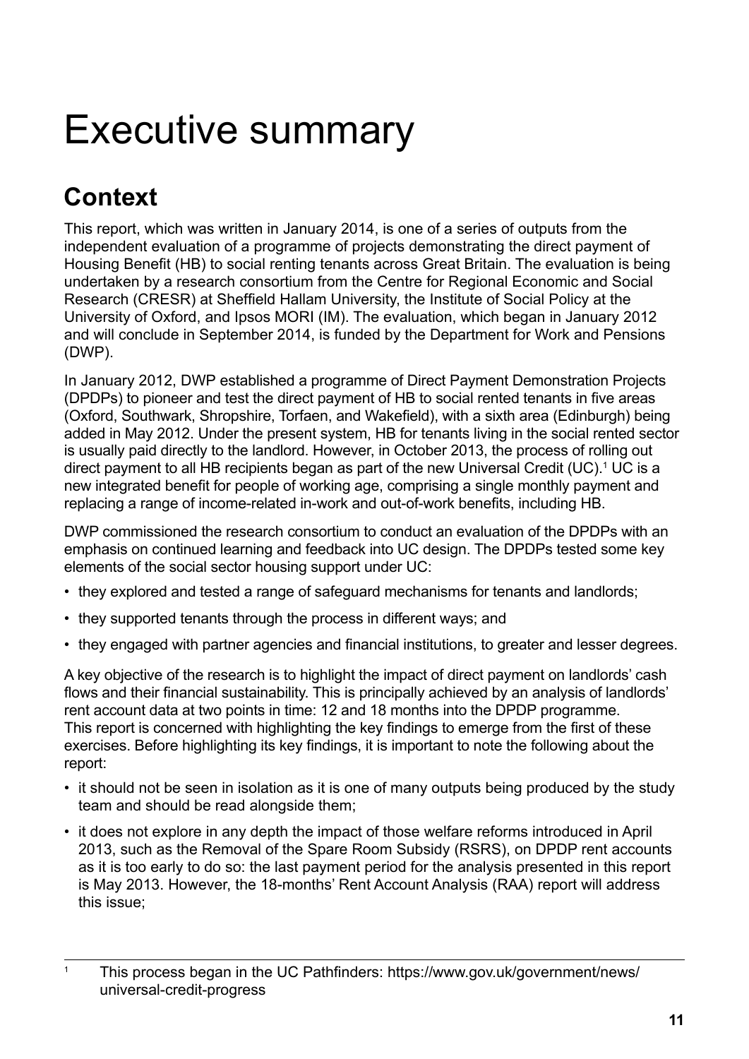# Executive summary

## Context

This report, which was written in January 2014, is one of a series of outputs from the independent evaluation of a programme of projects demonstrating the direct payment of Housing Benefit (HB) to social renting tenants across Great Britain. The evaluation is being undertaken by a research consortium from the Centre for Regional Economic and Social Research (CRESR) at Sheffield Hallam University, the Institute of Social Policy at the University of Oxford, and Ipsos MORI (IM). The evaluation, which began in January 2012 and will conclude in September 2014, is funded by the Department for Work and Pensions (DWP).

In January 2012, DWP established a programme of Direct Payment Demonstration Projects (DPDPs) to pioneer and test the direct payment of HB to social rented tenants in five areas (Oxford, Southwark, Shropshire, Torfaen, and Wakefield), with a sixth area (Edinburgh) being added in May 2012. Under the present system, HB for tenants living in the social rented sector is usually paid directly to the landlord. However, in October 2013, the process of rolling out direct payment to all HB recipients began as part of the new Universal Credit (UC).[1] UC is a new integrated benefit for people of working age, comprising a single monthly payment and replacing a range of income-related in-work and out-of-work benefits, including HB.

DWP commissioned the research consortium to conduct an evaluation of the DPDPs with an emphasis on continued learning and feedback into UC design. The DPDPs tested some key elements of the social sector housing support under UC:

- they explored and tested a range of safeguard mechanisms for tenants and landlords;
- they supported tenants through the process in different ways; and
- they engaged with partner agencies and financial institutions, to greater and lesser degrees.

A key objective of the research is to highlight the impact of direct payment on landlords' cash flows and their financial sustainability. This is principally achieved by an analysis of landlords' rent account data at two points in time: 12 and 18 months into the DPDP programme. This report is concerned with highlighting the key findings to emerge from the first of these exercises. Before highlighting its key findings, it is important to note the following about the report:

- it should not be seen in isolation as it is one of many outputs being produced by the study team and should be read alongside them;
- it does not explore in any depth the impact of those welfare reforms introduced in April 2013, such as the Removal of the Spare Room Subsidy (RSRS), on DPDP rent accounts as it is too early to do so: the last payment period for the analysis presented in this report is May 2013. However, the 18-months' Rent Account Analysis (RAA) report will address this issue;

[1] This process began in the UC Pathfinders: https://www.gov.uk/government/news/universal-credit-progress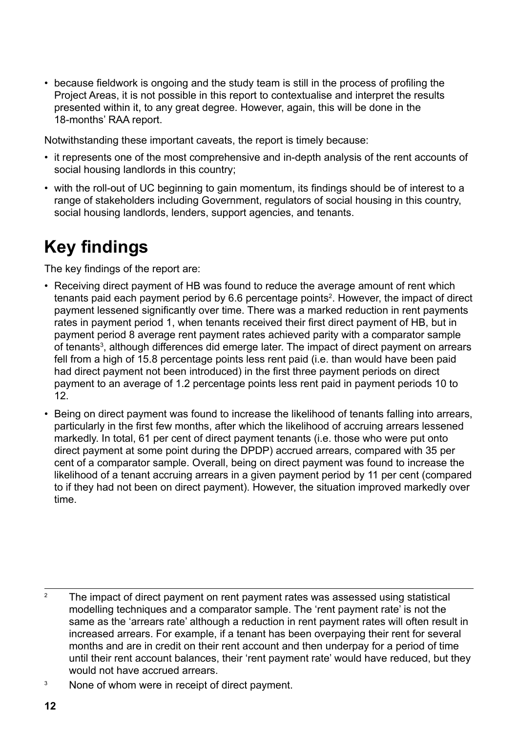- because fieldwork is ongoing and the study team is still in the process of profiling the Project Areas, it is not possible in this report to contextualise and interpret the results presented within it, to any great degree. However, again, this will be done in the 18-months' RAA report.

Notwithstanding these important caveats, the report is timely because:

- it represents one of the most comprehensive and in-depth analysis of the rent accounts of social housing landlords in this country;
- with the roll-out of UC beginning to gain momentum, its findings should be of interest to a range of stakeholders including Government, regulators of social housing in this country, social housing landlords, lenders, support agencies, and tenants.

# Key findings

The key findings of the report are:

- Receiving direct payment of HB was found to reduce the average amount of rent which tenants paid each payment period by 6.6 percentage points[2]. However, the impact of direct payment lessened significantly over time. There was a marked reduction in rent payments rates in payment period 1, when tenants received their first direct payment of HB, but in payment period 8 average rent payment rates achieved parity with a comparator sample of tenants[3], although differences did emerge later. The impact of direct payment on arrears fell from a high of 15.8 percentage points less rent paid (i.e. than would have been paid had direct payment not been introduced) in the first three payment periods on direct payment to an average of 1.2 percentage points less rent paid in payment periods 10 to 12.
- Being on direct payment was found to increase the likelihood of tenants falling into arrears, particularly in the first few months, after which the likelihood of accruing arrears lessened markedly. In total, 61 per cent of direct payment tenants (i.e. those who were put onto direct payment at some point during the DPDP) accrued arrears, compared with 35 per cent of a comparator sample. Overall, being on direct payment was found to increase the likelihood of a tenant accruing arrears in a given payment period by 11 per cent (compared to if they had not been on direct payment). However, the situation improved markedly over time.

[2] The impact of direct payment on rent payment rates was assessed using statistical modelling techniques and a comparator sample. The 'rent payment rate' is not the same as the 'arrears rate' although a reduction in rent payment rates will often result in increased arrears. For example, if a tenant has been overpaying their rent for several months and are in credit on their rent account and then underpay for a period of time until their rent account balances, their 'rent payment rate' would have reduced, but they would not have accrued arrears.

[3] None of whom were in receipt of direct payment.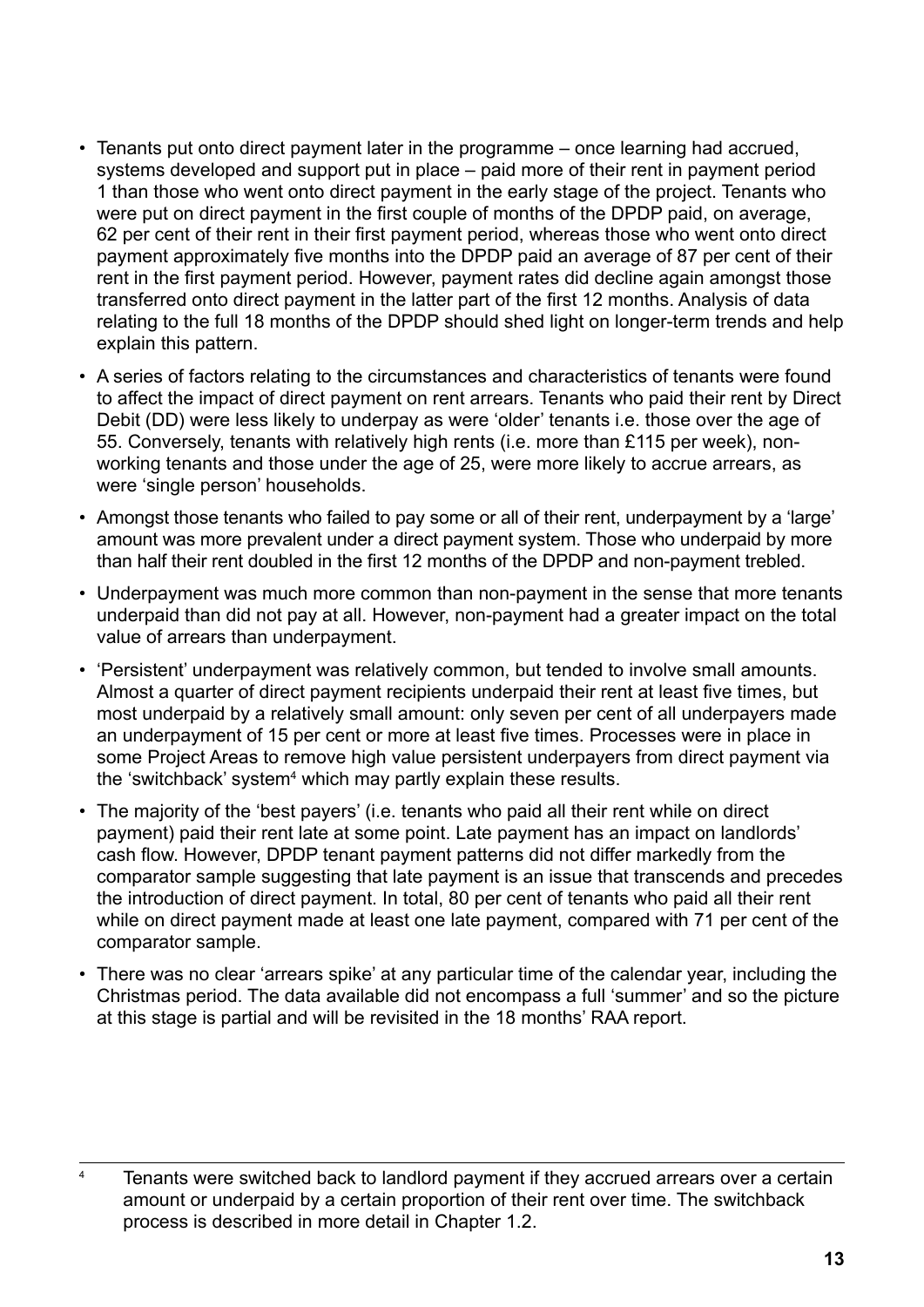- Tenants put onto direct payment later in the programme – once learning had accrued, systems developed and support put in place – paid more of their rent in payment period 1 than those who went onto direct payment in the early stage of the project. Tenants who were put on direct payment in the first couple of months of the DPDP paid, on average, 62 per cent of their rent in their first payment period, whereas those who went onto direct payment approximately five months into the DPDP paid an average of 87 per cent of their rent in the first payment period. However, payment rates did decline again amongst those transferred onto direct payment in the latter part of the first 12 months. Analysis of data relating to the full 18 months of the DPDP should shed light on longer-term trends and help explain this pattern.
- A series of factors relating to the circumstances and characteristics of tenants were found to affect the impact of direct payment on rent arrears. Tenants who paid their rent by Direct Debit (DD) were less likely to underpay as were 'older' tenants i.e. those over the age of 55. Conversely, tenants with relatively high rents (i.e. more than £115 per week), non-working tenants and those under the age of 25, were more likely to accrue arrears, as were 'single person' households.
- Amongst those tenants who failed to pay some or all of their rent, underpayment by a 'large' amount was more prevalent under a direct payment system. Those who underpaid by more than half their rent doubled in the first 12 months of the DPDP and non-payment trebled.
- Underpayment was much more common than non-payment in the sense that more tenants underpaid than did not pay at all. However, non-payment had a greater impact on the total value of arrears than underpayment.
- 'Persistent' underpayment was relatively common, but tended to involve small amounts. Almost a quarter of direct payment recipients underpaid their rent at least five times, but most underpaid by a relatively small amount: only seven per cent of all underpayers made an underpayment of 15 per cent or more at least five times. Processes were in place in some Project Areas to remove high value persistent underpayers from direct payment via the 'switchback' system[4] which may partly explain these results.
- The majority of the 'best payers' (i.e. tenants who paid all their rent while on direct payment) paid their rent late at some point. Late payment has an impact on landlords' cash flow. However, DPDP tenant payment patterns did not differ markedly from the comparator sample suggesting that late payment is an issue that transcends and precedes the introduction of direct payment. In total, 80 per cent of tenants who paid all their rent while on direct payment made at least one late payment, compared with 71 per cent of the comparator sample.
- There was no clear 'arrears spike' at any particular time of the calendar year, including the Christmas period. The data available did not encompass a full 'summer' and so the picture at this stage is partial and will be revisited in the 18 months' RAA report.

---

[4] Tenants were switched back to landlord payment if they accrued arrears over a certain amount or underpaid by a certain proportion of their rent over time. The switchback process is described in more detail in Chapter 1.2.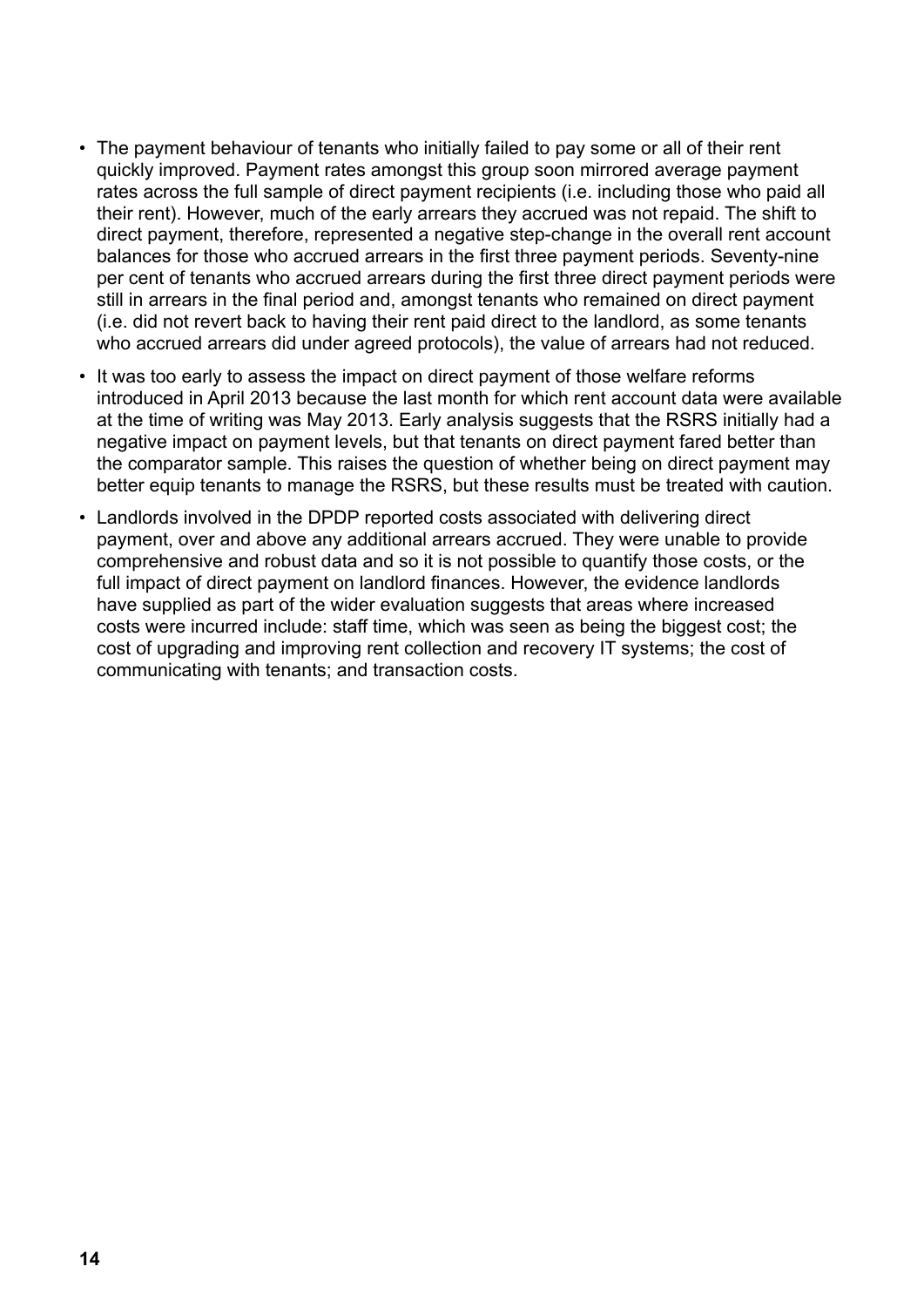- The payment behaviour of tenants who initially failed to pay some or all of their rent quickly improved. Payment rates amongst this group soon mirrored average payment rates across the full sample of direct payment recipients (i.e. including those who paid all their rent). However, much of the early arrears they accrued was not repaid. The shift to direct payment, therefore, represented a negative step-change in the overall rent account balances for those who accrued arrears in the first three payment periods. Seventy-nine per cent of tenants who accrued arrears during the first three direct payment periods were still in arrears in the final period and, amongst tenants who remained on direct payment (i.e. did not revert back to having their rent paid direct to the landlord, as some tenants who accrued arrears did under agreed protocols), the value of arrears had not reduced.
- It was too early to assess the impact on direct payment of those welfare reforms introduced in April 2013 because the last month for which rent account data were available at the time of writing was May 2013. Early analysis suggests that the RSRS initially had a negative impact on payment levels, but that tenants on direct payment fared better than the comparator sample. This raises the question of whether being on direct payment may better equip tenants to manage the RSRS, but these results must be treated with caution.
- Landlords involved in the DPDP reported costs associated with delivering direct payment, over and above any additional arrears accrued. They were unable to provide comprehensive and robust data and so it is not possible to quantify those costs, or the full impact of direct payment on landlord finances. However, the evidence landlords have supplied as part of the wider evaluation suggests that areas where increased costs were incurred include: staff time, which was seen as being the biggest cost; the cost of upgrading and improving rent collection and recovery IT systems; the cost of communicating with tenants; and transaction costs.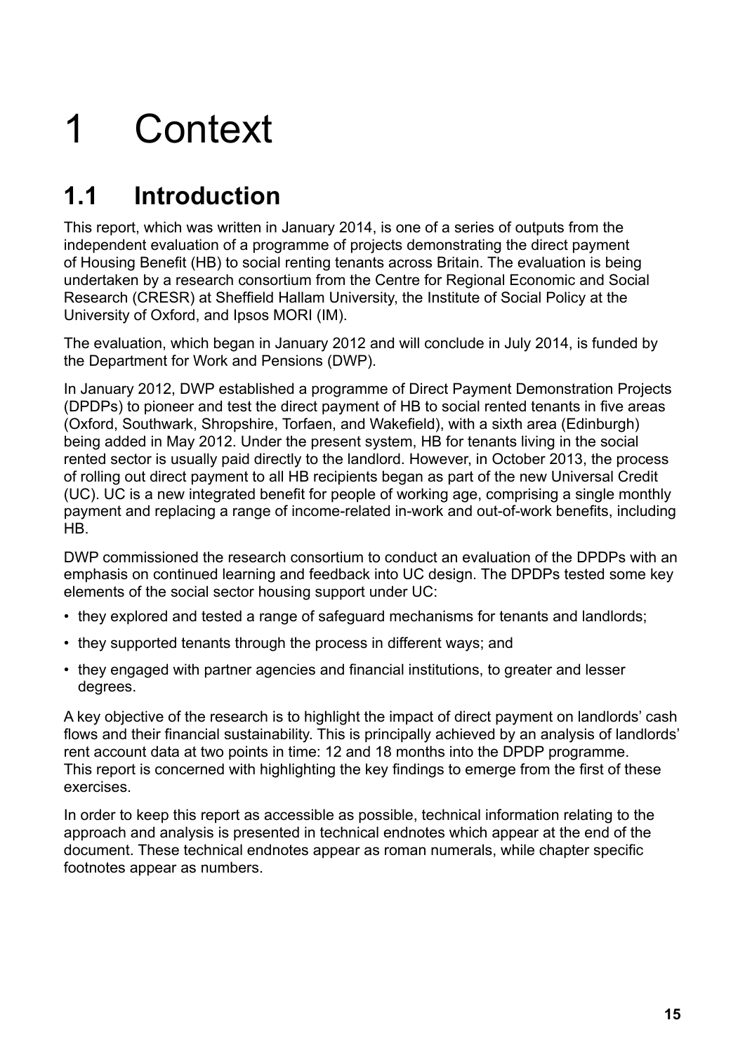# 1 Context

## 1.1 Introduction

This report, which was written in January 2014, is one of a series of outputs from the independent evaluation of a programme of projects demonstrating the direct payment of Housing Benefit (HB) to social renting tenants across Britain. The evaluation is being undertaken by a research consortium from the Centre for Regional Economic and Social Research (CRESR) at Sheffield Hallam University, the Institute of Social Policy at the University of Oxford, and Ipsos MORI (IM).

The evaluation, which began in January 2012 and will conclude in July 2014, is funded by the Department for Work and Pensions (DWP).

In January 2012, DWP established a programme of Direct Payment Demonstration Projects (DPDPs) to pioneer and test the direct payment of HB to social rented tenants in five areas (Oxford, Southwark, Shropshire, Torfaen, and Wakefield), with a sixth area (Edinburgh) being added in May 2012. Under the present system, HB for tenants living in the social rented sector is usually paid directly to the landlord. However, in October 2013, the process of rolling out direct payment to all HB recipients began as part of the new Universal Credit (UC). UC is a new integrated benefit for people of working age, comprising a single monthly payment and replacing a range of income-related in-work and out-of-work benefits, including HB.

DWP commissioned the research consortium to conduct an evaluation of the DPDPs with an emphasis on continued learning and feedback into UC design. The DPDPs tested some key elements of the social sector housing support under UC:

- they explored and tested a range of safeguard mechanisms for tenants and landlords;
- they supported tenants through the process in different ways; and
- they engaged with partner agencies and financial institutions, to greater and lesser degrees.

A key objective of the research is to highlight the impact of direct payment on landlords' cash flows and their financial sustainability. This is principally achieved by an analysis of landlords' rent account data at two points in time: 12 and 18 months into the DPDP programme. This report is concerned with highlighting the key findings to emerge from the first of these exercises.

In order to keep this report as accessible as possible, technical information relating to the approach and analysis is presented in technical endnotes which appear at the end of the document. These technical endnotes appear as roman numerals, while chapter specific footnotes appear as numbers.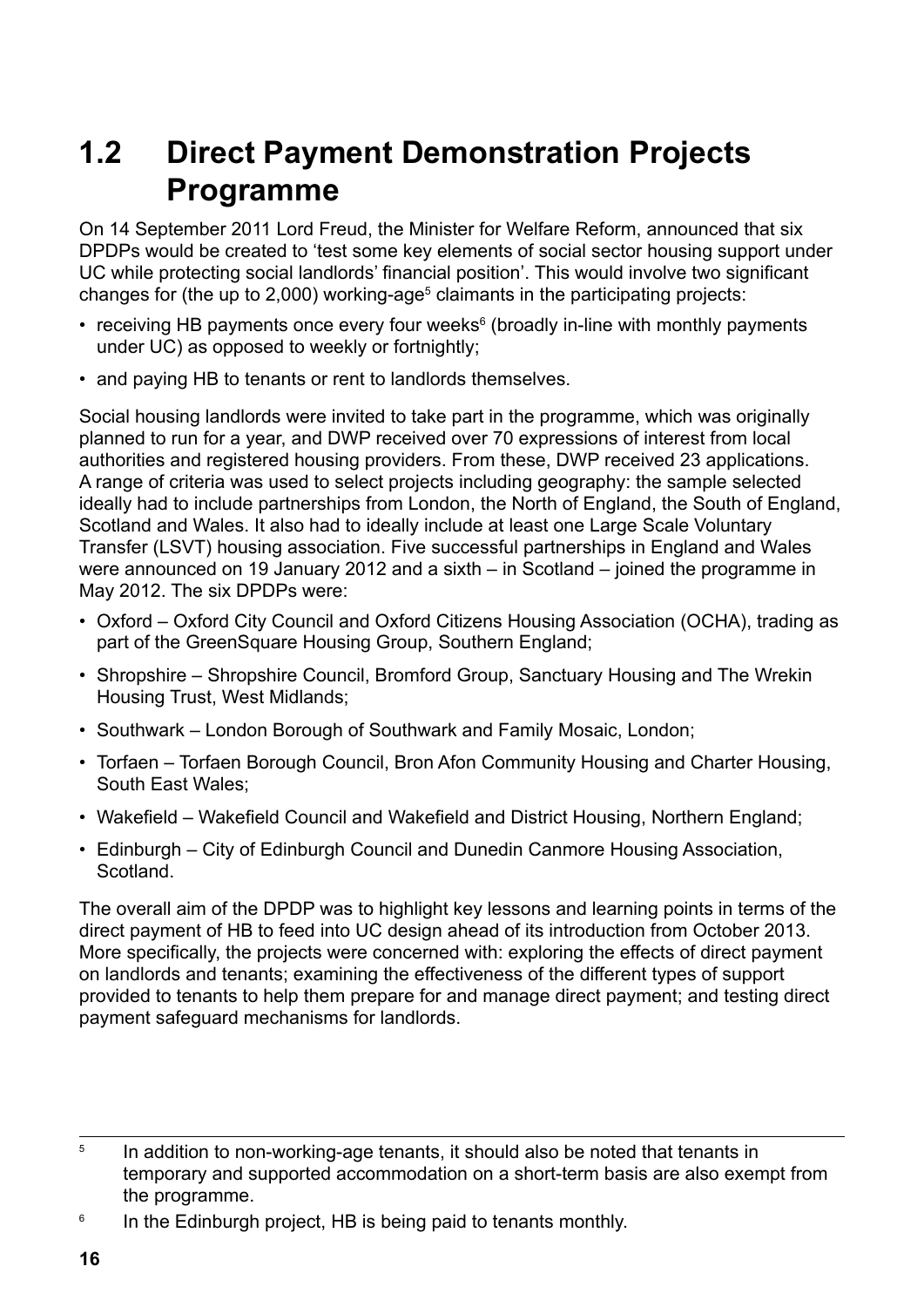## 1.2 Direct Payment Demonstration Projects Programme

On 14 September 2011 Lord Freud, the Minister for Welfare Reform, announced that six DPDPs would be created to 'test some key elements of social sector housing support under UC while protecting social landlords' financial position'. This would involve two significant changes for (the up to 2,000) working-age[5] claimants in the participating projects:

- receiving HB payments once every four weeks[6] (broadly in-line with monthly payments under UC) as opposed to weekly or fortnightly;
- and paying HB to tenants or rent to landlords themselves.

Social housing landlords were invited to take part in the programme, which was originally planned to run for a year, and DWP received over 70 expressions of interest from local authorities and registered housing providers. From these, DWP received 23 applications. A range of criteria was used to select projects including geography: the sample selected ideally had to include partnerships from London, the North of England, the South of England, Scotland and Wales. It also had to ideally include at least one Large Scale Voluntary Transfer (LSVT) housing association. Five successful partnerships in England and Wales were announced on 19 January 2012 and a sixth – in Scotland – joined the programme in May 2012. The six DPDPs were:

- Oxford – Oxford City Council and Oxford Citizens Housing Association (OCHA), trading as part of the GreenSquare Housing Group, Southern England;
- Shropshire – Shropshire Council, Bromford Group, Sanctuary Housing and The Wrekin Housing Trust, West Midlands;
- Southwark – London Borough of Southwark and Family Mosaic, London;
- Torfaen – Torfaen Borough Council, Bron Afon Community Housing and Charter Housing, South East Wales;
- Wakefield – Wakefield Council and Wakefield and District Housing, Northern England;
- Edinburgh – City of Edinburgh Council and Dunedin Canmore Housing Association, Scotland.

The overall aim of the DPDP was to highlight key lessons and learning points in terms of the direct payment of HB to feed into UC design ahead of its introduction from October 2013. More specifically, the projects were concerned with: exploring the effects of direct payment on landlords and tenants; examining the effectiveness of the different types of support provided to tenants to help them prepare for and manage direct payment; and testing direct payment safeguard mechanisms for landlords.

---

[5] In addition to non-working-age tenants, it should also be noted that tenants in temporary and supported accommodation on a short-term basis are also exempt from the programme.

[6] In the Edinburgh project, HB is being paid to tenants monthly.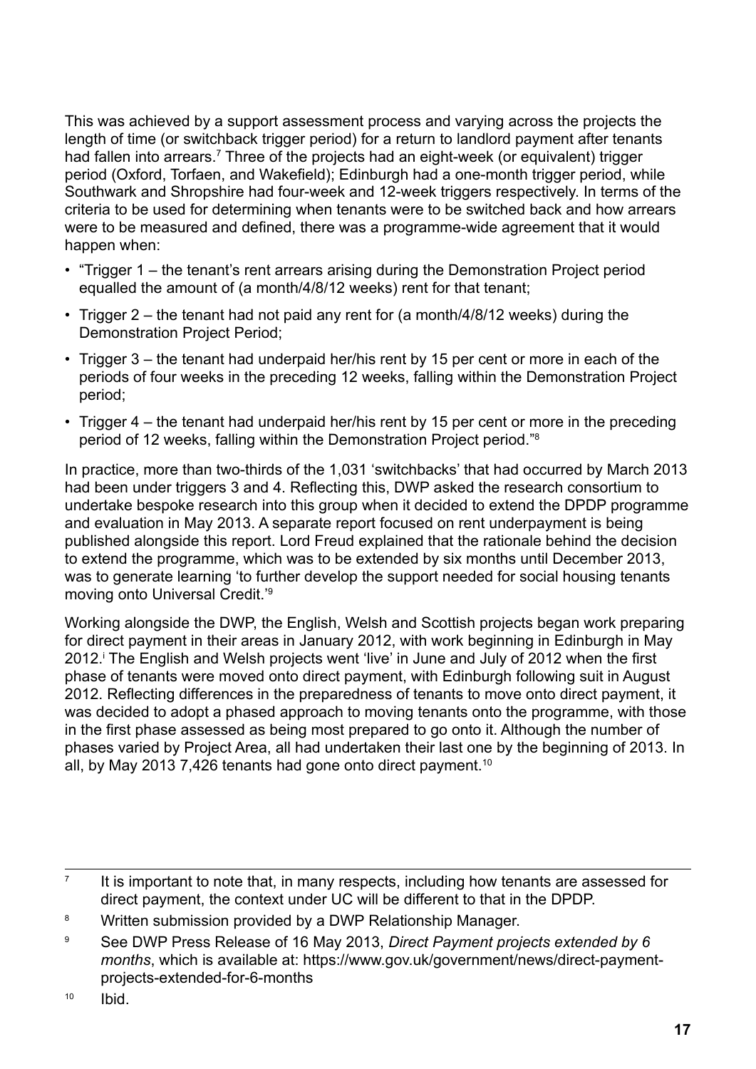This was achieved by a support assessment process and varying across the projects the length of time (or switchback trigger period) for a return to landlord payment after tenants had fallen into arrears.[7] Three of the projects had an eight-week (or equivalent) trigger period (Oxford, Torfaen, and Wakefield); Edinburgh had a one-month trigger period, while Southwark and Shropshire had four-week and 12-week triggers respectively. In terms of the criteria to be used for determining when tenants were to be switched back and how arrears were to be measured and defined, there was a programme-wide agreement that it would happen when:

- "Trigger 1 – the tenant's rent arrears arising during the Demonstration Project period equalled the amount of (a month/4/8/12 weeks) rent for that tenant;
- Trigger 2 – the tenant had not paid any rent for (a month/4/8/12 weeks) during the Demonstration Project Period;
- Trigger 3 – the tenant had underpaid her/his rent by 15 per cent or more in each of the periods of four weeks in the preceding 12 weeks, falling within the Demonstration Project period;
- Trigger 4 – the tenant had underpaid her/his rent by 15 per cent or more in the preceding period of 12 weeks, falling within the Demonstration Project period."[8]

In practice, more than two-thirds of the 1,031 'switchbacks' that had occurred by March 2013 had been under triggers 3 and 4. Reflecting this, DWP asked the research consortium to undertake bespoke research into this group when it decided to extend the DPDP programme and evaluation in May 2013. A separate report focused on rent underpayment is being published alongside this report. Lord Freud explained that the rationale behind the decision to extend the programme, which was to be extended by six months until December 2013, was to generate learning 'to further develop the support needed for social housing tenants moving onto Universal Credit.'[9]

Working alongside the DWP, the English, Welsh and Scottish projects began work preparing for direct payment in their areas in January 2012, with work beginning in Edinburgh in May 2012.[i] The English and Welsh projects went 'live' in June and July of 2012 when the first phase of tenants were moved onto direct payment, with Edinburgh following suit in August 2012. Reflecting differences in the preparedness of tenants to move onto direct payment, it was decided to adopt a phased approach to moving tenants onto the programme, with those in the first phase assessed as being most prepared to go onto it. Although the number of phases varied by Project Area, all had undertaken their last one by the beginning of 2013. In all, by May 2013 7,426 tenants had gone onto direct payment.[10]

---

[7] It is important to note that, in many respects, including how tenants are assessed for direct payment, the context under UC will be different to that in the DPDP.

[8] Written submission provided by a DWP Relationship Manager.

[9] See DWP Press Release of 16 May 2013, *Direct Payment projects extended by 6 months*, which is available at: https://www.gov.uk/government/news/direct-payment-projects-extended-for-6-months

[10] Ibid.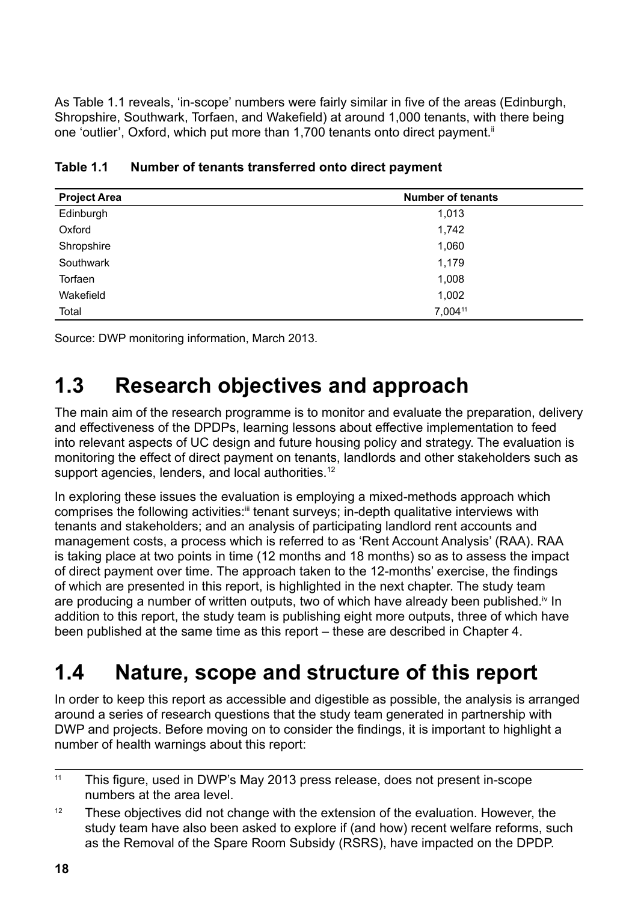As Table 1.1 reveals, 'in-scope' numbers were fairly similar in five of the areas (Edinburgh, Shropshire, Southwark, Torfaen, and Wakefield) at around 1,000 tenants, with there being one 'outlier', Oxford, which put more than 1,700 tenants onto direct payment.[ii]

**Table 1.1 Number of tenants transferred onto direct payment**

| Project Area | Number of tenants |
|---|---|
| Edinburgh | 1,013 |
| Oxford | 1,742 |
| Shropshire | 1,060 |
| Southwark | 1,179 |
| Torfaen | 1,008 |
| Wakefield | 1,002 |
| Total | 7,004[11] |

Source: DWP monitoring information, March 2013.

## 1.3 Research objectives and approach

The main aim of the research programme is to monitor and evaluate the preparation, delivery and effectiveness of the DPDPs, learning lessons about effective implementation to feed into relevant aspects of UC design and future housing policy and strategy. The evaluation is monitoring the effect of direct payment on tenants, landlords and other stakeholders such as support agencies, lenders, and local authorities.[12]

In exploring these issues the evaluation is employing a mixed-methods approach which comprises the following activities:[iii] tenant surveys; in-depth qualitative interviews with tenants and stakeholders; and an analysis of participating landlord rent accounts and management costs, a process which is referred to as 'Rent Account Analysis' (RAA). RAA is taking place at two points in time (12 months and 18 months) so as to assess the impact of direct payment over time. The approach taken to the 12-months' exercise, the findings of which are presented in this report, is highlighted in the next chapter. The study team are producing a number of written outputs, two of which have already been published.[iv] In addition to this report, the study team is publishing eight more outputs, three of which have been published at the same time as this report – these are described in Chapter 4.

## 1.4 Nature, scope and structure of this report

In order to keep this report as accessible and digestible as possible, the analysis is arranged around a series of research questions that the study team generated in partnership with DWP and projects. Before moving on to consider the findings, it is important to highlight a number of health warnings about this report:

---

[11] This figure, used in DWP's May 2013 press release, does not present in-scope numbers at the area level.

[12] These objectives did not change with the extension of the evaluation. However, the study team have also been asked to explore if (and how) recent welfare reforms, such as the Removal of the Spare Room Subsidy (RSRS), have impacted on the DPDP.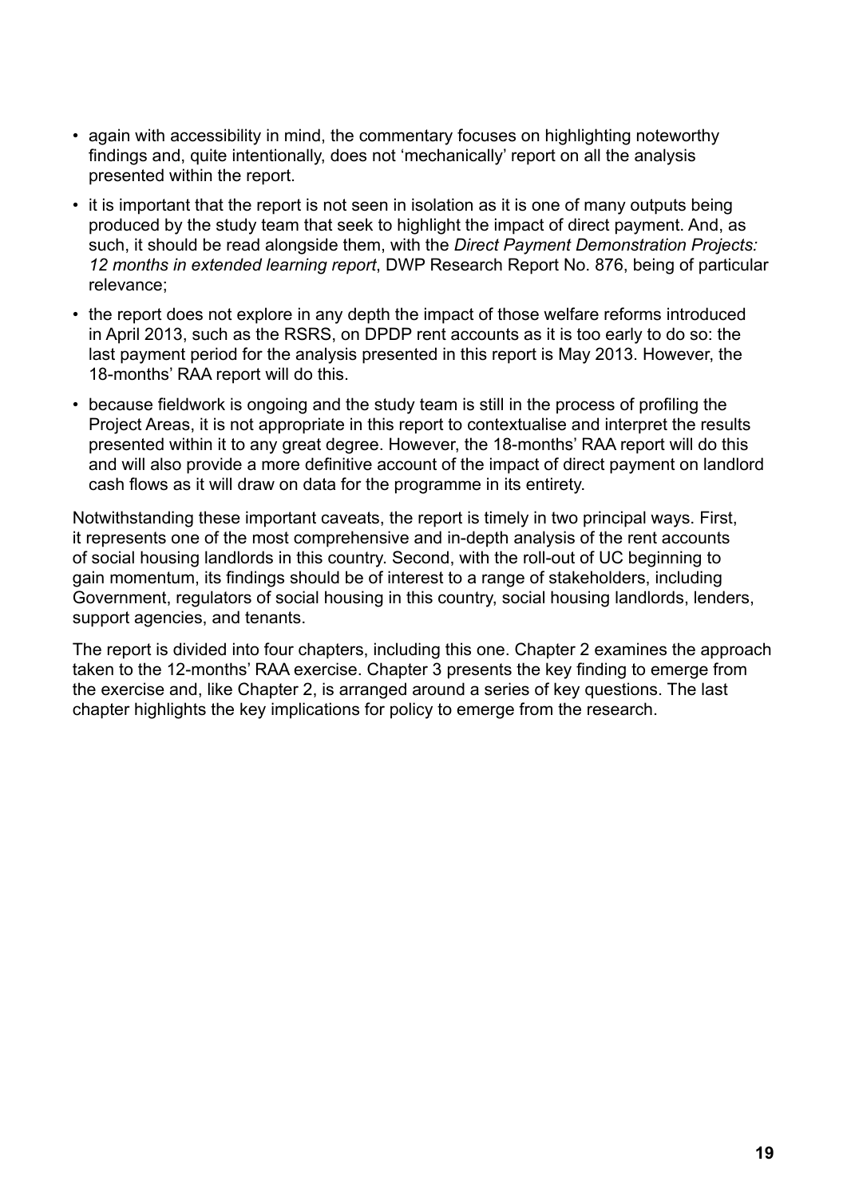- again with accessibility in mind, the commentary focuses on highlighting noteworthy findings and, quite intentionally, does not 'mechanically' report on all the analysis presented within the report.
- it is important that the report is not seen in isolation as it is one of many outputs being produced by the study team that seek to highlight the impact of direct payment. And, as such, it should be read alongside them, with the *Direct Payment Demonstration Projects: 12 months in extended learning report*, DWP Research Report No. 876, being of particular relevance;
- the report does not explore in any depth the impact of those welfare reforms introduced in April 2013, such as the RSRS, on DPDP rent accounts as it is too early to do so: the last payment period for the analysis presented in this report is May 2013. However, the 18-months' RAA report will do this.
- because fieldwork is ongoing and the study team is still in the process of profiling the Project Areas, it is not appropriate in this report to contextualise and interpret the results presented within it to any great degree. However, the 18-months' RAA report will do this and will also provide a more definitive account of the impact of direct payment on landlord cash flows as it will draw on data for the programme in its entirety.

Notwithstanding these important caveats, the report is timely in two principal ways. First, it represents one of the most comprehensive and in-depth analysis of the rent accounts of social housing landlords in this country. Second, with the roll-out of UC beginning to gain momentum, its findings should be of interest to a range of stakeholders, including Government, regulators of social housing in this country, social housing landlords, lenders, support agencies, and tenants.

The report is divided into four chapters, including this one. Chapter 2 examines the approach taken to the 12-months' RAA exercise. Chapter 3 presents the key finding to emerge from the exercise and, like Chapter 2, is arranged around a series of key questions. The last chapter highlights the key implications for policy to emerge from the research.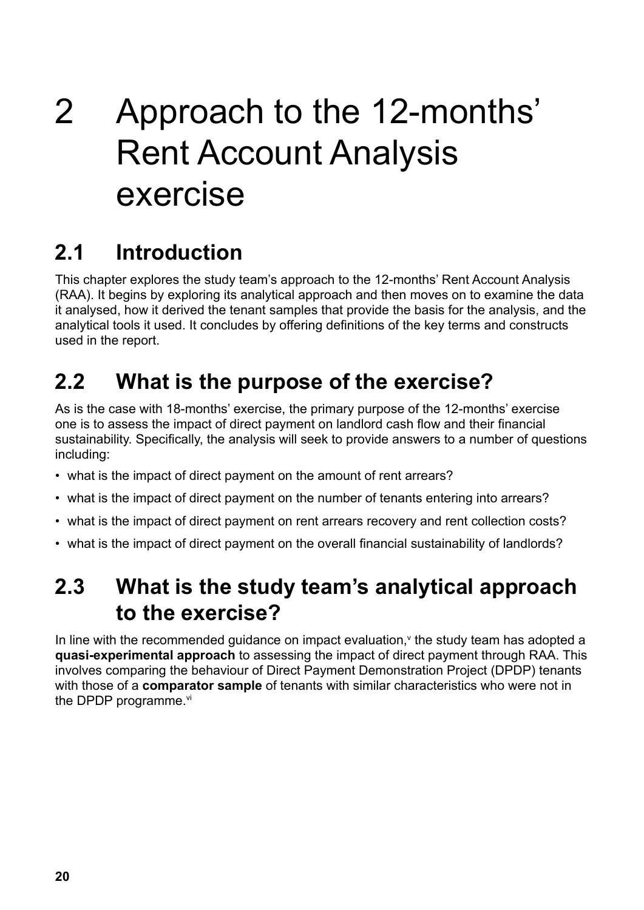# 2 Approach to the 12-months' Rent Account Analysis exercise

## 2.1 Introduction

This chapter explores the study team's approach to the 12-months' Rent Account Analysis (RAA). It begins by exploring its analytical approach and then moves on to examine the data it analysed, how it derived the tenant samples that provide the basis for the analysis, and the analytical tools it used. It concludes by offering definitions of the key terms and constructs used in the report.

## 2.2 What is the purpose of the exercise?

As is the case with 18-months' exercise, the primary purpose of the 12-months' exercise one is to assess the impact of direct payment on landlord cash flow and their financial sustainability. Specifically, the analysis will seek to provide answers to a number of questions including:

- what is the impact of direct payment on the amount of rent arrears?
- what is the impact of direct payment on the number of tenants entering into arrears?
- what is the impact of direct payment on rent arrears recovery and rent collection costs?
- what is the impact of direct payment on the overall financial sustainability of landlords?

## 2.3 What is the study team's analytical approach to the exercise?

In line with the recommended guidance on impact evaluation,[v] the study team has adopted a **quasi-experimental approach** to assessing the impact of direct payment through RAA. This involves comparing the behaviour of Direct Payment Demonstration Project (DPDP) tenants with those of a **comparator sample** of tenants with similar characteristics who were not in the DPDP programme.[vi]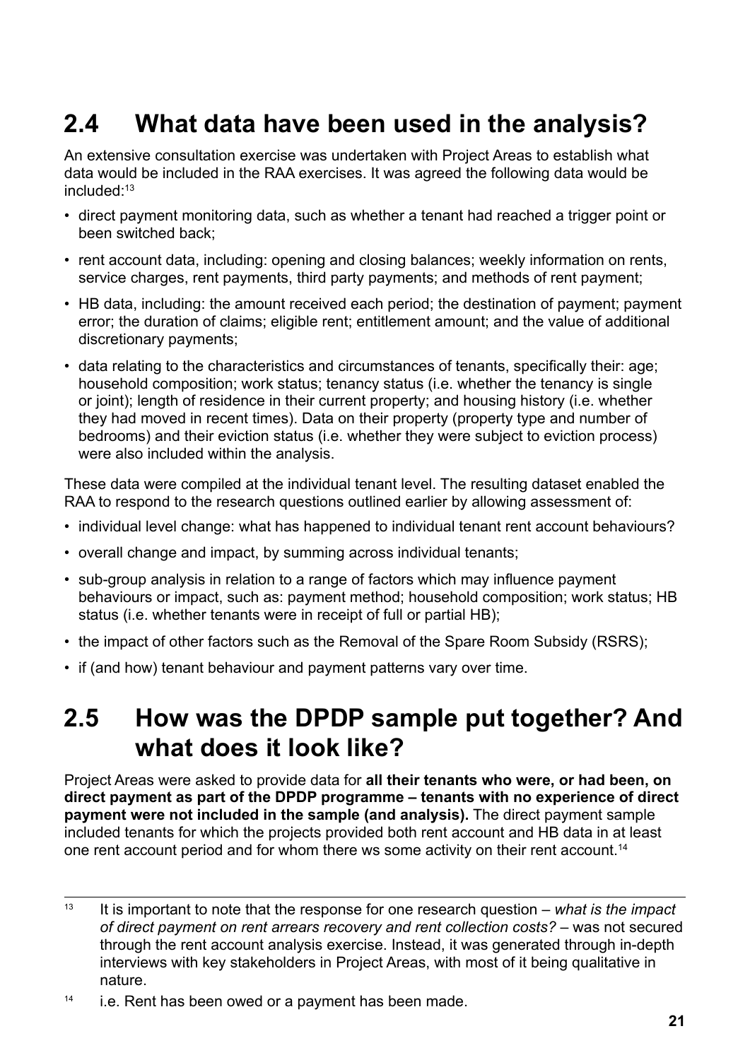## 2.4 What data have been used in the analysis?

An extensive consultation exercise was undertaken with Project Areas to establish what data would be included in the RAA exercises. It was agreed the following data would be included:[13]

- direct payment monitoring data, such as whether a tenant had reached a trigger point or been switched back;
- rent account data, including: opening and closing balances; weekly information on rents, service charges, rent payments, third party payments; and methods of rent payment;
- HB data, including: the amount received each period; the destination of payment; payment error; the duration of claims; eligible rent; entitlement amount; and the value of additional discretionary payments;
- data relating to the characteristics and circumstances of tenants, specifically their: age; household composition; work status; tenancy status (i.e. whether the tenancy is single or joint); length of residence in their current property; and housing history (i.e. whether they had moved in recent times). Data on their property (property type and number of bedrooms) and their eviction status (i.e. whether they were subject to eviction process) were also included within the analysis.

These data were compiled at the individual tenant level. The resulting dataset enabled the RAA to respond to the research questions outlined earlier by allowing assessment of:

- individual level change: what has happened to individual tenant rent account behaviours?
- overall change and impact, by summing across individual tenants;
- sub-group analysis in relation to a range of factors which may influence payment behaviours or impact, such as: payment method; household composition; work status; HB status (i.e. whether tenants were in receipt of full or partial HB);
- the impact of other factors such as the Removal of the Spare Room Subsidy (RSRS);
- if (and how) tenant behaviour and payment patterns vary over time.

## 2.5 How was the DPDP sample put together? And what does it look like?

Project Areas were asked to provide data for **all their tenants who were, or had been, on direct payment as part of the DPDP programme – tenants with no experience of direct payment were not included in the sample (and analysis).** The direct payment sample included tenants for which the projects provided both rent account and HB data in at least one rent account period and for whom there ws some activity on their rent account.[14]

---

[13] It is important to note that the response for one research question – *what is the impact of direct payment on rent arrears recovery and rent collection costs?* – was not secured through the rent account analysis exercise. Instead, it was generated through in-depth interviews with key stakeholders in Project Areas, with most of it being qualitative in nature.

[14] i.e. Rent has been owed or a payment has been made.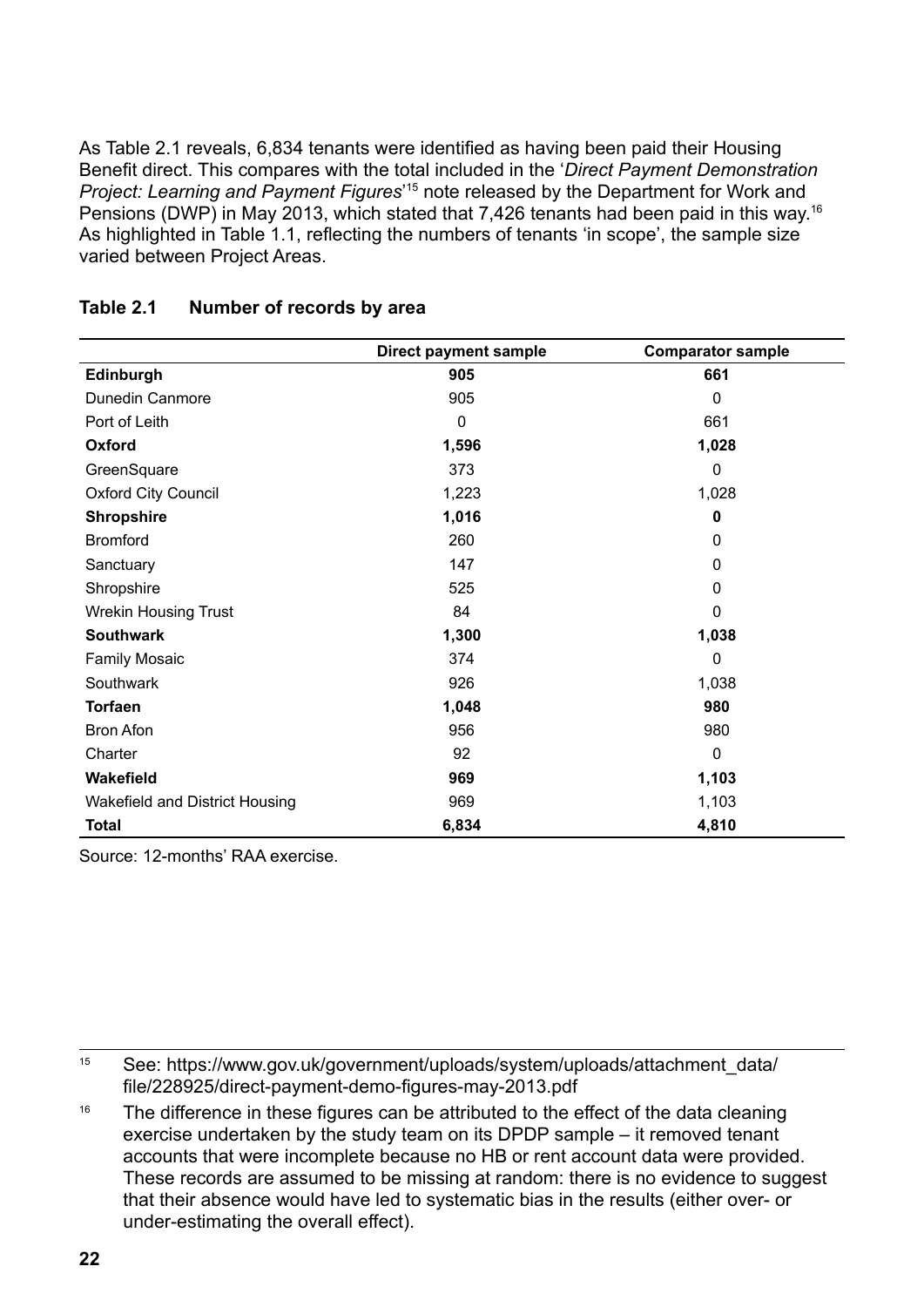As Table 2.1 reveals, 6,834 tenants were identified as having been paid their Housing Benefit direct. This compares with the total included in the '*Direct Payment Demonstration Project: Learning and Payment Figures*'[15] note released by the Department for Work and Pensions (DWP) in May 2013, which stated that 7,426 tenants had been paid in this way.[16] As highlighted in Table 1.1, reflecting the numbers of tenants 'in scope', the sample size varied between Project Areas.

**Table 2.1 Number of records by area**

| | Direct payment sample | Comparator sample |
|---|---|---|
| **Edinburgh** | **905** | **661** |
| Dunedin Canmore | 905 | 0 |
| Port of Leith | 0 | 661 |
| **Oxford** | **1,596** | **1,028** |
| GreenSquare | 373 | 0 |
| Oxford City Council | 1,223 | 1,028 |
| **Shropshire** | **1,016** | **0** |
| Bromford | 260 | 0 |
| Sanctuary | 147 | 0 |
| Shropshire | 525 | 0 |
| Wrekin Housing Trust | 84 | 0 |
| **Southwark** | **1,300** | **1,038** |
| Family Mosaic | 374 | 0 |
| Southwark | 926 | 1,038 |
| **Torfaen** | **1,048** | **980** |
| Bron Afon | 956 | 980 |
| Charter | 92 | 0 |
| **Wakefield** | **969** | **1,103** |
| Wakefield and District Housing | 969 | 1,103 |
| **Total** | **6,834** | **4,810** |

Source: 12-months' RAA exercise.

[15] See: https://www.gov.uk/government/uploads/system/uploads/attachment_data/file/228925/direct-payment-demo-figures-may-2013.pdf

[16] The difference in these figures can be attributed to the effect of the data cleaning exercise undertaken by the study team on its DPDP sample – it removed tenant accounts that were incomplete because no HB or rent account data were provided. These records are assumed to be missing at random: there is no evidence to suggest that their absence would have led to systematic bias in the results (either over- or under-estimating the overall effect).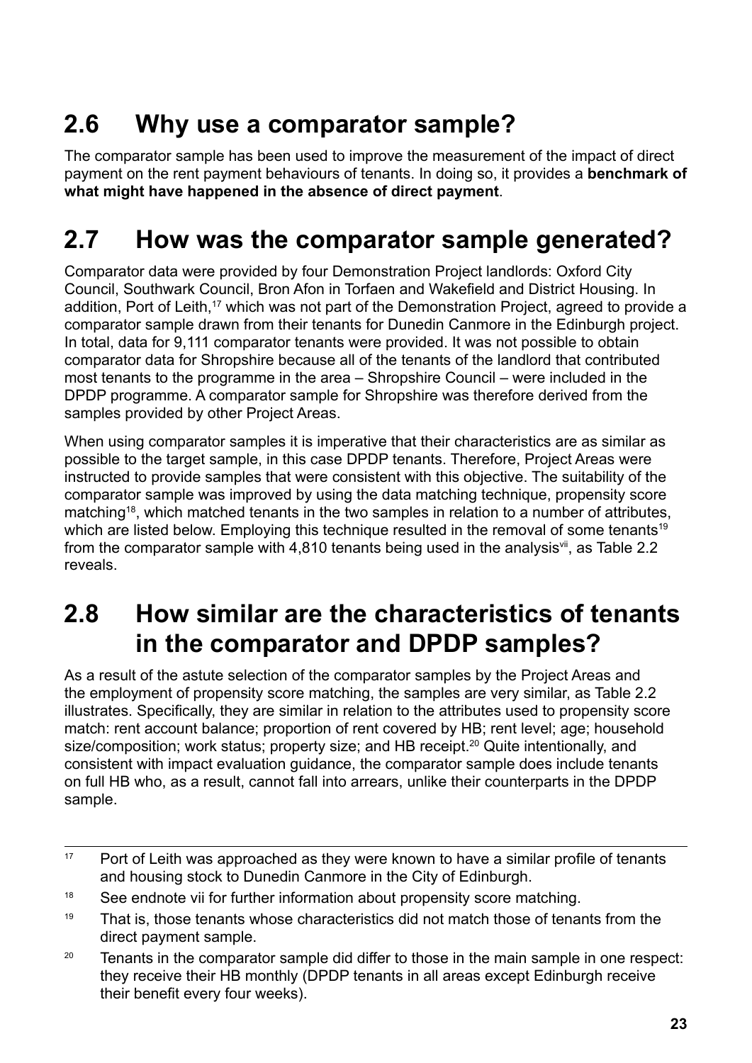## 2.6 Why use a comparator sample?

The comparator sample has been used to improve the measurement of the impact of direct payment on the rent payment behaviours of tenants. In doing so, it provides a **benchmark of what might have happened in the absence of direct payment**.

## 2.7 How was the comparator sample generated?

Comparator data were provided by four Demonstration Project landlords: Oxford City Council, Southwark Council, Bron Afon in Torfaen and Wakefield and District Housing. In addition, Port of Leith,[17] which was not part of the Demonstration Project, agreed to provide a comparator sample drawn from their tenants for Dunedin Canmore in the Edinburgh project. In total, data for 9,111 comparator tenants were provided. It was not possible to obtain comparator data for Shropshire because all of the tenants of the landlord that contributed most tenants to the programme in the area – Shropshire Council – were included in the DPDP programme. A comparator sample for Shropshire was therefore derived from the samples provided by other Project Areas.

When using comparator samples it is imperative that their characteristics are as similar as possible to the target sample, in this case DPDP tenants. Therefore, Project Areas were instructed to provide samples that were consistent with this objective. The suitability of the comparator sample was improved by using the data matching technique, propensity score matching[18], which matched tenants in the two samples in relation to a number of attributes, which are listed below. Employing this technique resulted in the removal of some tenants[19] from the comparator sample with 4,810 tenants being used in the analysis[vii], as Table 2.2 reveals.

## 2.8 How similar are the characteristics of tenants in the comparator and DPDP samples?

As a result of the astute selection of the comparator samples by the Project Areas and the employment of propensity score matching, the samples are very similar, as Table 2.2 illustrates. Specifically, they are similar in relation to the attributes used to propensity score match: rent account balance; proportion of rent covered by HB; rent level; age; household size/composition; work status; property size; and HB receipt.[20] Quite intentionally, and consistent with impact evaluation guidance, the comparator sample does include tenants on full HB who, as a result, cannot fall into arrears, unlike their counterparts in the DPDP sample.

---

[17] Port of Leith was approached as they were known to have a similar profile of tenants and housing stock to Dunedin Canmore in the City of Edinburgh.

[18] See endnote vii for further information about propensity score matching.

[19] That is, those tenants whose characteristics did not match those of tenants from the direct payment sample.

[20] Tenants in the comparator sample did differ to those in the main sample in one respect: they receive their HB monthly (DPDP tenants in all areas except Edinburgh receive their benefit every four weeks).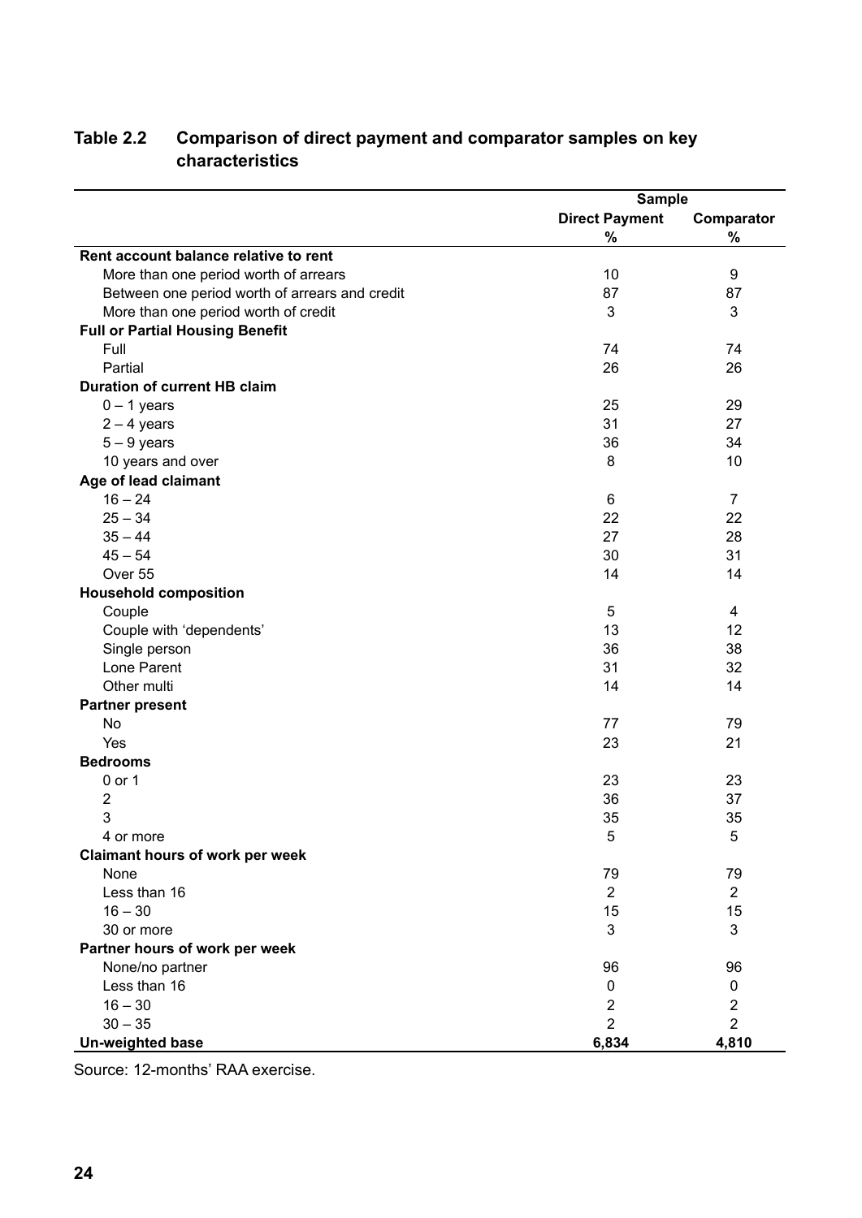**Table 2.2 Comparison of direct payment and comparator samples on key characteristics**

| | Sample | |
|---|---|---|
| | Direct Payment | Comparator |
| | % | % |
| **Rent account balance relative to rent** | | |
| More than one period worth of arrears | 10 | 9 |
| Between one period worth of arrears and credit | 87 | 87 |
| More than one period worth of credit | 3 | 3 |
| **Full or Partial Housing Benefit** | | |
| Full | 74 | 74 |
| Partial | 26 | 26 |
| **Duration of current HB claim** | | |
| 0 – 1 years | 25 | 29 |
| 2 – 4 years | 31 | 27 |
| 5 – 9 years | 36 | 34 |
| 10 years and over | 8 | 10 |
| **Age of lead claimant** | | |
| 16 – 24 | 6 | 7 |
| 25 – 34 | 22 | 22 |
| 35 – 44 | 27 | 28 |
| 45 – 54 | 30 | 31 |
| Over 55 | 14 | 14 |
| **Household composition** | | |
| Couple | 5 | 4 |
| Couple with 'dependents' | 13 | 12 |
| Single person | 36 | 38 |
| Lone Parent | 31 | 32 |
| Other multi | 14 | 14 |
| **Partner present** | | |
| No | 77 | 79 |
| Yes | 23 | 21 |
| **Bedrooms** | | |
| 0 or 1 | 23 | 23 |
| 2 | 36 | 37 |
| 3 | 35 | 35 |
| 4 or more | 5 | 5 |
| **Claimant hours of work per week** | | |
| None | 79 | 79 |
| Less than 16 | 2 | 2 |
| 16 – 30 | 15 | 15 |
| 30 or more | 3 | 3 |
| **Partner hours of work per week** | | |
| None/no partner | 96 | 96 |
| Less than 16 | 0 | 0 |
| 16 – 30 | 2 | 2 |
| 30 – 35 | 2 | 2 |
| **Un-weighted base** | **6,834** | **4,810** |

Source: 12-months' RAA exercise.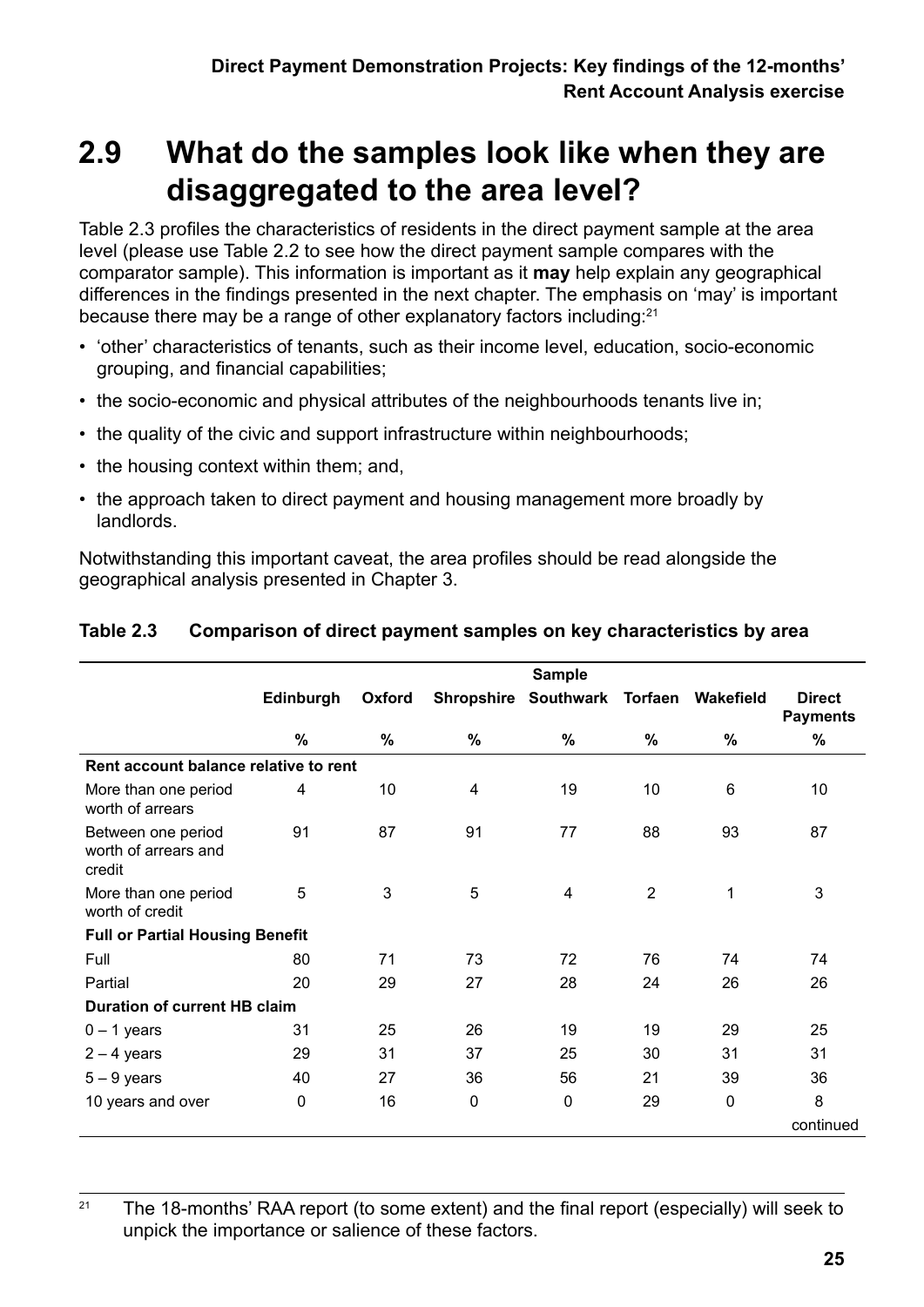## 2.9 What do the samples look like when they are disaggregated to the area level?

Table 2.3 profiles the characteristics of residents in the direct payment sample at the area level (please use Table 2.2 to see how the direct payment sample compares with the comparator sample). This information is important as it **may** help explain any geographical differences in the findings presented in the next chapter. The emphasis on 'may' is important because there may be a range of other explanatory factors including:[21]

- 'other' characteristics of tenants, such as their income level, education, socio-economic grouping, and financial capabilities;
- the socio-economic and physical attributes of the neighbourhoods tenants live in;
- the quality of the civic and support infrastructure within neighbourhoods;
- the housing context within them; and,
- the approach taken to direct payment and housing management more broadly by landlords.

Notwithstanding this important caveat, the area profiles should be read alongside the geographical analysis presented in Chapter 3.

**Table 2.3 Comparison of direct payment samples on key characteristics by area**

| | Sample | | | | | | |
|---|---|---|---|---|---|---|---|
| | **Edinburgh** | **Oxford** | **Shropshire** | **Southwark** | **Torfaen** | **Wakefield** | **Direct Payments** |
| | **%** | **%** | **%** | **%** | **%** | **%** | **%** |
| **Rent account balance relative to rent** | | | | | | | |
| More than one period worth of arrears | 4 | 10 | 4 | 19 | 10 | 6 | 10 |
| Between one period worth of arrears and credit | 91 | 87 | 91 | 77 | 88 | 93 | 87 |
| More than one period worth of credit | 5 | 3 | 5 | 4 | 2 | 1 | 3 |
| **Full or Partial Housing Benefit** | | | | | | | |
| Full | 80 | 71 | 73 | 72 | 76 | 74 | 74 |
| Partial | 20 | 29 | 27 | 28 | 24 | 26 | 26 |
| **Duration of current HB claim** | | | | | | | |
| 0 – 1 years | 31 | 25 | 26 | 19 | 19 | 29 | 25 |
| 2 – 4 years | 29 | 31 | 37 | 25 | 30 | 31 | 31 |
| 5 – 9 years | 40 | 27 | 36 | 56 | 21 | 39 | 36 |
| 10 years and over | 0 | 16 | 0 | 0 | 29 | 0 | 8 |

continued

[21] The 18-months' RAA report (to some extent) and the final report (especially) will seek to unpick the importance or salience of these factors.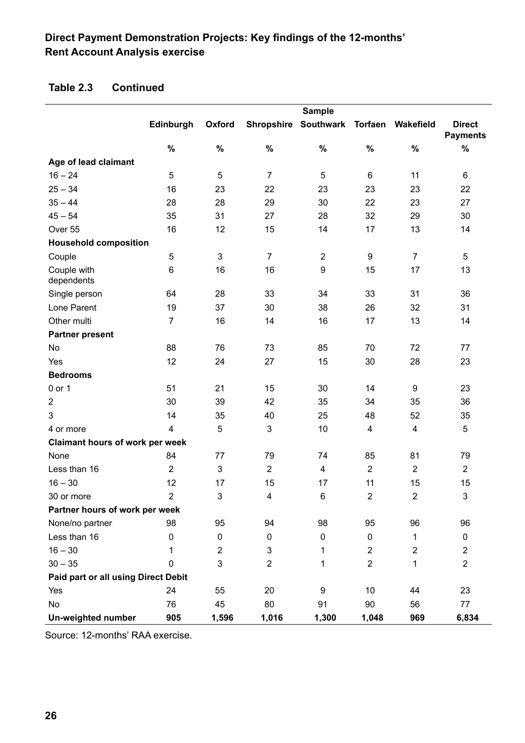## Direct Payment Demonstration Projects: Key findings of the 12-months' Rent Account Analysis exercise

**Table 2.3 Continued**

| | Sample | | | | | | |
|---|---|---|---|---|---|---|---|
| | Edinburgh | Oxford | Shropshire | Southwark | Torfaen | Wakefield | Direct Payments |
| | % | % | % | % | % | % | % |
| **Age of lead claimant** | | | | | | | |
| 16 – 24 | 5 | 5 | 7 | 5 | 6 | 11 | 6 |
| 25 – 34 | 16 | 23 | 22 | 23 | 23 | 23 | 22 |
| 35 – 44 | 28 | 28 | 29 | 30 | 22 | 23 | 27 |
| 45 – 54 | 35 | 31 | 27 | 28 | 32 | 29 | 30 |
| Over 55 | 16 | 12 | 15 | 14 | 17 | 13 | 14 |
| **Household composition** | | | | | | | |
| Couple | 5 | 3 | 7 | 2 | 9 | 7 | 5 |
| Couple with dependents | 6 | 16 | 16 | 9 | 15 | 17 | 13 |
| Single person | 64 | 28 | 33 | 34 | 33 | 31 | 36 |
| Lone Parent | 19 | 37 | 30 | 38 | 26 | 32 | 31 |
| Other multi | 7 | 16 | 14 | 16 | 17 | 13 | 14 |
| **Partner present** | | | | | | | |
| No | 88 | 76 | 73 | 85 | 70 | 72 | 77 |
| Yes | 12 | 24 | 27 | 15 | 30 | 28 | 23 |
| **Bedrooms** | | | | | | | |
| 0 or 1 | 51 | 21 | 15 | 30 | 14 | 9 | 23 |
| 2 | 30 | 39 | 42 | 35 | 34 | 35 | 36 |
| 3 | 14 | 35 | 40 | 25 | 48 | 52 | 35 |
| 4 or more | 4 | 5 | 3 | 10 | 4 | 4 | 5 |
| **Claimant hours of work per week** | | | | | | | |
| None | 84 | 77 | 79 | 74 | 85 | 81 | 79 |
| Less than 16 | 2 | 3 | 2 | 4 | 2 | 2 | 2 |
| 16 – 30 | 12 | 17 | 15 | 17 | 11 | 15 | 15 |
| 30 or more | 2 | 3 | 4 | 6 | 2 | 2 | 3 |
| **Partner hours of work per week** | | | | | | | |
| None/no partner | 98 | 95 | 94 | 98 | 95 | 96 | 96 |
| Less than 16 | 0 | 0 | 0 | 0 | 0 | 1 | 0 |
| 16 – 30 | 1 | 2 | 3 | 1 | 2 | 2 | 2 |
| 30 – 35 | 0 | 3 | 2 | 1 | 2 | 1 | 2 |
| **Paid part or all using Direct Debit** | | | | | | | |
| Yes | 24 | 55 | 20 | 9 | 10 | 44 | 23 |
| No | 76 | 45 | 80 | 91 | 90 | 56 | 77 |
| **Un-weighted number** | **905** | **1,596** | **1,016** | **1,300** | **1,048** | **969** | **6,834** |

Source: 12-months' RAA exercise.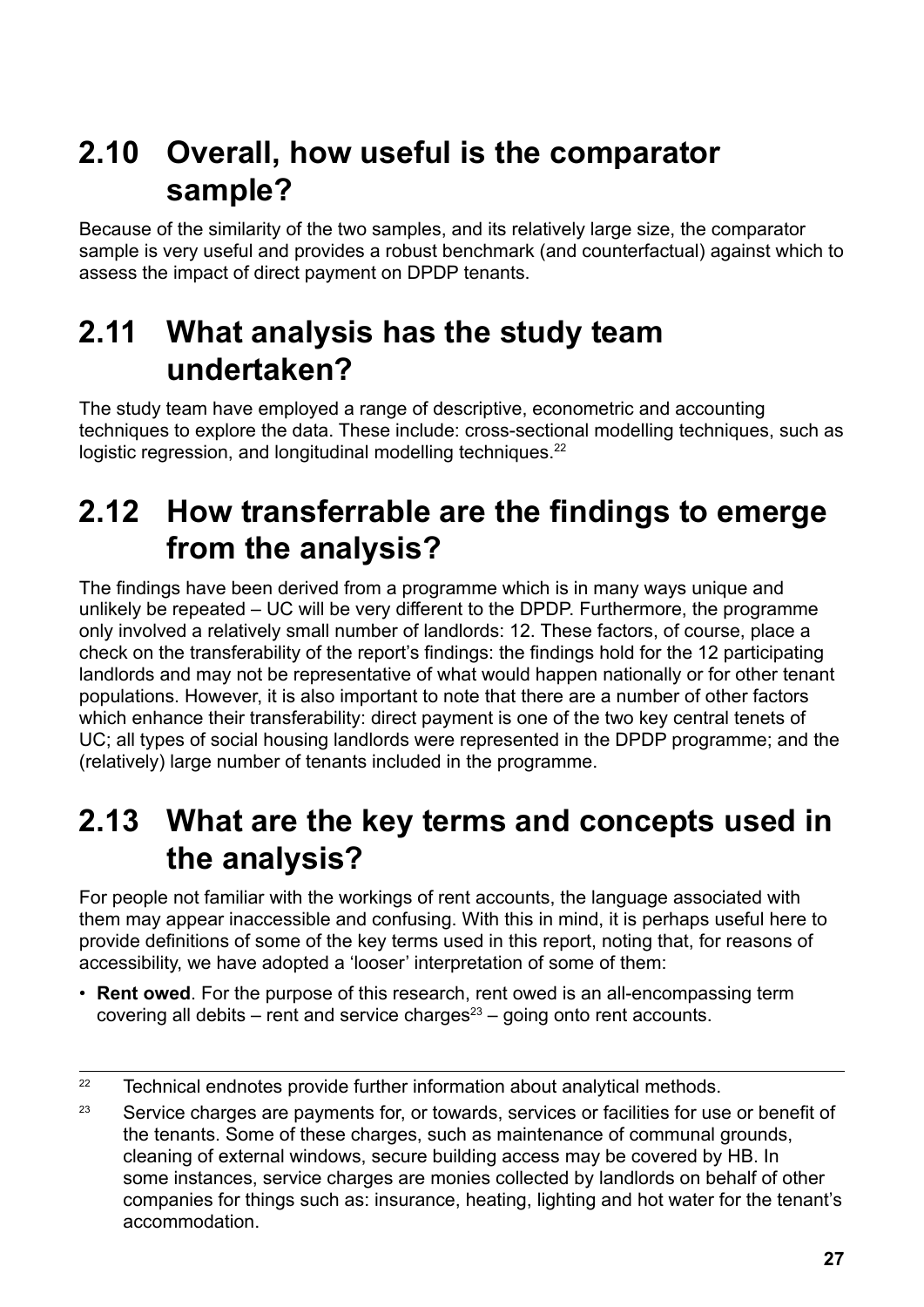## 2.10 Overall, how useful is the comparator sample?

Because of the similarity of the two samples, and its relatively large size, the comparator sample is very useful and provides a robust benchmark (and counterfactual) against which to assess the impact of direct payment on DPDP tenants.

## 2.11 What analysis has the study team undertaken?

The study team have employed a range of descriptive, econometric and accounting techniques to explore the data. These include: cross-sectional modelling techniques, such as logistic regression, and longitudinal modelling techniques.[22]

## 2.12 How transferrable are the findings to emerge from the analysis?

The findings have been derived from a programme which is in many ways unique and unlikely be repeated – UC will be very different to the DPDP. Furthermore, the programme only involved a relatively small number of landlords: 12. These factors, of course, place a check on the transferability of the report's findings: the findings hold for the 12 participating landlords and may not be representative of what would happen nationally or for other tenant populations. However, it is also important to note that there are a number of other factors which enhance their transferability: direct payment is one of the two key central tenets of UC; all types of social housing landlords were represented in the DPDP programme; and the (relatively) large number of tenants included in the programme.

## 2.13 What are the key terms and concepts used in the analysis?

For people not familiar with the workings of rent accounts, the language associated with them may appear inaccessible and confusing. With this in mind, it is perhaps useful here to provide definitions of some of the key terms used in this report, noting that, for reasons of accessibility, we have adopted a 'looser' interpretation of some of them:

- **Rent owed**. For the purpose of this research, rent owed is an all-encompassing term covering all debits – rent and service charges[23] – going onto rent accounts.

---

[22] Technical endnotes provide further information about analytical methods.

[23] Service charges are payments for, or towards, services or facilities for use or benefit of the tenants. Some of these charges, such as maintenance of communal grounds, cleaning of external windows, secure building access may be covered by HB. In some instances, service charges are monies collected by landlords on behalf of other companies for things such as: insurance, heating, lighting and hot water for the tenant's accommodation.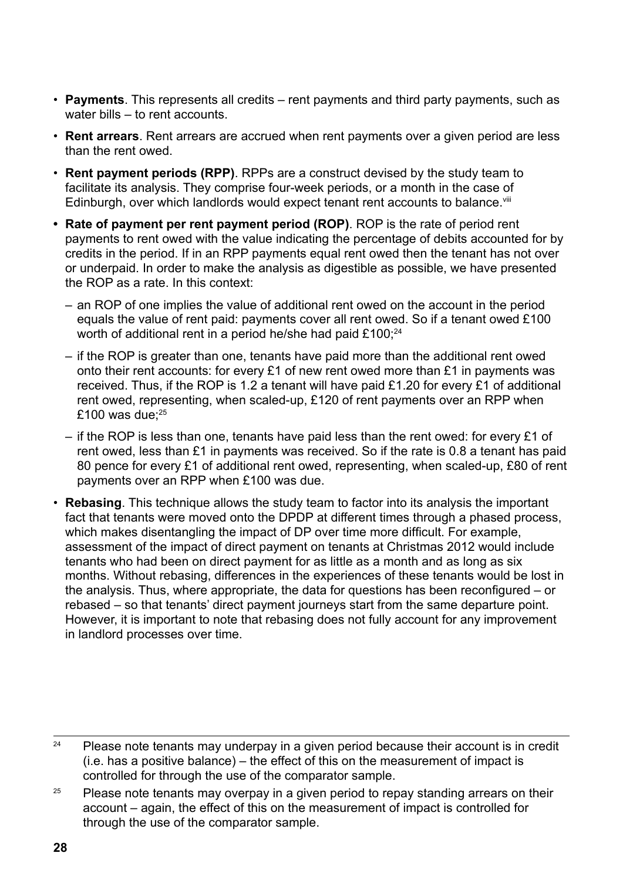- **Payments**. This represents all credits – rent payments and third party payments, such as water bills – to rent accounts.
- **Rent arrears**. Rent arrears are accrued when rent payments over a given period are less than the rent owed.
- **Rent payment periods (RPP)**. RPPs are a construct devised by the study team to facilitate its analysis. They comprise four-week periods, or a month in the case of Edinburgh, over which landlords would expect tenant rent accounts to balance.[viii]
- **Rate of payment per rent payment period (ROP)**. ROP is the rate of period rent payments to rent owed with the value indicating the percentage of debits accounted for by credits in the period. If in an RPP payments equal rent owed then the tenant has not over or underpaid. In order to make the analysis as digestible as possible, we have presented the ROP as a rate. In this context:
  - an ROP of one implies the value of additional rent owed on the account in the period equals the value of rent paid: payments cover all rent owed. So if a tenant owed £100 worth of additional rent in a period he/she had paid £100;[24]
  - if the ROP is greater than one, tenants have paid more than the additional rent owed onto their rent accounts: for every £1 of new rent owed more than £1 in payments was received. Thus, if the ROP is 1.2 a tenant will have paid £1.20 for every £1 of additional rent owed, representing, when scaled-up, £120 of rent payments over an RPP when £100 was due;[25]
  - if the ROP is less than one, tenants have paid less than the rent owed: for every £1 of rent owed, less than £1 in payments was received. So if the rate is 0.8 a tenant has paid 80 pence for every £1 of additional rent owed, representing, when scaled-up, £80 of rent payments over an RPP when £100 was due.
- **Rebasing**. This technique allows the study team to factor into its analysis the important fact that tenants were moved onto the DPDP at different times through a phased process, which makes disentangling the impact of DP over time more difficult. For example, assessment of the impact of direct payment on tenants at Christmas 2012 would include tenants who had been on direct payment for as little as a month and as long as six months. Without rebasing, differences in the experiences of these tenants would be lost in the analysis. Thus, where appropriate, the data for questions has been reconfigured – or rebased – so that tenants' direct payment journeys start from the same departure point. However, it is important to note that rebasing does not fully account for any improvement in landlord processes over time.

---

[24] Please note tenants may underpay in a given period because their account is in credit (i.e. has a positive balance) – the effect of this on the measurement of impact is controlled for through the use of the comparator sample.

[25] Please note tenants may overpay in a given period to repay standing arrears on their account – again, the effect of this on the measurement of impact is controlled for through the use of the comparator sample.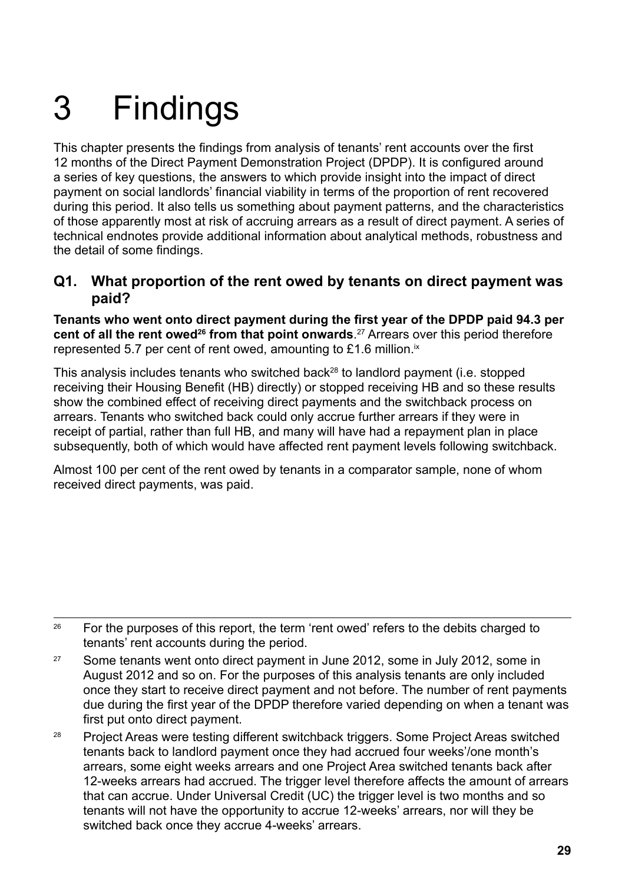# 3 Findings

This chapter presents the findings from analysis of tenants' rent accounts over the first 12 months of the Direct Payment Demonstration Project (DPDP). It is configured around a series of key questions, the answers to which provide insight into the impact of direct payment on social landlords' financial viability in terms of the proportion of rent recovered during this period. It also tells us something about payment patterns, and the characteristics of those apparently most at risk of accruing arrears as a result of direct payment. A series of technical endnotes provide additional information about analytical methods, robustness and the detail of some findings.

## Q1. What proportion of the rent owed by tenants on direct payment was paid?

**Tenants who went onto direct payment during the first year of the DPDP paid 94.3 per cent of all the rent owed[26] from that point onwards**.[27] Arrears over this period therefore represented 5.7 per cent of rent owed, amounting to £1.6 million.[ix]

This analysis includes tenants who switched back[28] to landlord payment (i.e. stopped receiving their Housing Benefit (HB) directly) or stopped receiving HB and so these results show the combined effect of receiving direct payments and the switchback process on arrears. Tenants who switched back could only accrue further arrears if they were in receipt of partial, rather than full HB, and many will have had a repayment plan in place subsequently, both of which would have affected rent payment levels following switchback.

Almost 100 per cent of the rent owed by tenants in a comparator sample, none of whom received direct payments, was paid.

---

[26] For the purposes of this report, the term 'rent owed' refers to the debits charged to tenants' rent accounts during the period.

[27] Some tenants went onto direct payment in June 2012, some in July 2012, some in August 2012 and so on. For the purposes of this analysis tenants are only included once they start to receive direct payment and not before. The number of rent payments due during the first year of the DPDP therefore varied depending on when a tenant was first put onto direct payment.

[28] Project Areas were testing different switchback triggers. Some Project Areas switched tenants back to landlord payment once they had accrued four weeks'/one month's arrears, some eight weeks arrears and one Project Area switched tenants back after 12-weeks arrears had accrued. The trigger level therefore affects the amount of arrears that can accrue. Under Universal Credit (UC) the trigger level is two months and so tenants will not have the opportunity to accrue 12-weeks' arrears, nor will they be switched back once they accrue 4-weeks' arrears.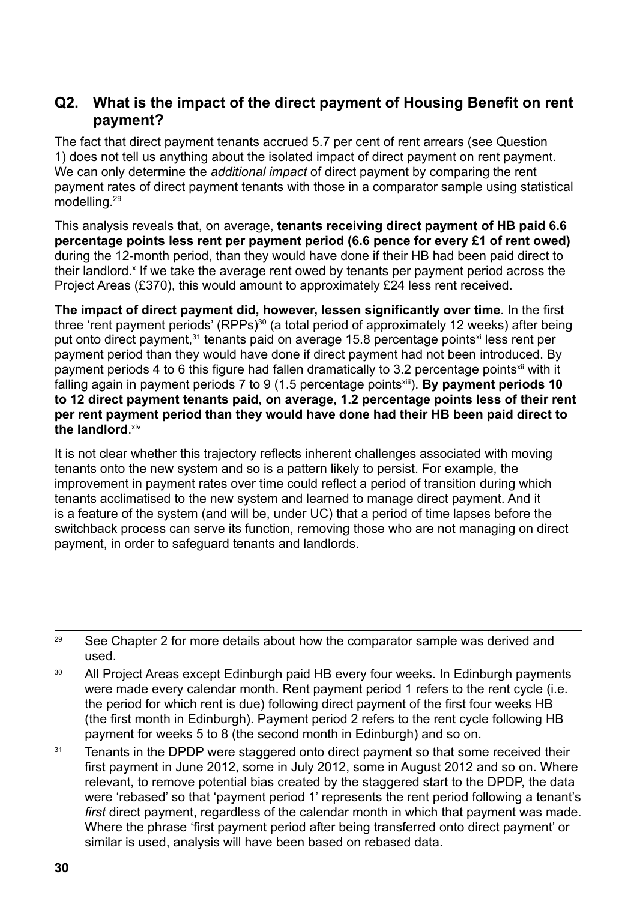## Q2. What is the impact of the direct payment of Housing Benefit on rent payment?

The fact that direct payment tenants accrued 5.7 per cent of rent arrears (see Question 1) does not tell us anything about the isolated impact of direct payment on rent payment. We can only determine the *additional impact* of direct payment by comparing the rent payment rates of direct payment tenants with those in a comparator sample using statistical modelling.[29]

This analysis reveals that, on average, **tenants receiving direct payment of HB paid 6.6 percentage points less rent per payment period (6.6 pence for every £1 of rent owed)** during the 12-month period, than they would have done if their HB had been paid direct to their landlord.[x] If we take the average rent owed by tenants per payment period across the Project Areas (£370), this would amount to approximately £24 less rent received.

**The impact of direct payment did, however, lessen significantly over time**. In the first three 'rent payment periods' (RPPs)[30] (a total period of approximately 12 weeks) after being put onto direct payment,[31] tenants paid on average 15.8 percentage points[xi] less rent per payment period than they would have done if direct payment had not been introduced. By payment periods 4 to 6 this figure had fallen dramatically to 3.2 percentage points[xii] with it falling again in payment periods 7 to 9 (1.5 percentage points[xiii]). **By payment periods 10 to 12 direct payment tenants paid, on average, 1.2 percentage points less of their rent per rent payment period than they would have done had their HB been paid direct to the landlord**.[xiv]

It is not clear whether this trajectory reflects inherent challenges associated with moving tenants onto the new system and so is a pattern likely to persist. For example, the improvement in payment rates over time could reflect a period of transition during which tenants acclimatised to the new system and learned to manage direct payment. And it is a feature of the system (and will be, under UC) that a period of time lapses before the switchback process can serve its function, removing those who are not managing on direct payment, in order to safeguard tenants and landlords.

---

[29] See Chapter 2 for more details about how the comparator sample was derived and used.

[30] All Project Areas except Edinburgh paid HB every four weeks. In Edinburgh payments were made every calendar month. Rent payment period 1 refers to the rent cycle (i.e. the period for which rent is due) following direct payment of the first four weeks HB (the first month in Edinburgh). Payment period 2 refers to the rent cycle following HB payment for weeks 5 to 8 (the second month in Edinburgh) and so on.

[31] Tenants in the DPDP were staggered onto direct payment so that some received their first payment in June 2012, some in July 2012, some in August 2012 and so on. Where relevant, to remove potential bias created by the staggered start to the DPDP, the data were 'rebased' so that 'payment period 1' represents the rent period following a tenant's *first* direct payment, regardless of the calendar month in which that payment was made. Where the phrase 'first payment period after being transferred onto direct payment' or similar is used, analysis will have been based on rebased data.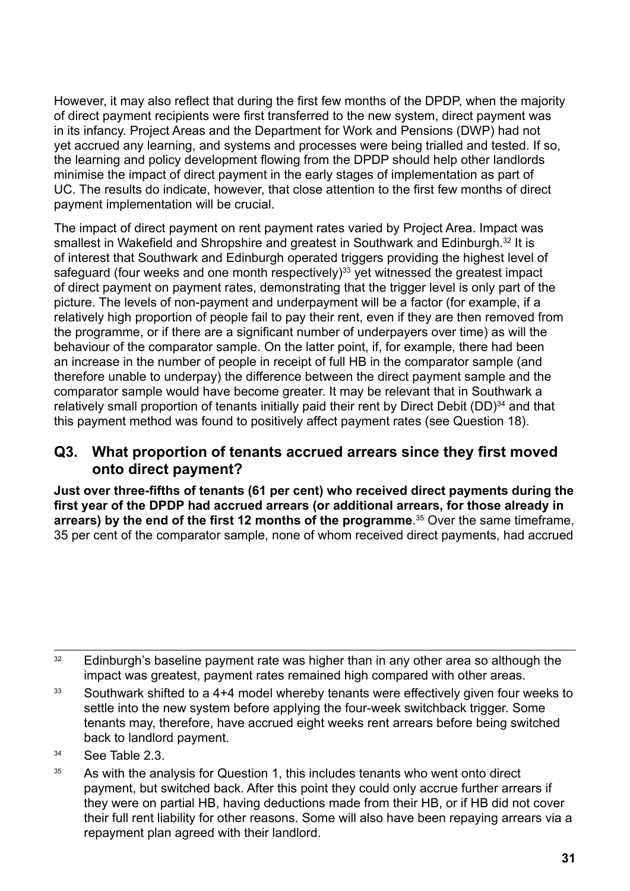However, it may also reflect that during the first few months of the DPDP, when the majority of direct payment recipients were first transferred to the new system, direct payment was in its infancy. Project Areas and the Department for Work and Pensions (DWP) had not yet accrued any learning, and systems and processes were being trialled and tested. If so, the learning and policy development flowing from the DPDP should help other landlords minimise the impact of direct payment in the early stages of implementation as part of UC. The results do indicate, however, that close attention to the first few months of direct payment implementation will be crucial.

The impact of direct payment on rent payment rates varied by Project Area. Impact was smallest in Wakefield and Shropshire and greatest in Southwark and Edinburgh.[32] It is of interest that Southwark and Edinburgh operated triggers providing the highest level of safeguard (four weeks and one month respectively)[33] yet witnessed the greatest impact of direct payment on payment rates, demonstrating that the trigger level is only part of the picture. The levels of non-payment and underpayment will be a factor (for example, if a relatively high proportion of people fail to pay their rent, even if they are then removed from the programme, or if there are a significant number of underpayers over time) as will the behaviour of the comparator sample. On the latter point, if, for example, there had been an increase in the number of people in receipt of full HB in the comparator sample (and therefore unable to underpay) the difference between the direct payment sample and the comparator sample would have become greater. It may be relevant that in Southwark a relatively small proportion of tenants initially paid their rent by Direct Debit (DD)[34] and that this payment method was found to positively affect payment rates (see Question 18).

## Q3. What proportion of tenants accrued arrears since they first moved onto direct payment?

**Just over three-fifths of tenants (61 per cent) who received direct payments during the first year of the DPDP had accrued arrears (or additional arrears, for those already in arrears) by the end of the first 12 months of the programme**.[35] Over the same timeframe, 35 per cent of the comparator sample, none of whom received direct payments, had accrued

---

[32] Edinburgh's baseline payment rate was higher than in any other area so although the impact was greatest, payment rates remained high compared with other areas.

[33] Southwark shifted to a 4+4 model whereby tenants were effectively given four weeks to settle into the new system before applying the four-week switchback trigger. Some tenants may, therefore, have accrued eight weeks rent arrears before being switched back to landlord payment.

[34] See Table 2.3.

[35] As with the analysis for Question 1, this includes tenants who went onto direct payment, but switched back. After this point they could only accrue further arrears if they were on partial HB, having deductions made from their HB, or if HB did not cover their full rent liability for other reasons. Some will also have been repaying arrears via a repayment plan agreed with their landlord.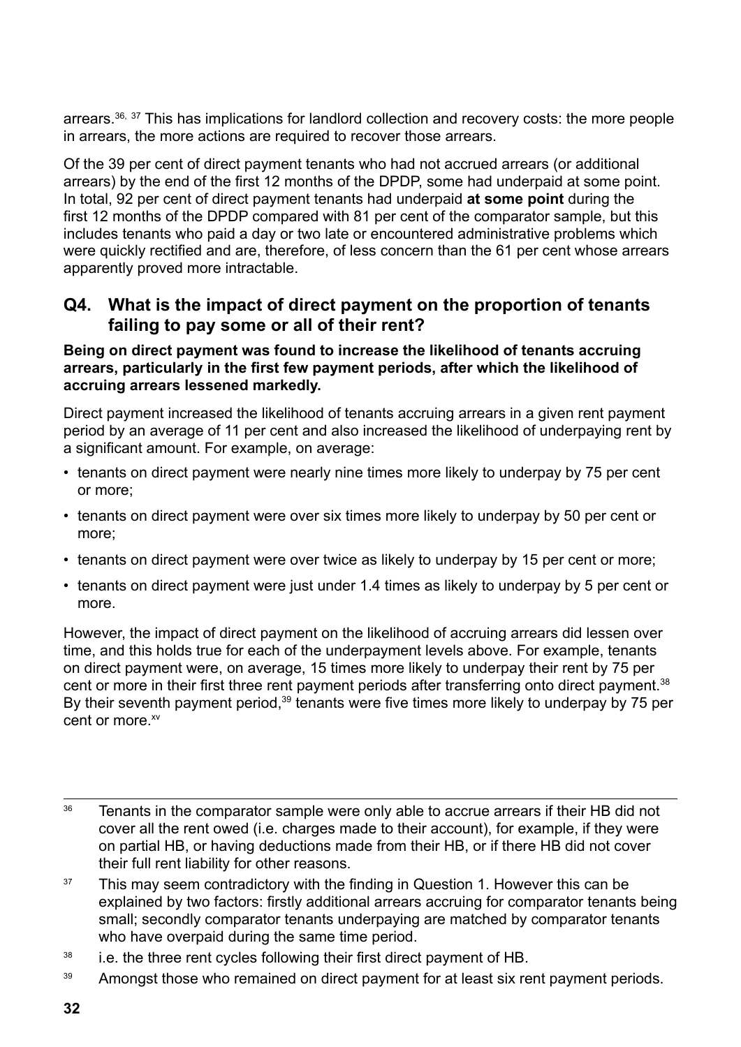arrears.[36, 37] This has implications for landlord collection and recovery costs: the more people in arrears, the more actions are required to recover those arrears.

Of the 39 per cent of direct payment tenants who had not accrued arrears (or additional arrears) by the end of the first 12 months of the DPDP, some had underpaid at some point. In total, 92 per cent of direct payment tenants had underpaid **at some point** during the first 12 months of the DPDP compared with 81 per cent of the comparator sample, but this includes tenants who paid a day or two late or encountered administrative problems which were quickly rectified and are, therefore, of less concern than the 61 per cent whose arrears apparently proved more intractable.

## Q4. What is the impact of direct payment on the proportion of tenants failing to pay some or all of their rent?

**Being on direct payment was found to increase the likelihood of tenants accruing arrears, particularly in the first few payment periods, after which the likelihood of accruing arrears lessened markedly.**

Direct payment increased the likelihood of tenants accruing arrears in a given rent payment period by an average of 11 per cent and also increased the likelihood of underpaying rent by a significant amount. For example, on average:

- tenants on direct payment were nearly nine times more likely to underpay by 75 per cent or more;
- tenants on direct payment were over six times more likely to underpay by 50 per cent or more;
- tenants on direct payment were over twice as likely to underpay by 15 per cent or more;
- tenants on direct payment were just under 1.4 times as likely to underpay by 5 per cent or more.

However, the impact of direct payment on the likelihood of accruing arrears did lessen over time, and this holds true for each of the underpayment levels above. For example, tenants on direct payment were, on average, 15 times more likely to underpay their rent by 75 per cent or more in their first three rent payment periods after transferring onto direct payment.[38] By their seventh payment period,[39] tenants were five times more likely to underpay by 75 per cent or more.[xv]

---

[36] Tenants in the comparator sample were only able to accrue arrears if their HB did not cover all the rent owed (i.e. charges made to their account), for example, if they were on partial HB, or having deductions made from their HB, or if there HB did not cover their full rent liability for other reasons.

[37] This may seem contradictory with the finding in Question 1. However this can be explained by two factors: firstly additional arrears accruing for comparator tenants being small; secondly comparator tenants underpaying are matched by comparator tenants who have overpaid during the same time period.

[38] i.e. the three rent cycles following their first direct payment of HB.

[39] Amongst those who remained on direct payment for at least six rent payment periods.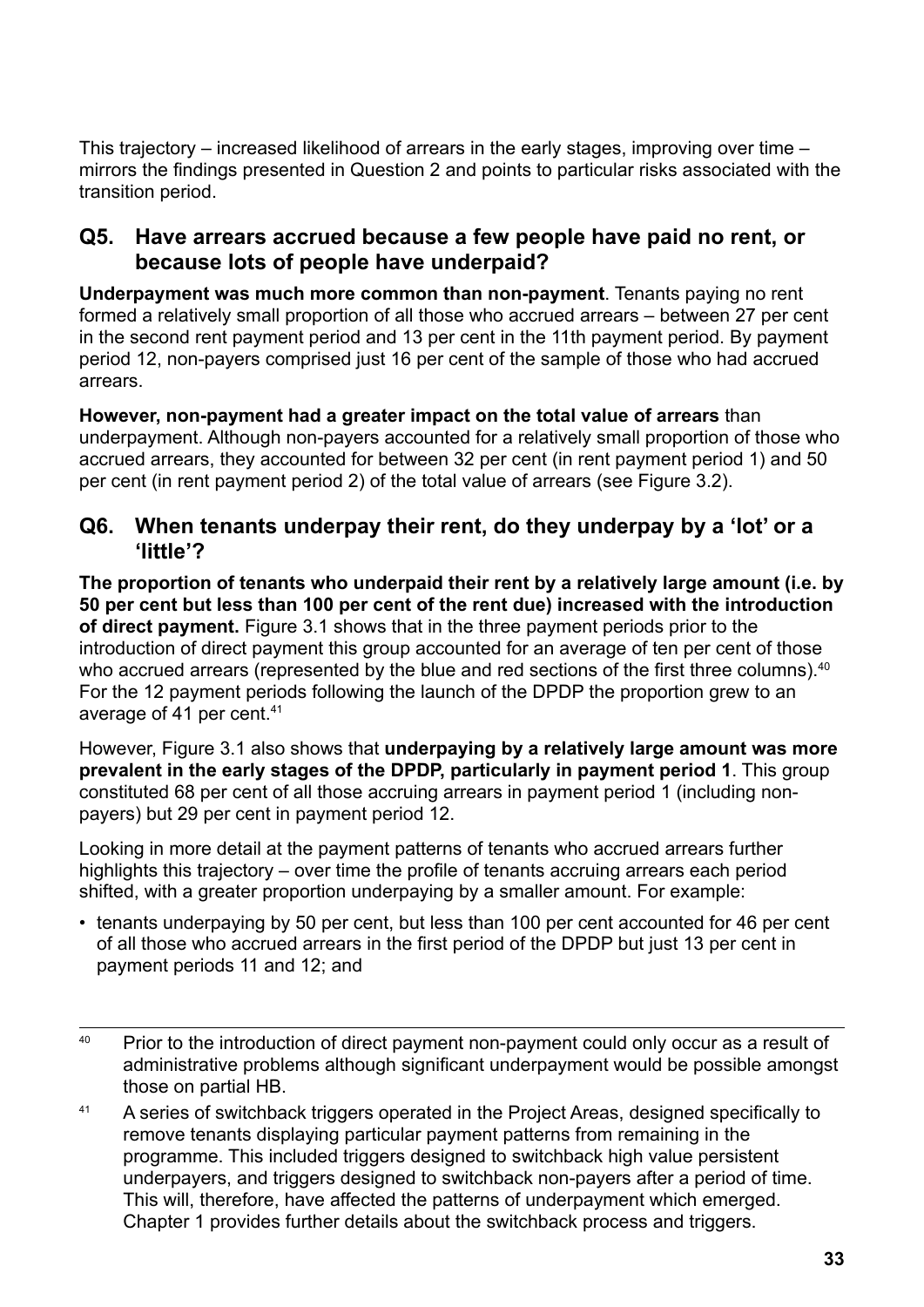This trajectory – increased likelihood of arrears in the early stages, improving over time – mirrors the findings presented in Question 2 and points to particular risks associated with the transition period.

### Q5. Have arrears accrued because a few people have paid no rent, or because lots of people have underpaid?

**Underpayment was much more common than non-payment**. Tenants paying no rent formed a relatively small proportion of all those who accrued arrears – between 27 per cent in the second rent payment period and 13 per cent in the 11th payment period. By payment period 12, non-payers comprised just 16 per cent of the sample of those who had accrued arrears.

**However, non-payment had a greater impact on the total value of arrears** than underpayment. Although non-payers accounted for a relatively small proportion of those who accrued arrears, they accounted for between 32 per cent (in rent payment period 1) and 50 per cent (in rent payment period 2) of the total value of arrears (see Figure 3.2).

### Q6. When tenants underpay their rent, do they underpay by a 'lot' or a 'little'?

**The proportion of tenants who underpaid their rent by a relatively large amount (i.e. by 50 per cent but less than 100 per cent of the rent due) increased with the introduction of direct payment.** Figure 3.1 shows that in the three payment periods prior to the introduction of direct payment this group accounted for an average of ten per cent of those who accrued arrears (represented by the blue and red sections of the first three columns).[40] For the 12 payment periods following the launch of the DPDP the proportion grew to an average of 41 per cent.[41]

However, Figure 3.1 also shows that **underpaying by a relatively large amount was more prevalent in the early stages of the DPDP, particularly in payment period 1**. This group constituted 68 per cent of all those accruing arrears in payment period 1 (including non-payers) but 29 per cent in payment period 12.

Looking in more detail at the payment patterns of tenants who accrued arrears further highlights this trajectory – over time the profile of tenants accruing arrears each period shifted, with a greater proportion underpaying by a smaller amount. For example:

- tenants underpaying by 50 per cent, but less than 100 per cent accounted for 46 per cent of all those who accrued arrears in the first period of the DPDP but just 13 per cent in payment periods 11 and 12; and

---

[40] Prior to the introduction of direct payment non-payment could only occur as a result of administrative problems although significant underpayment would be possible amongst those on partial HB.

[41] A series of switchback triggers operated in the Project Areas, designed specifically to remove tenants displaying particular payment patterns from remaining in the programme. This included triggers designed to switchback high value persistent underpayers, and triggers designed to switchback non-payers after a period of time. This will, therefore, have affected the patterns of underpayment which emerged. Chapter 1 provides further details about the switchback process and triggers.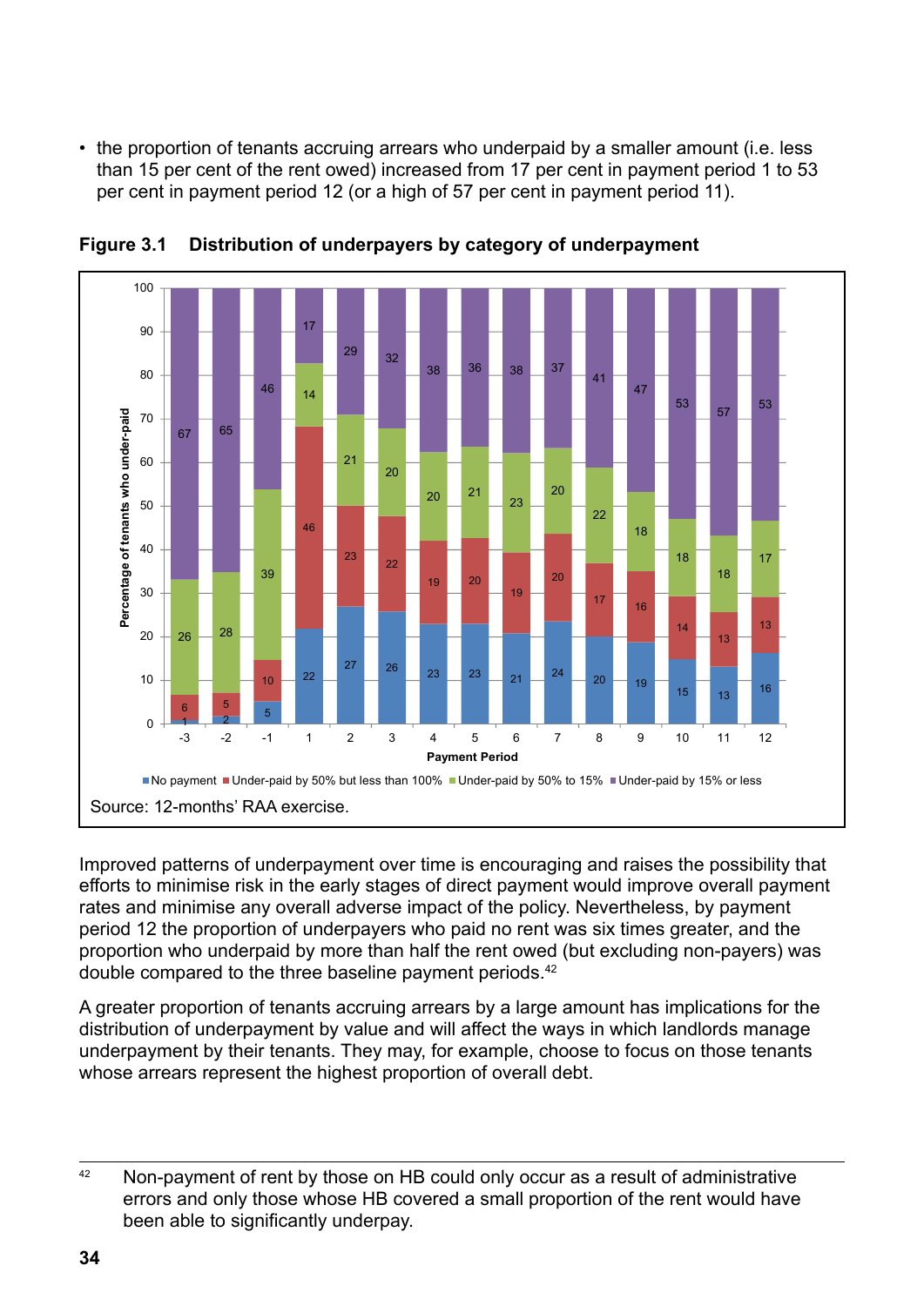- the proportion of tenants accruing arrears who underpaid by a smaller amount (i.e. less than 15 per cent of the rent owed) increased from 17 per cent in payment period 1 to 53 per cent in payment period 12 (or a high of 57 per cent in payment period 11).

**Figure 3.1 Distribution of underpayers by category of underpayment**

| Payment Period | No payment | Under-paid by 50% but less than 100% | Under-paid by 50% to 15% | Under-paid by 15% or less |
|---|---|---|---|---|
| -3 | 1 | 6 | 26 | 67 |
| -2 | 2 | 5 | 28 | 65 |
| -1 | 5 | 10 | 39 | 46 |
| 1 | 22 | 46 | 14 | 17 |
| 2 | 27 | 23 | 21 | 29 |
| 3 | 26 | 22 | 20 | 32 |
| 4 | 23 | 19 | 20 | 38 |
| 5 | 23 | 20 | 21 | 36 |
| 6 | 21 | 19 | 23 | 38 |
| 7 | 24 | 20 | 20 | 37 |
| 8 | 20 | 17 | 22 | 41 |
| 9 | 19 | 16 | 18 | 47 |
| 10 | 15 | 14 | 18 | 53 |
| 11 | 13 | 13 | 18 | 57 |
| 12 | 16 | 13 | 17 | 53 |

Source: 12-months' RAA exercise.

Improved patterns of underpayment over time is encouraging and raises the possibility that efforts to minimise risk in the early stages of direct payment would improve overall payment rates and minimise any overall adverse impact of the policy. Nevertheless, by payment period 12 the proportion of underpayers who paid no rent was six times greater, and the proportion who underpaid by more than half the rent owed (but excluding non-payers) was double compared to the three baseline payment periods.[42]

A greater proportion of tenants accruing arrears by a large amount has implications for the distribution of underpayment by value and will affect the ways in which landlords manage underpayment by their tenants. They may, for example, choose to focus on those tenants whose arrears represent the highest proportion of overall debt.

[42] Non-payment of rent by those on HB could only occur as a result of administrative errors and only those whose HB covered a small proportion of the rent would have been able to significantly underpay.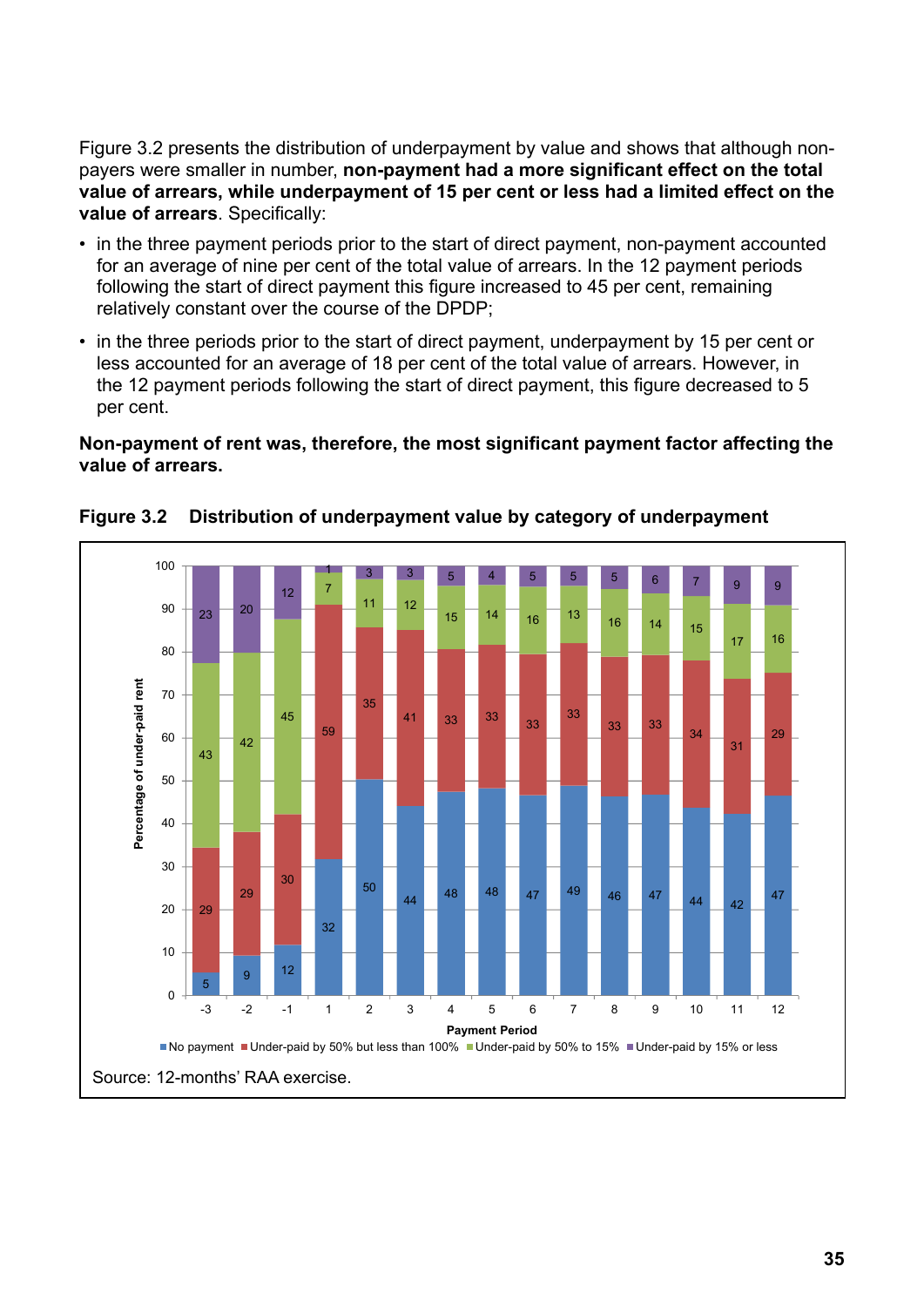Figure 3.2 presents the distribution of underpayment by value and shows that although non-payers were smaller in number, **non-payment had a more significant effect on the total value of arrears, while underpayment of 15 per cent or less had a limited effect on the value of arrears**. Specifically:

- in the three payment periods prior to the start of direct payment, non-payment accounted for an average of nine per cent of the total value of arrears. In the 12 payment periods following the start of direct payment this figure increased to 45 per cent, remaining relatively constant over the course of the DPDP;
- in the three periods prior to the start of direct payment, underpayment by 15 per cent or less accounted for an average of 18 per cent of the total value of arrears. However, in the 12 payment periods following the start of direct payment, this figure decreased to 5 per cent.

**Non-payment of rent was, therefore, the most significant payment factor affecting the value of arrears.**

**Figure 3.2 Distribution of underpayment value by category of underpayment**

| Payment Period | No payment | Under-paid by 50% but less than 100% | Under-paid by 50% to 15% | Under-paid by 15% or less |
|---|---|---|---|---|
| -3 | 5 | 29 | 43 | 23 |
| -2 | 9 | 29 | 42 | 20 |
| -1 | 12 | 30 | 45 | 12 |
| 1 | 32 | 59 | 7 | 1 |
| 2 | 50 | 35 | 11 | 3 |
| 3 | 44 | 41 | 12 | 3 |
| 4 | 48 | 33 | 15 | 5 |
| 5 | 48 | 33 | 14 | 4 |
| 6 | 47 | 33 | 16 | 5 |
| 7 | 49 | 33 | 13 | 5 |
| 8 | 46 | 33 | 16 | 5 |
| 9 | 47 | 33 | 14 | 6 |
| 10 | 44 | 34 | 15 | 7 |
| 11 | 42 | 31 | 17 | 9 |
| 12 | 47 | 29 | 16 | 9 |

Source: 12-months' RAA exercise.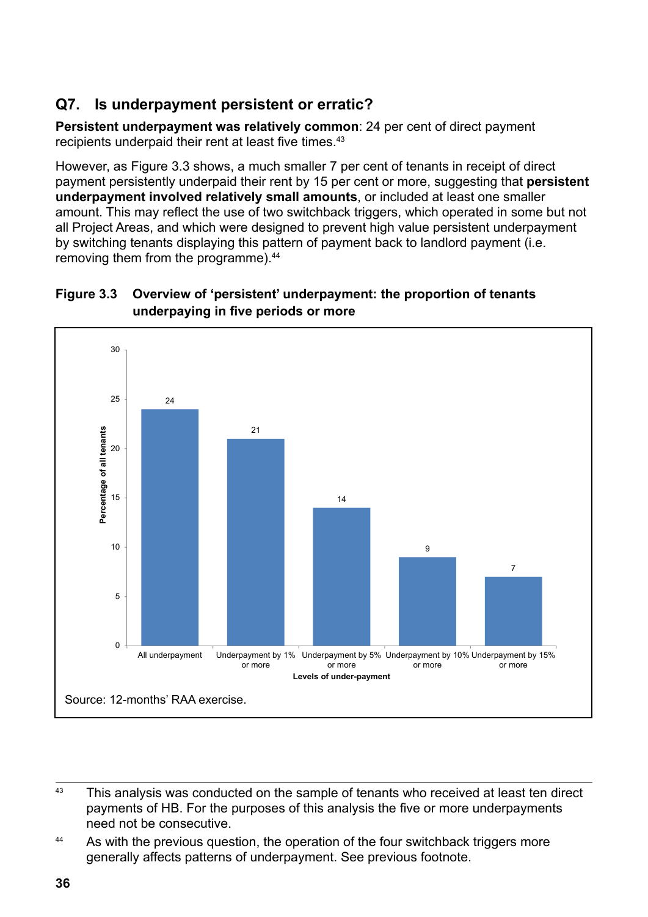## Q7. Is underpayment persistent or erratic?

**Persistent underpayment was relatively common**: 24 per cent of direct payment recipients underpaid their rent at least five times.[43]

However, as Figure 3.3 shows, a much smaller 7 per cent of tenants in receipt of direct payment persistently underpaid their rent by 15 per cent or more, suggesting that **persistent underpayment involved relatively small amounts**, or included at least one smaller amount. This may reflect the use of two switchback triggers, which operated in some but not all Project Areas, and which were designed to prevent high value persistent underpayment by switching tenants displaying this pattern of payment back to landlord payment (i.e. removing them from the programme).[44]

**Figure 3.3 Overview of 'persistent' underpayment: the proportion of tenants underpaying in five periods or more**

| Levels of under-payment | Percentage of all tenants |
|---|---|
| All underpayment | 24 |
| Underpayment by 1% or more | 21 |
| Underpayment by 5% or more | 14 |
| Underpayment by 10% or more | 9 |
| Underpayment by 15% or more | 7 |

Source: 12-months' RAA exercise.

---

[43] This analysis was conducted on the sample of tenants who received at least ten direct payments of HB. For the purposes of this analysis the five or more underpayments need not be consecutive.

[44] As with the previous question, the operation of the four switchback triggers more generally affects patterns of underpayment. See previous footnote.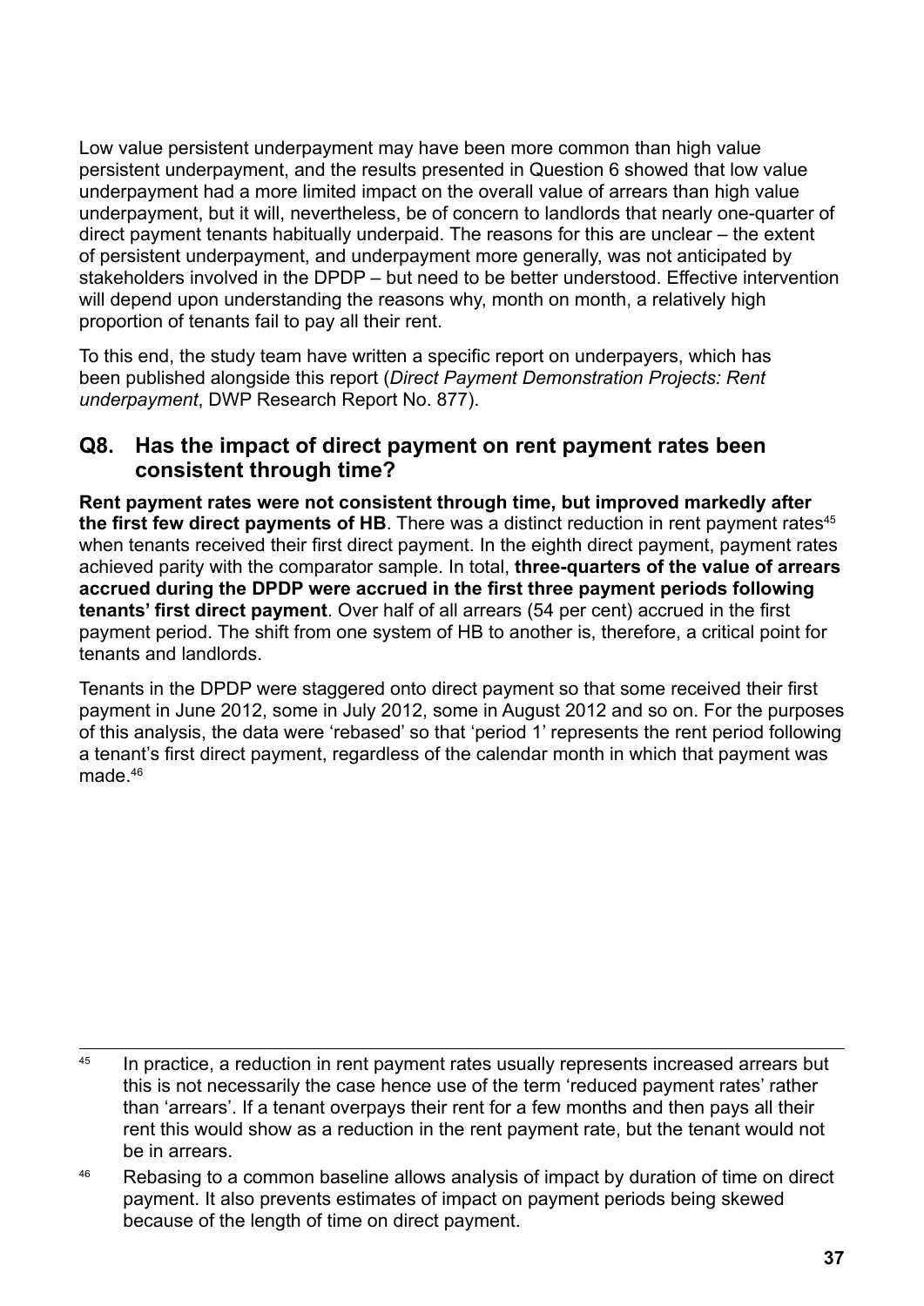Low value persistent underpayment may have been more common than high value persistent underpayment, and the results presented in Question 6 showed that low value underpayment had a more limited impact on the overall value of arrears than high value underpayment, but it will, nevertheless, be of concern to landlords that nearly one-quarter of direct payment tenants habitually underpaid. The reasons for this are unclear – the extent of persistent underpayment, and underpayment more generally, was not anticipated by stakeholders involved in the DPDP – but need to be better understood. Effective intervention will depend upon understanding the reasons why, month on month, a relatively high proportion of tenants fail to pay all their rent.

To this end, the study team have written a specific report on underpayers, which has been published alongside this report (*Direct Payment Demonstration Projects: Rent underpayment*, DWP Research Report No. 877).

## Q8. Has the impact of direct payment on rent payment rates been consistent through time?

**Rent payment rates were not consistent through time, but improved markedly after the first few direct payments of HB**. There was a distinct reduction in rent payment rates[45] when tenants received their first direct payment. In the eighth direct payment, payment rates achieved parity with the comparator sample. In total, **three-quarters of the value of arrears accrued during the DPDP were accrued in the first three payment periods following tenants' first direct payment**. Over half of all arrears (54 per cent) accrued in the first payment period. The shift from one system of HB to another is, therefore, a critical point for tenants and landlords.

Tenants in the DPDP were staggered onto direct payment so that some received their first payment in June 2012, some in July 2012, some in August 2012 and so on. For the purposes of this analysis, the data were 'rebased' so that 'period 1' represents the rent period following a tenant's first direct payment, regardless of the calendar month in which that payment was made.[46]

---

[45] In practice, a reduction in rent payment rates usually represents increased arrears but this is not necessarily the case hence use of the term 'reduced payment rates' rather than 'arrears'. If a tenant overpays their rent for a few months and then pays all their rent this would show as a reduction in the rent payment rate, but the tenant would not be in arrears.

[46] Rebasing to a common baseline allows analysis of impact by duration of time on direct payment. It also prevents estimates of impact on payment periods being skewed because of the length of time on direct payment.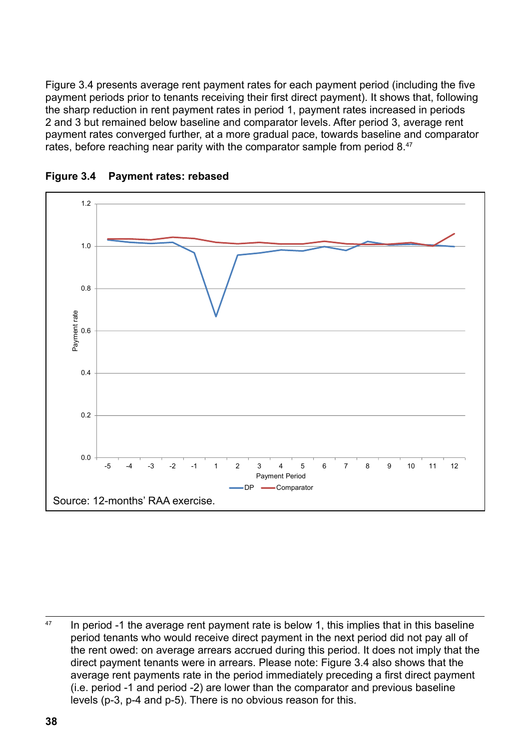Figure 3.4 presents average rent payment rates for each payment period (including the five payment periods prior to tenants receiving their first direct payment). It shows that, following the sharp reduction in rent payment rates in period 1, payment rates increased in periods 2 and 3 but remained below baseline and comparator levels. After period 3, average rent payment rates converged further, at a more gradual pace, towards baseline and comparator rates, before reaching near parity with the comparator sample from period 8.[47]

**Figure 3.4 Payment rates: rebased**

Source: 12-months' RAA exercise.

---

[47] In period -1 the average rent payment rate is below 1, this implies that in this baseline period tenants who would receive direct payment in the next period did not pay all of the rent owed: on average arrears accrued during this period. It does not imply that the direct payment tenants were in arrears. Please note: Figure 3.4 also shows that the average rent payments rate in the period immediately preceding a first direct payment (i.e. period -1 and period -2) are lower than the comparator and previous baseline levels (p-3, p-4 and p-5). There is no obvious reason for this.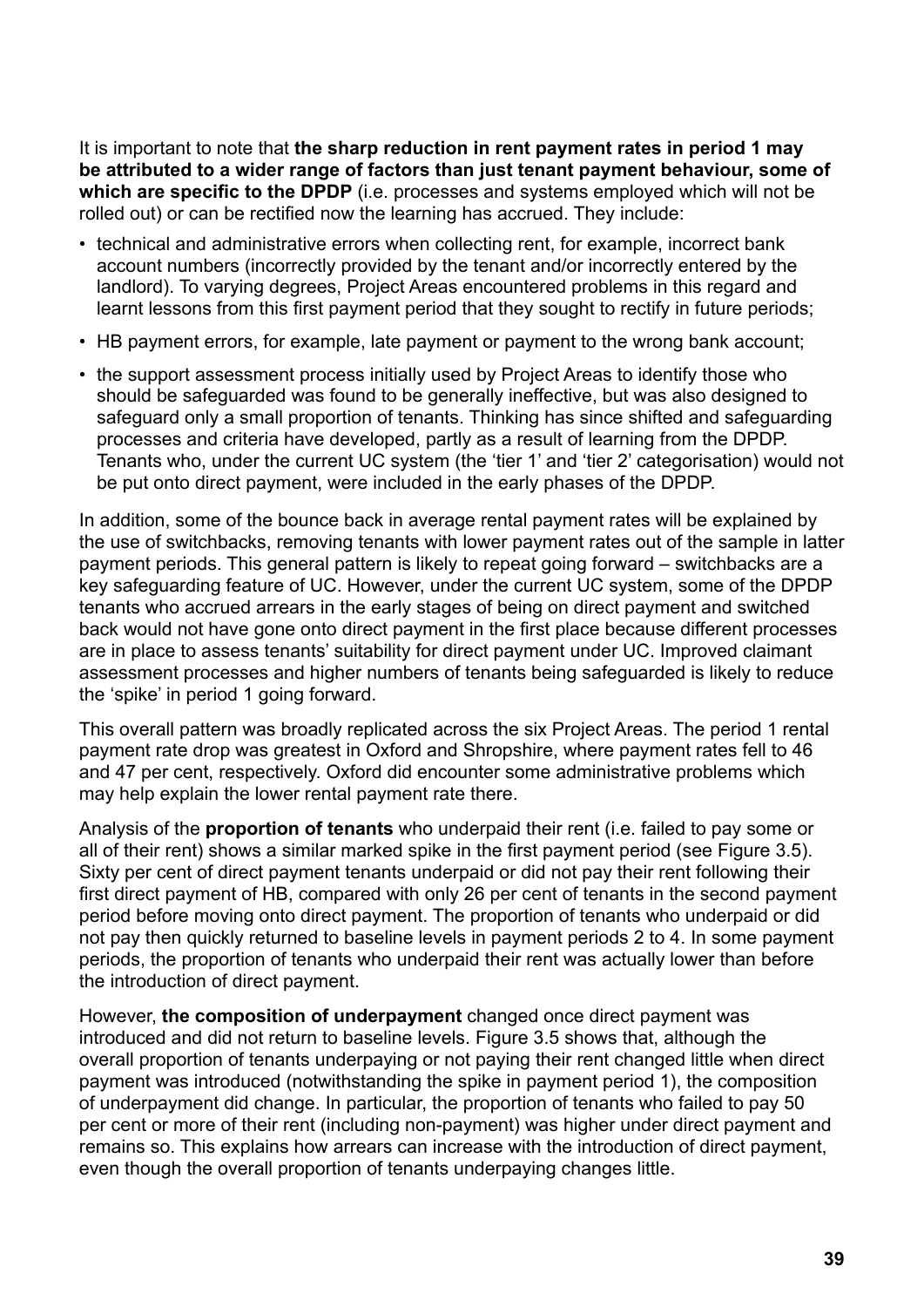It is important to note that **the sharp reduction in rent payment rates in period 1 may be attributed to a wider range of factors than just tenant payment behaviour, some of which are specific to the DPDP** (i.e. processes and systems employed which will not be rolled out) or can be rectified now the learning has accrued. They include:

- technical and administrative errors when collecting rent, for example, incorrect bank account numbers (incorrectly provided by the tenant and/or incorrectly entered by the landlord). To varying degrees, Project Areas encountered problems in this regard and learnt lessons from this first payment period that they sought to rectify in future periods;
- HB payment errors, for example, late payment or payment to the wrong bank account;
- the support assessment process initially used by Project Areas to identify those who should be safeguarded was found to be generally ineffective, but was also designed to safeguard only a small proportion of tenants. Thinking has since shifted and safeguarding processes and criteria have developed, partly as a result of learning from the DPDP. Tenants who, under the current UC system (the 'tier 1' and 'tier 2' categorisation) would not be put onto direct payment, were included in the early phases of the DPDP.

In addition, some of the bounce back in average rental payment rates will be explained by the use of switchbacks, removing tenants with lower payment rates out of the sample in latter payment periods. This general pattern is likely to repeat going forward – switchbacks are a key safeguarding feature of UC. However, under the current UC system, some of the DPDP tenants who accrued arrears in the early stages of being on direct payment and switched back would not have gone onto direct payment in the first place because different processes are in place to assess tenants' suitability for direct payment under UC. Improved claimant assessment processes and higher numbers of tenants being safeguarded is likely to reduce the 'spike' in period 1 going forward.

This overall pattern was broadly replicated across the six Project Areas. The period 1 rental payment rate drop was greatest in Oxford and Shropshire, where payment rates fell to 46 and 47 per cent, respectively. Oxford did encounter some administrative problems which may help explain the lower rental payment rate there.

Analysis of the **proportion of tenants** who underpaid their rent (i.e. failed to pay some or all of their rent) shows a similar marked spike in the first payment period (see Figure 3.5). Sixty per cent of direct payment tenants underpaid or did not pay their rent following their first direct payment of HB, compared with only 26 per cent of tenants in the second payment period before moving onto direct payment. The proportion of tenants who underpaid or did not pay then quickly returned to baseline levels in payment periods 2 to 4. In some payment periods, the proportion of tenants who underpaid their rent was actually lower than before the introduction of direct payment.

However, **the composition of underpayment** changed once direct payment was introduced and did not return to baseline levels. Figure 3.5 shows that, although the overall proportion of tenants underpaying or not paying their rent changed little when direct payment was introduced (notwithstanding the spike in payment period 1), the composition of underpayment did change. In particular, the proportion of tenants who failed to pay 50 per cent or more of their rent (including non-payment) was higher under direct payment and remains so. This explains how arrears can increase with the introduction of direct payment, even though the overall proportion of tenants underpaying changes little.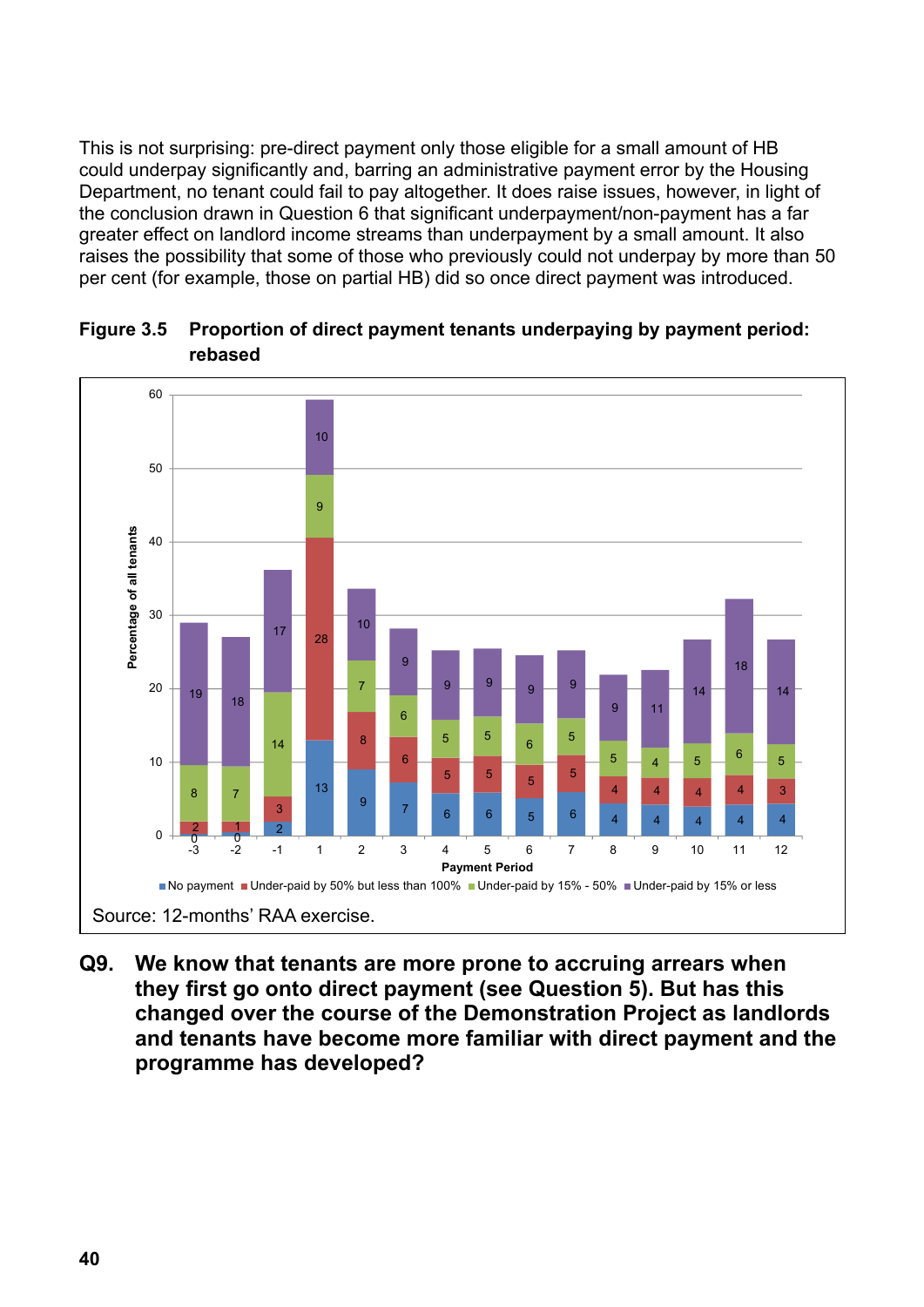This is not surprising: pre-direct payment only those eligible for a small amount of HB could underpay significantly and, barring an administrative payment error by the Housing Department, no tenant could fail to pay altogether. It does raise issues, however, in light of the conclusion drawn in Question 6 that significant underpayment/non-payment has a far greater effect on landlord income streams than underpayment by a small amount. It also raises the possibility that some of those who previously could not underpay by more than 50 per cent (for example, those on partial HB) did so once direct payment was introduced.

**Figure 3.5 Proportion of direct payment tenants underpaying by payment period: rebased**

| Payment Period | No payment | Under-paid by 50% but less than 100% | Under-paid by 15% - 50% | Under-paid by 15% or less |
|---|---|---|---|---|
| -3 | 0 | 2 | 8 | 19 |
| -2 | 0 | 1 | 7 | 18 |
| -1 | 2 | 3 | 14 | 17 |
| 1 | 13 | 28 | 9 | 10 |
| 2 | 9 | 8 | 7 | 10 |
| 3 | 7 | 6 | 6 | 9 |
| 4 | 6 | 5 | 5 | 9 |
| 5 | 6 | 5 | 5 | 9 |
| 6 | 5 | 5 | 6 | 9 |
| 7 | 6 | 5 | 5 | 9 |
| 8 | 4 | 4 | 5 | 9 |
| 9 | 4 | 4 | 4 | 11 |
| 10 | 4 | 4 | 5 | 14 |
| 11 | 4 | 4 | 6 | 18 |
| 12 | 4 | 3 | 5 | 14 |

Y-axis: Percentage of all tenants

Source: 12-months' RAA exercise.

**Q9. We know that tenants are more prone to accruing arrears when they first go onto direct payment (see Question 5). But has this changed over the course of the Demonstration Project as landlords and tenants have become more familiar with direct payment and the programme has developed?**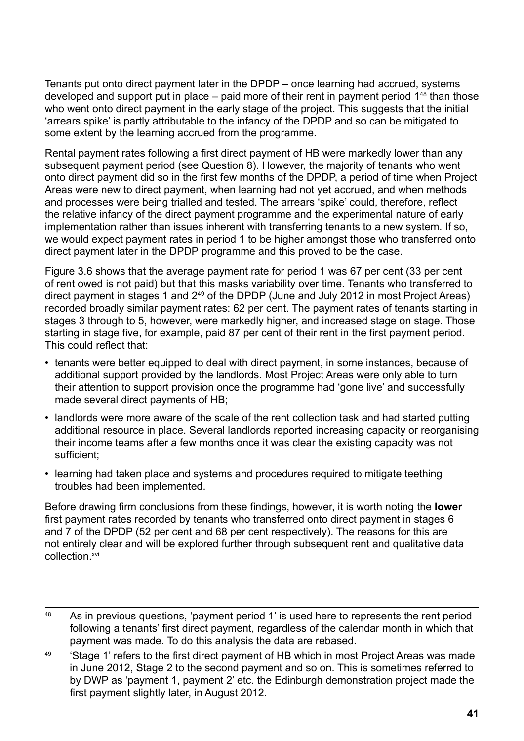Tenants put onto direct payment later in the DPDP – once learning had accrued, systems developed and support put in place – paid more of their rent in payment period 1[48] than those who went onto direct payment in the early stage of the project. This suggests that the initial 'arrears spike' is partly attributable to the infancy of the DPDP and so can be mitigated to some extent by the learning accrued from the programme.

Rental payment rates following a first direct payment of HB were markedly lower than any subsequent payment period (see Question 8). However, the majority of tenants who went onto direct payment did so in the first few months of the DPDP, a period of time when Project Areas were new to direct payment, when learning had not yet accrued, and when methods and processes were being trialled and tested. The arrears 'spike' could, therefore, reflect the relative infancy of the direct payment programme and the experimental nature of early implementation rather than issues inherent with transferring tenants to a new system. If so, we would expect payment rates in period 1 to be higher amongst those who transferred onto direct payment later in the DPDP programme and this proved to be the case.

Figure 3.6 shows that the average payment rate for period 1 was 67 per cent (33 per cent of rent owed is not paid) but that this masks variability over time. Tenants who transferred to direct payment in stages 1 and 2[49] of the DPDP (June and July 2012 in most Project Areas) recorded broadly similar payment rates: 62 per cent. The payment rates of tenants starting in stages 3 through to 5, however, were markedly higher, and increased stage on stage. Those starting in stage five, for example, paid 87 per cent of their rent in the first payment period. This could reflect that:

- tenants were better equipped to deal with direct payment, in some instances, because of additional support provided by the landlords. Most Project Areas were only able to turn their attention to support provision once the programme had 'gone live' and successfully made several direct payments of HB;
- landlords were more aware of the scale of the rent collection task and had started putting additional resource in place. Several landlords reported increasing capacity or reorganising their income teams after a few months once it was clear the existing capacity was not sufficient;
- learning had taken place and systems and procedures required to mitigate teething troubles had been implemented.

Before drawing firm conclusions from these findings, however, it is worth noting the **lower** first payment rates recorded by tenants who transferred onto direct payment in stages 6 and 7 of the DPDP (52 per cent and 68 per cent respectively). The reasons for this are not entirely clear and will be explored further through subsequent rent and qualitative data collection.[xvi]

---

[48] As in previous questions, 'payment period 1' is used here to represents the rent period following a tenants' first direct payment, regardless of the calendar month in which that payment was made. To do this analysis the data are rebased.

[49] 'Stage 1' refers to the first direct payment of HB which in most Project Areas was made in June 2012, Stage 2 to the second payment and so on. This is sometimes referred to by DWP as 'payment 1, payment 2' etc. the Edinburgh demonstration project made the first payment slightly later, in August 2012.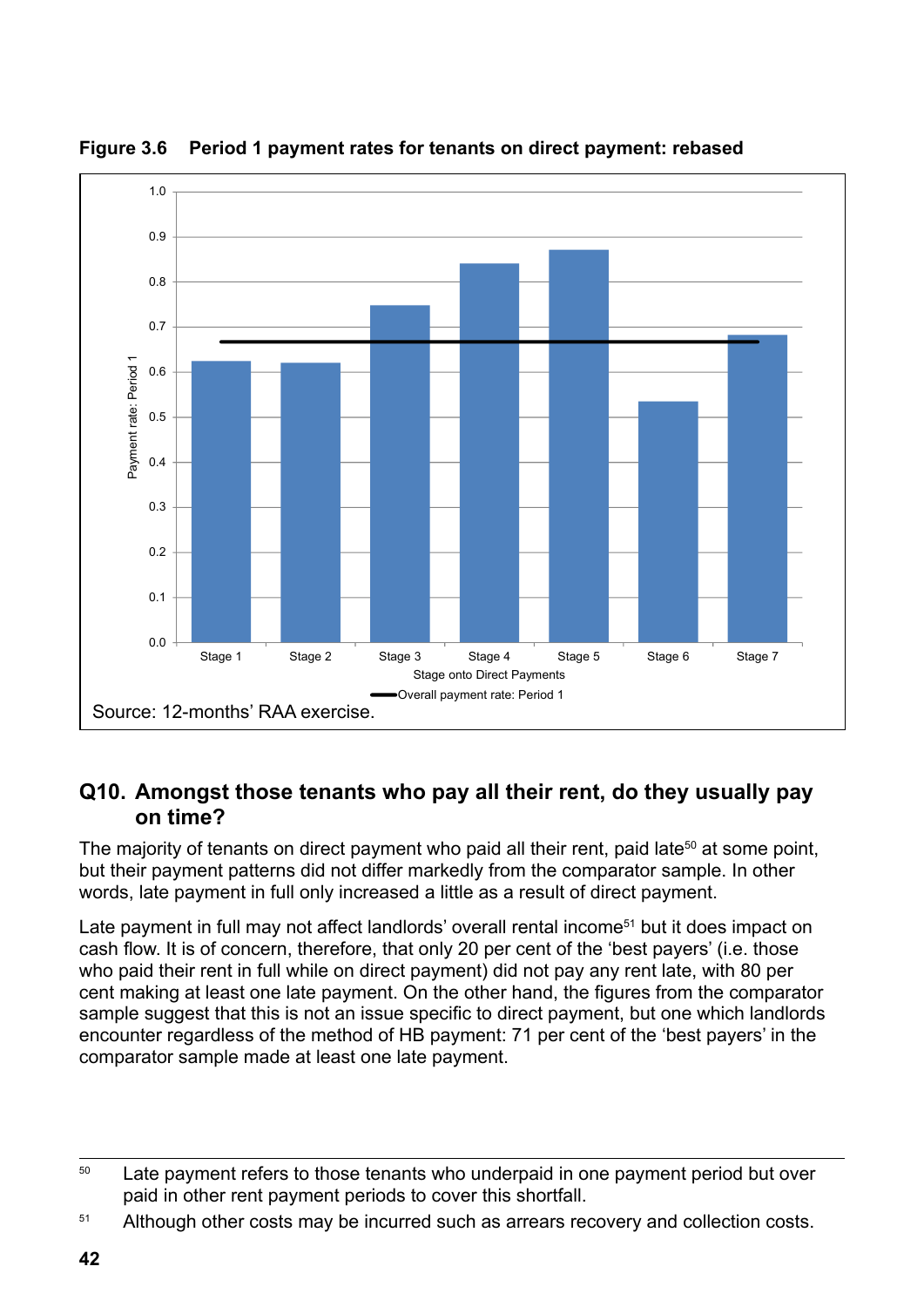**Figure 3.6 Period 1 payment rates for tenants on direct payment: rebased**

Source: 12-months' RAA exercise.

## Q10. Amongst those tenants who pay all their rent, do they usually pay on time?

The majority of tenants on direct payment who paid all their rent, paid late[50] at some point, but their payment patterns did not differ markedly from the comparator sample. In other words, late payment in full only increased a little as a result of direct payment.

Late payment in full may not affect landlords' overall rental income[51] but it does impact on cash flow. It is of concern, therefore, that only 20 per cent of the 'best payers' (i.e. those who paid their rent in full while on direct payment) did not pay any rent late, with 80 per cent making at least one late payment. On the other hand, the figures from the comparator sample suggest that this is not an issue specific to direct payment, but one which landlords encounter regardless of the method of HB payment: 71 per cent of the 'best payers' in the comparator sample made at least one late payment.

---

[50] Late payment refers to those tenants who underpaid in one payment period but over paid in other rent payment periods to cover this shortfall.

[51] Although other costs may be incurred such as arrears recovery and collection costs.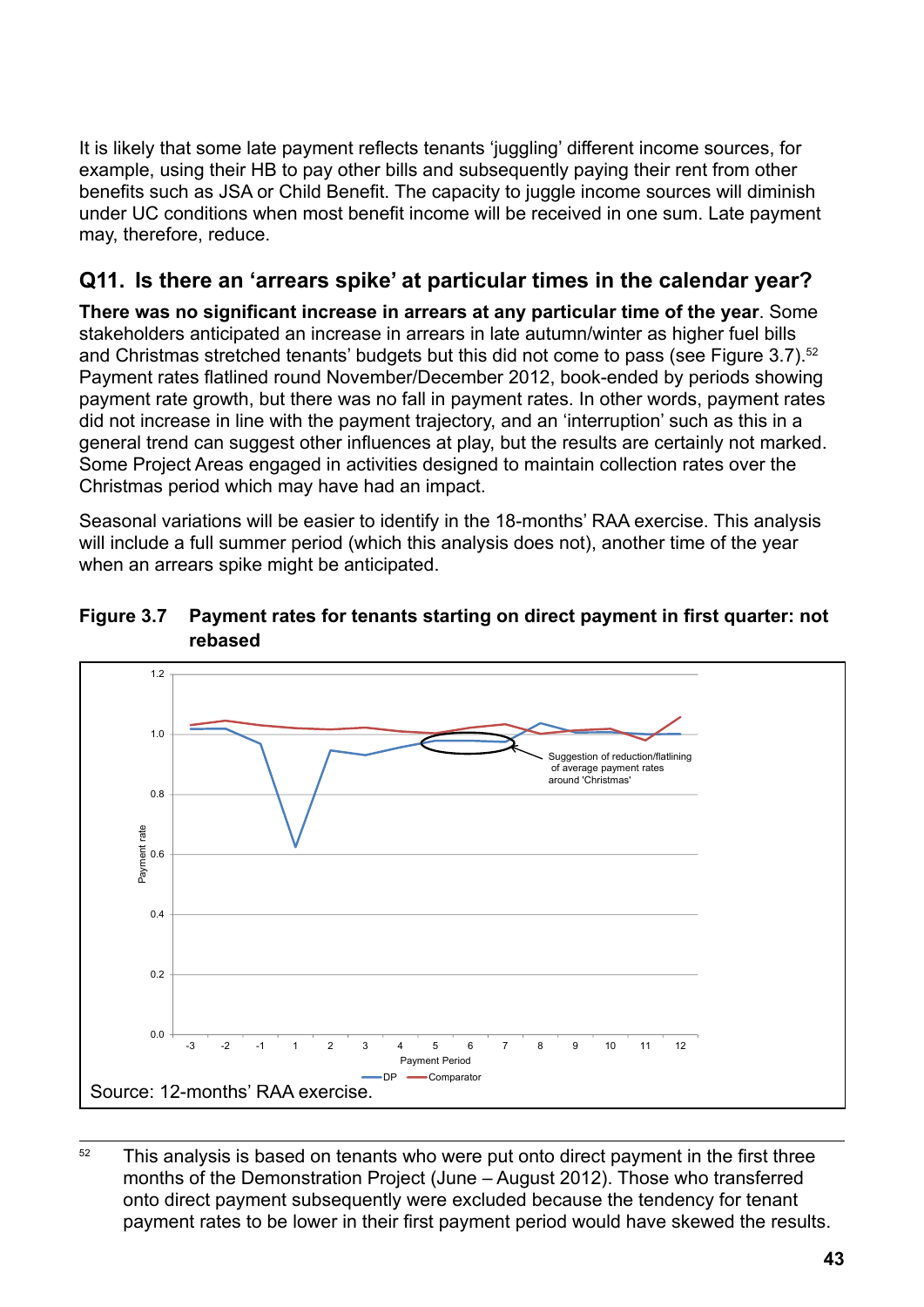It is likely that some late payment reflects tenants 'juggling' different income sources, for example, using their HB to pay other bills and subsequently paying their rent from other benefits such as JSA or Child Benefit. The capacity to juggle income sources will diminish under UC conditions when most benefit income will be received in one sum. Late payment may, therefore, reduce.

## Q11. Is there an 'arrears spike' at particular times in the calendar year?

**There was no significant increase in arrears at any particular time of the year**. Some stakeholders anticipated an increase in arrears in late autumn/winter as higher fuel bills and Christmas stretched tenants' budgets but this did not come to pass (see Figure 3.7).[52] Payment rates flatlined round November/December 2012, book-ended by periods showing payment rate growth, but there was no fall in payment rates. In other words, payment rates did not increase in line with the payment trajectory, and an 'interruption' such as this in a general trend can suggest other influences at play, but the results are certainly not marked. Some Project Areas engaged in activities designed to maintain collection rates over the Christmas period which may have had an impact.

Seasonal variations will be easier to identify in the 18-months' RAA exercise. This analysis will include a full summer period (which this analysis does not), another time of the year when an arrears spike might be anticipated.

**Figure 3.7 Payment rates for tenants starting on direct payment in first quarter: not rebased**

Source: 12-months' RAA exercise.

---

[52] This analysis is based on tenants who were put onto direct payment in the first three months of the Demonstration Project (June – August 2012). Those who transferred onto direct payment subsequently were excluded because the tendency for tenant payment rates to be lower in their first payment period would have skewed the results.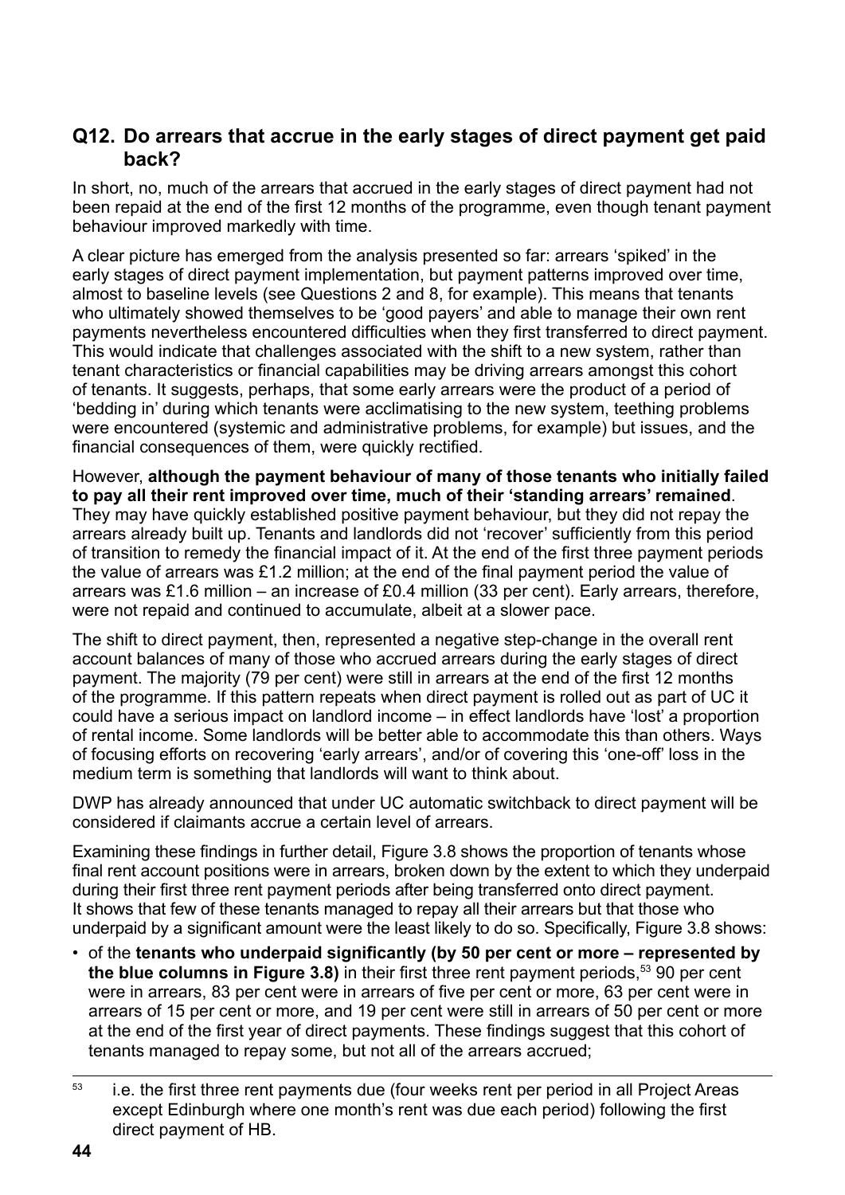## Q12. Do arrears that accrue in the early stages of direct payment get paid back?

In short, no, much of the arrears that accrued in the early stages of direct payment had not been repaid at the end of the first 12 months of the programme, even though tenant payment behaviour improved markedly with time.

A clear picture has emerged from the analysis presented so far: arrears 'spiked' in the early stages of direct payment implementation, but payment patterns improved over time, almost to baseline levels (see Questions 2 and 8, for example). This means that tenants who ultimately showed themselves to be 'good payers' and able to manage their own rent payments nevertheless encountered difficulties when they first transferred to direct payment. This would indicate that challenges associated with the shift to a new system, rather than tenant characteristics or financial capabilities may be driving arrears amongst this cohort of tenants. It suggests, perhaps, that some early arrears were the product of a period of 'bedding in' during which tenants were acclimatising to the new system, teething problems were encountered (systemic and administrative problems, for example) but issues, and the financial consequences of them, were quickly rectified.

However, **although the payment behaviour of many of those tenants who initially failed to pay all their rent improved over time, much of their 'standing arrears' remained**. They may have quickly established positive payment behaviour, but they did not repay the arrears already built up. Tenants and landlords did not 'recover' sufficiently from this period of transition to remedy the financial impact of it. At the end of the first three payment periods the value of arrears was £1.2 million; at the end of the final payment period the value of arrears was £1.6 million – an increase of £0.4 million (33 per cent). Early arrears, therefore, were not repaid and continued to accumulate, albeit at a slower pace.

The shift to direct payment, then, represented a negative step-change in the overall rent account balances of many of those who accrued arrears during the early stages of direct payment. The majority (79 per cent) were still in arrears at the end of the first 12 months of the programme. If this pattern repeats when direct payment is rolled out as part of UC it could have a serious impact on landlord income – in effect landlords have 'lost' a proportion of rental income. Some landlords will be better able to accommodate this than others. Ways of focusing efforts on recovering 'early arrears', and/or of covering this 'one-off' loss in the medium term is something that landlords will want to think about.

DWP has already announced that under UC automatic switchback to direct payment will be considered if claimants accrue a certain level of arrears.

Examining these findings in further detail, Figure 3.8 shows the proportion of tenants whose final rent account positions were in arrears, broken down by the extent to which they underpaid during their first three rent payment periods after being transferred onto direct payment. It shows that few of these tenants managed to repay all their arrears but that those who underpaid by a significant amount were the least likely to do so. Specifically, Figure 3.8 shows:

- of the **tenants who underpaid significantly (by 50 per cent or more – represented by the blue columns in Figure 3.8)** in their first three rent payment periods,[53] 90 per cent were in arrears, 83 per cent were in arrears of five per cent or more, 63 per cent were in arrears of 15 per cent or more, and 19 per cent were still in arrears of 50 per cent or more at the end of the first year of direct payments. These findings suggest that this cohort of tenants managed to repay some, but not all of the arrears accrued;

[53] i.e. the first three rent payments due (four weeks rent per period in all Project Areas except Edinburgh where one month's rent was due each period) following the first direct payment of HB.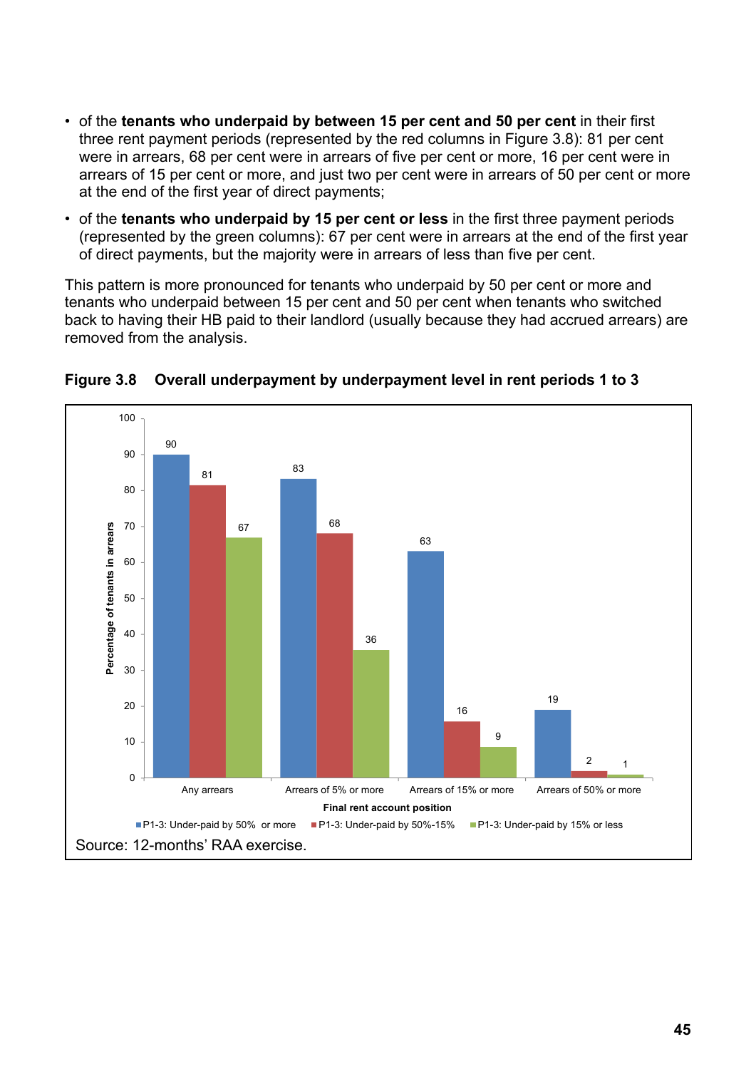- of the **tenants who underpaid by between 15 per cent and 50 per cent** in their first three rent payment periods (represented by the red columns in Figure 3.8): 81 per cent were in arrears, 68 per cent were in arrears of five per cent or more, 16 per cent were in arrears of 15 per cent or more, and just two per cent were in arrears of 50 per cent or more at the end of the first year of direct payments;
- of the **tenants who underpaid by 15 per cent or less** in the first three payment periods (represented by the green columns): 67 per cent were in arrears at the end of the first year of direct payments, but the majority were in arrears of less than five per cent.

This pattern is more pronounced for tenants who underpaid by 50 per cent or more and tenants who underpaid between 15 per cent and 50 per cent when tenants who switched back to having their HB paid to their landlord (usually because they had accrued arrears) are removed from the analysis.

**Figure 3.8 Overall underpayment by underpayment level in rent periods 1 to 3**

Percentage of tenants in arrears, by final rent account position:

| Final rent account position | P1-3: Under-paid by 50% or more | P1-3: Under-paid by 50%-15% | P1-3: Under-paid by 15% or less |
|---|---|---|---|
| Any arrears | 90 | 81 | 67 |
| Arrears of 5% or more | 83 | 68 | 36 |
| Arrears of 15% or more | 63 | 16 | 9 |
| Arrears of 50% or more | 19 | 2 | 1 |

Source: 12-months' RAA exercise.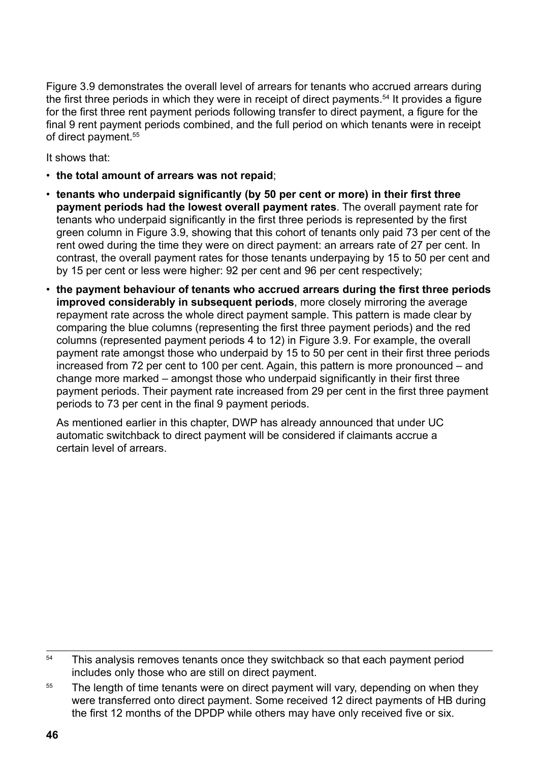Figure 3.9 demonstrates the overall level of arrears for tenants who accrued arrears during the first three periods in which they were in receipt of direct payments.[54] It provides a figure for the first three rent payment periods following transfer to direct payment, a figure for the final 9 rent payment periods combined, and the full period on which tenants were in receipt of direct payment.[55]

It shows that:

- **the total amount of arrears was not repaid**;
- **tenants who underpaid significantly (by 50 per cent or more) in their first three payment periods had the lowest overall payment rates**. The overall payment rate for tenants who underpaid significantly in the first three periods is represented by the first green column in Figure 3.9, showing that this cohort of tenants only paid 73 per cent of the rent owed during the time they were on direct payment: an arrears rate of 27 per cent. In contrast, the overall payment rates for those tenants underpaying by 15 to 50 per cent and by 15 per cent or less were higher: 92 per cent and 96 per cent respectively;
- **the payment behaviour of tenants who accrued arrears during the first three periods improved considerably in subsequent periods**, more closely mirroring the average repayment rate across the whole direct payment sample. This pattern is made clear by comparing the blue columns (representing the first three payment periods) and the red columns (represented payment periods 4 to 12) in Figure 3.9. For example, the overall payment rate amongst those who underpaid by 15 to 50 per cent in their first three periods increased from 72 per cent to 100 per cent. Again, this pattern is more pronounced – and change more marked – amongst those who underpaid significantly in their first three payment periods. Their payment rate increased from 29 per cent in the first three payment periods to 73 per cent in the final 9 payment periods.

  As mentioned earlier in this chapter, DWP has already announced that under UC automatic switchback to direct payment will be considered if claimants accrue a certain level of arrears.

---

[54] This analysis removes tenants once they switchback so that each payment period includes only those who are still on direct payment.

[55] The length of time tenants were on direct payment will vary, depending on when they were transferred onto direct payment. Some received 12 direct payments of HB during the first 12 months of the DPDP while others may have only received five or six.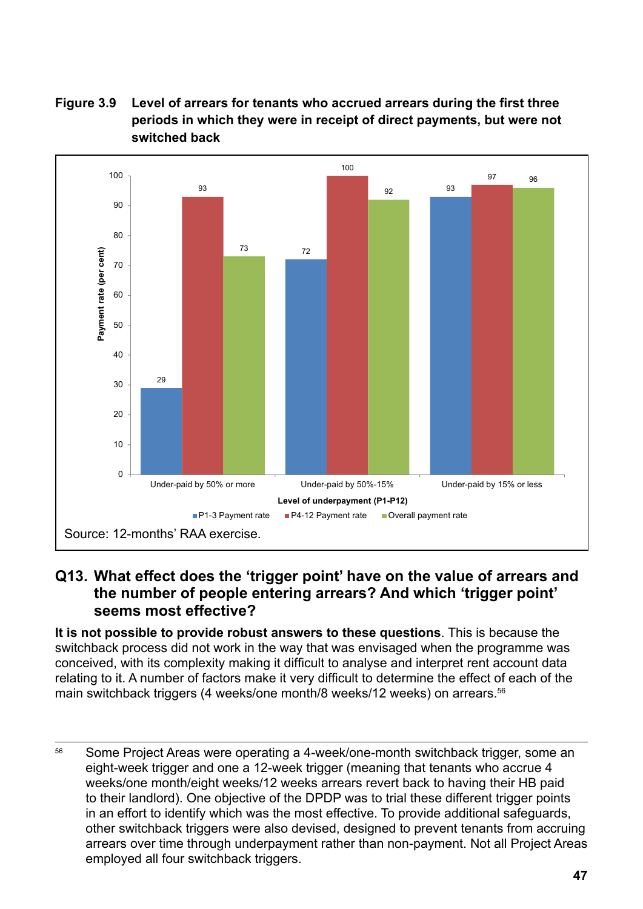**Figure 3.9 Level of arrears for tenants who accrued arrears during the first three periods in which they were in receipt of direct payments, but were not switched back**

| Level of underpayment (P1-P12) | P1-3 Payment rate | P4-12 Payment rate | Overall payment rate |
|---|---|---|---|
| Under-paid by 50% or more | 29 | 93 | 73 |
| Under-paid by 50%-15% | 72 | 100 | 92 |
| Under-paid by 15% or less | 93 | 97 | 96 |

Payment rate (per cent)

Source: 12-months' RAA exercise.

## Q13. What effect does the 'trigger point' have on the value of arrears and the number of people entering arrears? And which 'trigger point' seems most effective?

**It is not possible to provide robust answers to these questions**. This is because the switchback process did not work in the way that was envisaged when the programme was conceived, with its complexity making it difficult to analyse and interpret rent account data relating to it. A number of factors make it very difficult to determine the effect of each of the main switchback triggers (4 weeks/one month/8 weeks/12 weeks) on arrears.[56]

---

[56] Some Project Areas were operating a 4-week/one-month switchback trigger, some an eight-week trigger and one a 12-week trigger (meaning that tenants who accrue 4 weeks/one month/eight weeks/12 weeks arrears revert back to having their HB paid to their landlord). One objective of the DPDP was to trial these different trigger points in an effort to identify which was the most effective. To provide additional safeguards, other switchback triggers were also devised, designed to prevent tenants from accruing arrears over time through underpayment rather than non-payment. Not all Project Areas employed all four switchback triggers.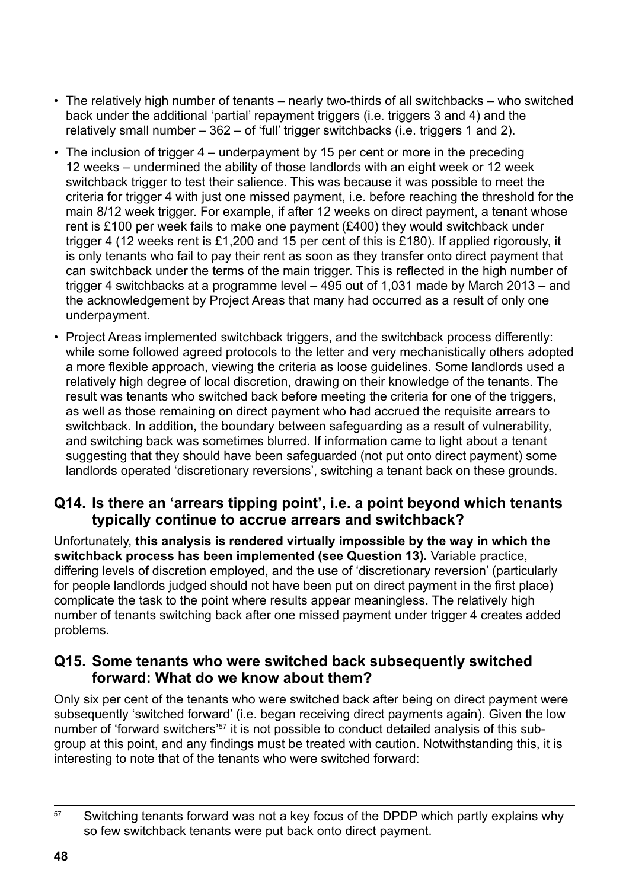- The relatively high number of tenants – nearly two-thirds of all switchbacks – who switched back under the additional 'partial' repayment triggers (i.e. triggers 3 and 4) and the relatively small number – 362 – of 'full' trigger switchbacks (i.e. triggers 1 and 2).
- The inclusion of trigger 4 – underpayment by 15 per cent or more in the preceding 12 weeks – undermined the ability of those landlords with an eight week or 12 week switchback trigger to test their salience. This was because it was possible to meet the criteria for trigger 4 with just one missed payment, i.e. before reaching the threshold for the main 8/12 week trigger. For example, if after 12 weeks on direct payment, a tenant whose rent is £100 per week fails to make one payment (£400) they would switchback under trigger 4 (12 weeks rent is £1,200 and 15 per cent of this is £180). If applied rigorously, it is only tenants who fail to pay their rent as soon as they transfer onto direct payment that can switchback under the terms of the main trigger. This is reflected in the high number of trigger 4 switchbacks at a programme level – 495 out of 1,031 made by March 2013 – and the acknowledgement by Project Areas that many had occurred as a result of only one underpayment.
- Project Areas implemented switchback triggers, and the switchback process differently: while some followed agreed protocols to the letter and very mechanistically others adopted a more flexible approach, viewing the criteria as loose guidelines. Some landlords used a relatively high degree of local discretion, drawing on their knowledge of the tenants. The result was tenants who switched back before meeting the criteria for one of the triggers, as well as those remaining on direct payment who had accrued the requisite arrears to switchback. In addition, the boundary between safeguarding as a result of vulnerability, and switching back was sometimes blurred. If information came to light about a tenant suggesting that they should have been safeguarded (not put onto direct payment) some landlords operated 'discretionary reversions', switching a tenant back on these grounds.

## Q14. Is there an 'arrears tipping point', i.e. a point beyond which tenants typically continue to accrue arrears and switchback?

Unfortunately, **this analysis is rendered virtually impossible by the way in which the switchback process has been implemented (see Question 13).** Variable practice, differing levels of discretion employed, and the use of 'discretionary reversion' (particularly for people landlords judged should not have been put on direct payment in the first place) complicate the task to the point where results appear meaningless. The relatively high number of tenants switching back after one missed payment under trigger 4 creates added problems.

## Q15. Some tenants who were switched back subsequently switched forward: What do we know about them?

Only six per cent of the tenants who were switched back after being on direct payment were subsequently 'switched forward' (i.e. began receiving direct payments again). Given the low number of 'forward switchers'[57] it is not possible to conduct detailed analysis of this sub-group at this point, and any findings must be treated with caution. Notwithstanding this, it is interesting to note that of the tenants who were switched forward:

---

[57] Switching tenants forward was not a key focus of the DPDP which partly explains why so few switchback tenants were put back onto direct payment.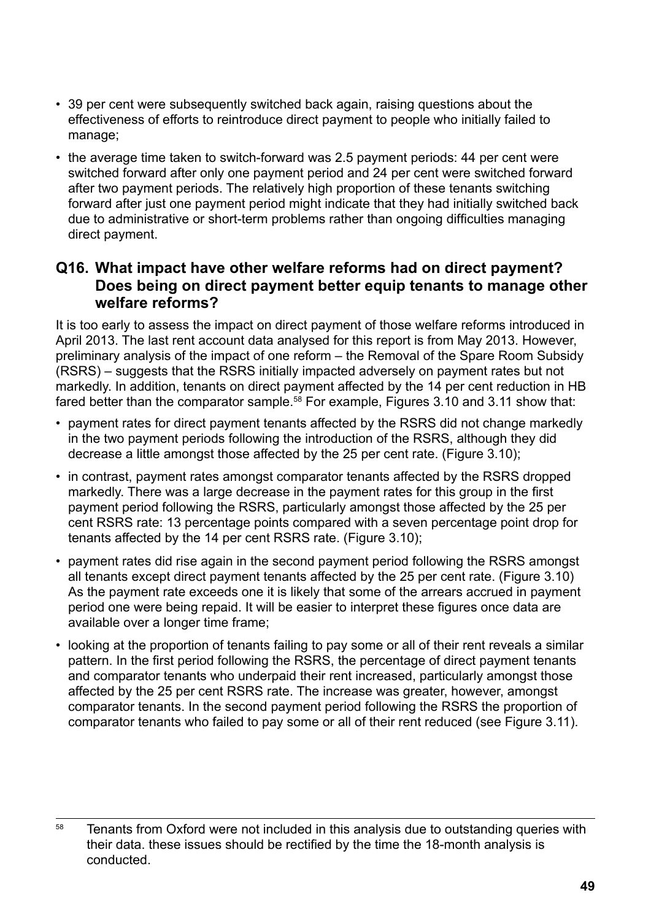- 39 per cent were subsequently switched back again, raising questions about the effectiveness of efforts to reintroduce direct payment to people who initially failed to manage;
- the average time taken to switch-forward was 2.5 payment periods: 44 per cent were switched forward after only one payment period and 24 per cent were switched forward after two payment periods. The relatively high proportion of these tenants switching forward after just one payment period might indicate that they had initially switched back due to administrative or short-term problems rather than ongoing difficulties managing direct payment.

## Q16. What impact have other welfare reforms had on direct payment? Does being on direct payment better equip tenants to manage other welfare reforms?

It is too early to assess the impact on direct payment of those welfare reforms introduced in April 2013. The last rent account data analysed for this report is from May 2013. However, preliminary analysis of the impact of one reform – the Removal of the Spare Room Subsidy (RSRS) – suggests that the RSRS initially impacted adversely on payment rates but not markedly. In addition, tenants on direct payment affected by the 14 per cent reduction in HB fared better than the comparator sample.[58] For example, Figures 3.10 and 3.11 show that:

- payment rates for direct payment tenants affected by the RSRS did not change markedly in the two payment periods following the introduction of the RSRS, although they did decrease a little amongst those affected by the 25 per cent rate. (Figure 3.10);
- in contrast, payment rates amongst comparator tenants affected by the RSRS dropped markedly. There was a large decrease in the payment rates for this group in the first payment period following the RSRS, particularly amongst those affected by the 25 per cent RSRS rate: 13 percentage points compared with a seven percentage point drop for tenants affected by the 14 per cent RSRS rate. (Figure 3.10);
- payment rates did rise again in the second payment period following the RSRS amongst all tenants except direct payment tenants affected by the 25 per cent rate. (Figure 3.10) As the payment rate exceeds one it is likely that some of the arrears accrued in payment period one were being repaid. It will be easier to interpret these figures once data are available over a longer time frame;
- looking at the proportion of tenants failing to pay some or all of their rent reveals a similar pattern. In the first period following the RSRS, the percentage of direct payment tenants and comparator tenants who underpaid their rent increased, particularly amongst those affected by the 25 per cent RSRS rate. The increase was greater, however, amongst comparator tenants. In the second payment period following the RSRS the proportion of comparator tenants who failed to pay some or all of their rent reduced (see Figure 3.11).

[58] Tenants from Oxford were not included in this analysis due to outstanding queries with their data. these issues should be rectified by the time the 18-month analysis is conducted.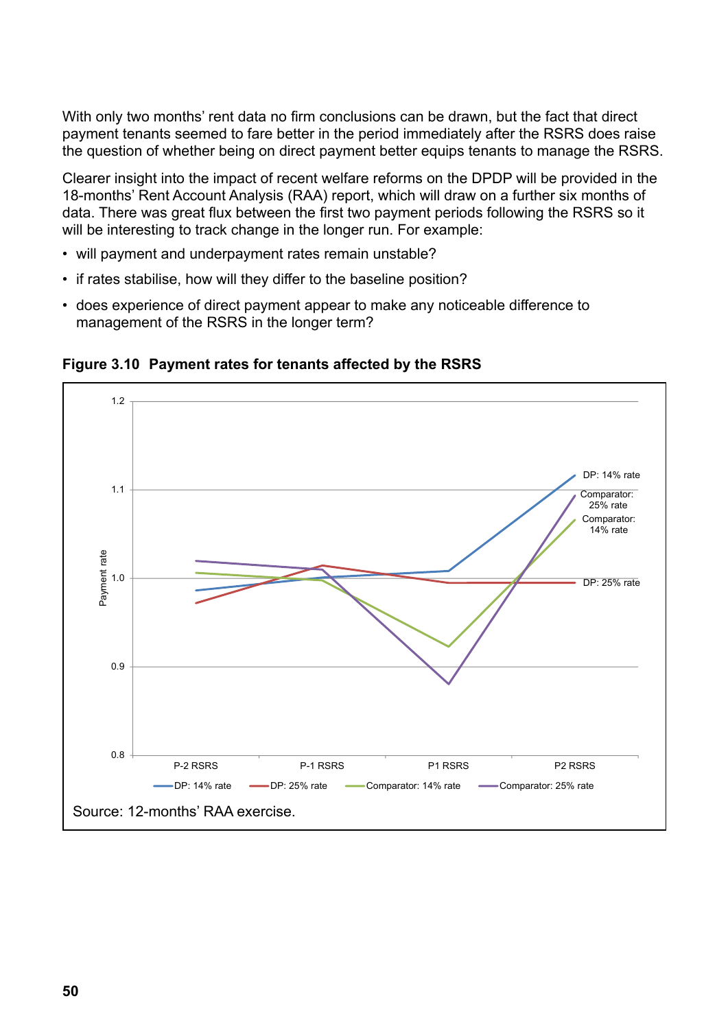With only two months' rent data no firm conclusions can be drawn, but the fact that direct payment tenants seemed to fare better in the period immediately after the RSRS does raise the question of whether being on direct payment better equips tenants to manage the RSRS.

Clearer insight into the impact of recent welfare reforms on the DPDP will be provided in the 18-months' Rent Account Analysis (RAA) report, which will draw on a further six months of data. There was great flux between the first two payment periods following the RSRS so it will be interesting to track change in the longer run. For example:

- will payment and underpayment rates remain unstable?
- if rates stabilise, how will they differ to the baseline position?
- does experience of direct payment appear to make any noticeable difference to management of the RSRS in the longer term?

**Figure 3.10 Payment rates for tenants affected by the RSRS**

Source: 12-months' RAA exercise.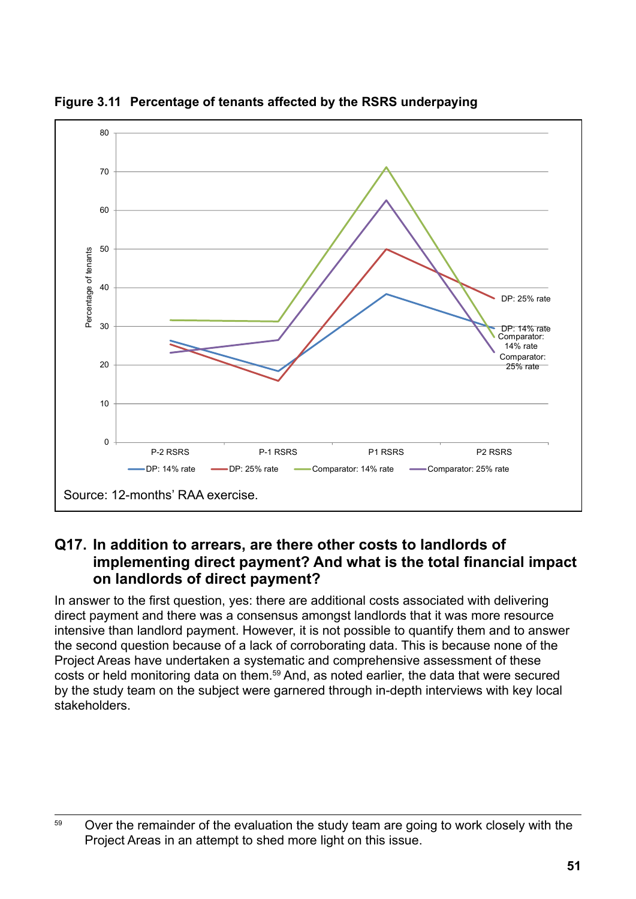**Figure 3.11 Percentage of tenants affected by the RSRS underpaying**

Source: 12-months' RAA exercise.

### Q17. In addition to arrears, are there other costs to landlords of implementing direct payment? And what is the total financial impact on landlords of direct payment?

In answer to the first question, yes: there are additional costs associated with delivering direct payment and there was a consensus amongst landlords that it was more resource intensive than landlord payment. However, it is not possible to quantify them and to answer the second question because of a lack of corroborating data. This is because none of the Project Areas have undertaken a systematic and comprehensive assessment of these costs or held monitoring data on them.[59] And, as noted earlier, the data that were secured by the study team on the subject were garnered through in-depth interviews with key local stakeholders.

[59] Over the remainder of the evaluation the study team are going to work closely with the Project Areas in an attempt to shed more light on this issue.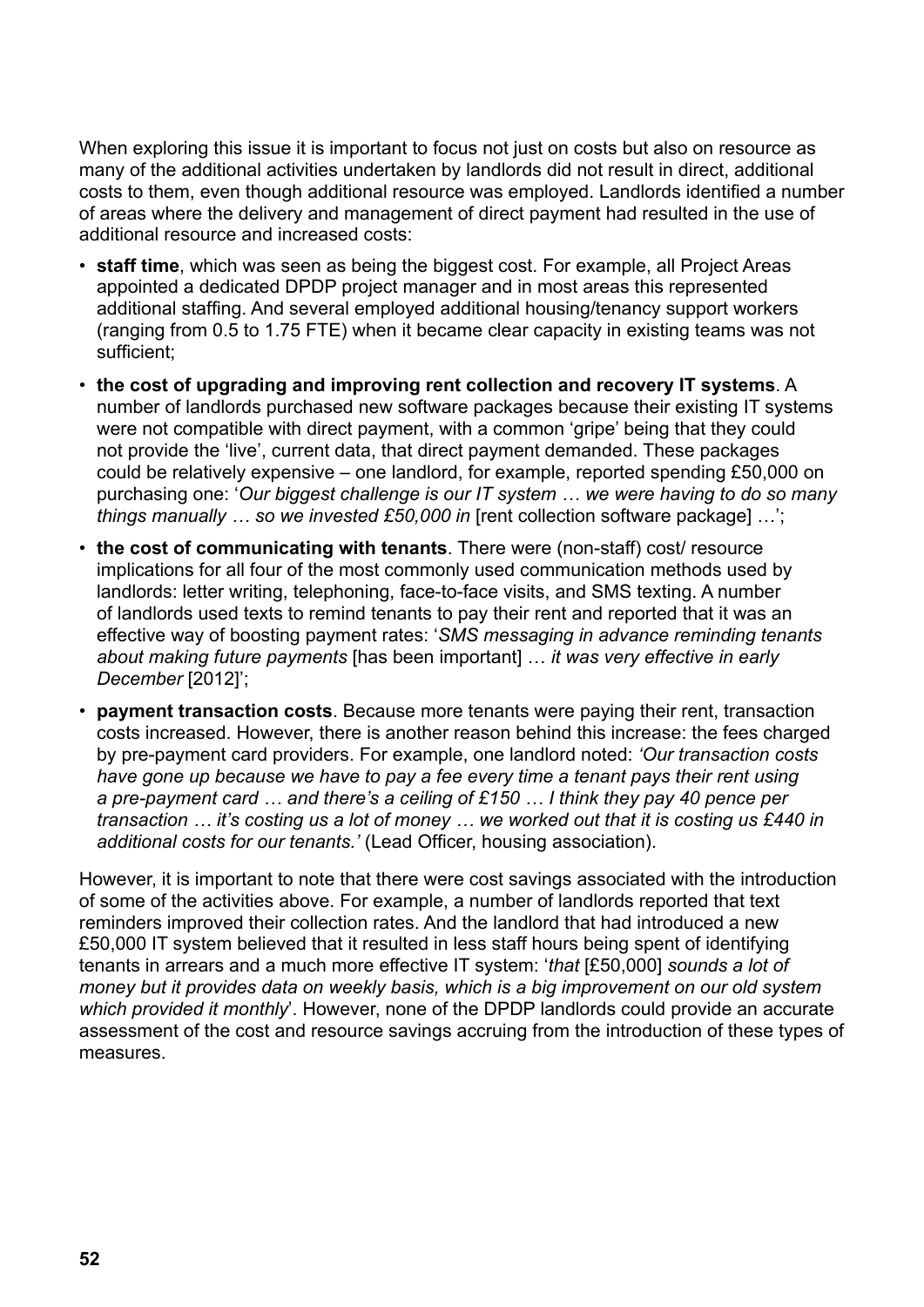When exploring this issue it is important to focus not just on costs but also on resource as many of the additional activities undertaken by landlords did not result in direct, additional costs to them, even though additional resource was employed. Landlords identified a number of areas where the delivery and management of direct payment had resulted in the use of additional resource and increased costs:

- **staff time**, which was seen as being the biggest cost. For example, all Project Areas appointed a dedicated DPDP project manager and in most areas this represented additional staffing. And several employed additional housing/tenancy support workers (ranging from 0.5 to 1.75 FTE) when it became clear capacity in existing teams was not sufficient;
- **the cost of upgrading and improving rent collection and recovery IT systems**. A number of landlords purchased new software packages because their existing IT systems were not compatible with direct payment, with a common 'gripe' being that they could not provide the 'live', current data, that direct payment demanded. These packages could be relatively expensive – one landlord, for example, reported spending £50,000 on purchasing one: '*Our biggest challenge is our IT system … we were having to do so many things manually … so we invested £50,000 in* [rent collection software package] …';
- **the cost of communicating with tenants**. There were (non-staff) cost/ resource implications for all four of the most commonly used communication methods used by landlords: letter writing, telephoning, face-to-face visits, and SMS texting. A number of landlords used texts to remind tenants to pay their rent and reported that it was an effective way of boosting payment rates: '*SMS messaging in advance reminding tenants about making future payments* [has been important] … *it was very effective in early December* [2012]';
- **payment transaction costs**. Because more tenants were paying their rent, transaction costs increased. However, there is another reason behind this increase: the fees charged by pre-payment card providers. For example, one landlord noted: *'Our transaction costs have gone up because we have to pay a fee every time a tenant pays their rent using a pre-payment card … and there's a ceiling of £150 … I think they pay 40 pence per transaction … it's costing us a lot of money … we worked out that it is costing us £440 in additional costs for our tenants.'* (Lead Officer, housing association).

However, it is important to note that there were cost savings associated with the introduction of some of the activities above. For example, a number of landlords reported that text reminders improved their collection rates. And the landlord that had introduced a new £50,000 IT system believed that it resulted in less staff hours being spent of identifying tenants in arrears and a much more effective IT system: '*that* [£50,000] *sounds a lot of money but it provides data on weekly basis, which is a big improvement on our old system which provided it monthly*'. However, none of the DPDP landlords could provide an accurate assessment of the cost and resource savings accruing from the introduction of these types of measures.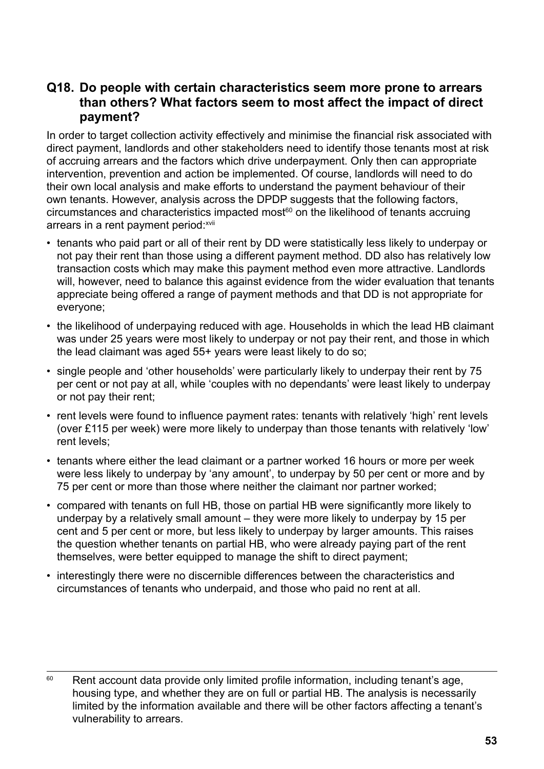## Q18. Do people with certain characteristics seem more prone to arrears than others? What factors seem to most affect the impact of direct payment?

In order to target collection activity effectively and minimise the financial risk associated with direct payment, landlords and other stakeholders need to identify those tenants most at risk of accruing arrears and the factors which drive underpayment. Only then can appropriate intervention, prevention and action be implemented. Of course, landlords will need to do their own local analysis and make efforts to understand the payment behaviour of their own tenants. However, analysis across the DPDP suggests that the following factors, circumstances and characteristics impacted most[60] on the likelihood of tenants accruing arrears in a rent payment period:[xvii]

- tenants who paid part or all of their rent by DD were statistically less likely to underpay or not pay their rent than those using a different payment method. DD also has relatively low transaction costs which may make this payment method even more attractive. Landlords will, however, need to balance this against evidence from the wider evaluation that tenants appreciate being offered a range of payment methods and that DD is not appropriate for everyone;
- the likelihood of underpaying reduced with age. Households in which the lead HB claimant was under 25 years were most likely to underpay or not pay their rent, and those in which the lead claimant was aged 55+ years were least likely to do so;
- single people and 'other households' were particularly likely to underpay their rent by 75 per cent or not pay at all, while 'couples with no dependants' were least likely to underpay or not pay their rent;
- rent levels were found to influence payment rates: tenants with relatively 'high' rent levels (over £115 per week) were more likely to underpay than those tenants with relatively 'low' rent levels;
- tenants where either the lead claimant or a partner worked 16 hours or more per week were less likely to underpay by 'any amount', to underpay by 50 per cent or more and by 75 per cent or more than those where neither the claimant nor partner worked;
- compared with tenants on full HB, those on partial HB were significantly more likely to underpay by a relatively small amount – they were more likely to underpay by 15 per cent and 5 per cent or more, but less likely to underpay by larger amounts. This raises the question whether tenants on partial HB, who were already paying part of the rent themselves, were better equipped to manage the shift to direct payment;
- interestingly there were no discernible differences between the characteristics and circumstances of tenants who underpaid, and those who paid no rent at all.

---

[60] Rent account data provide only limited profile information, including tenant's age, housing type, and whether they are on full or partial HB. The analysis is necessarily limited by the information available and there will be other factors affecting a tenant's vulnerability to arrears.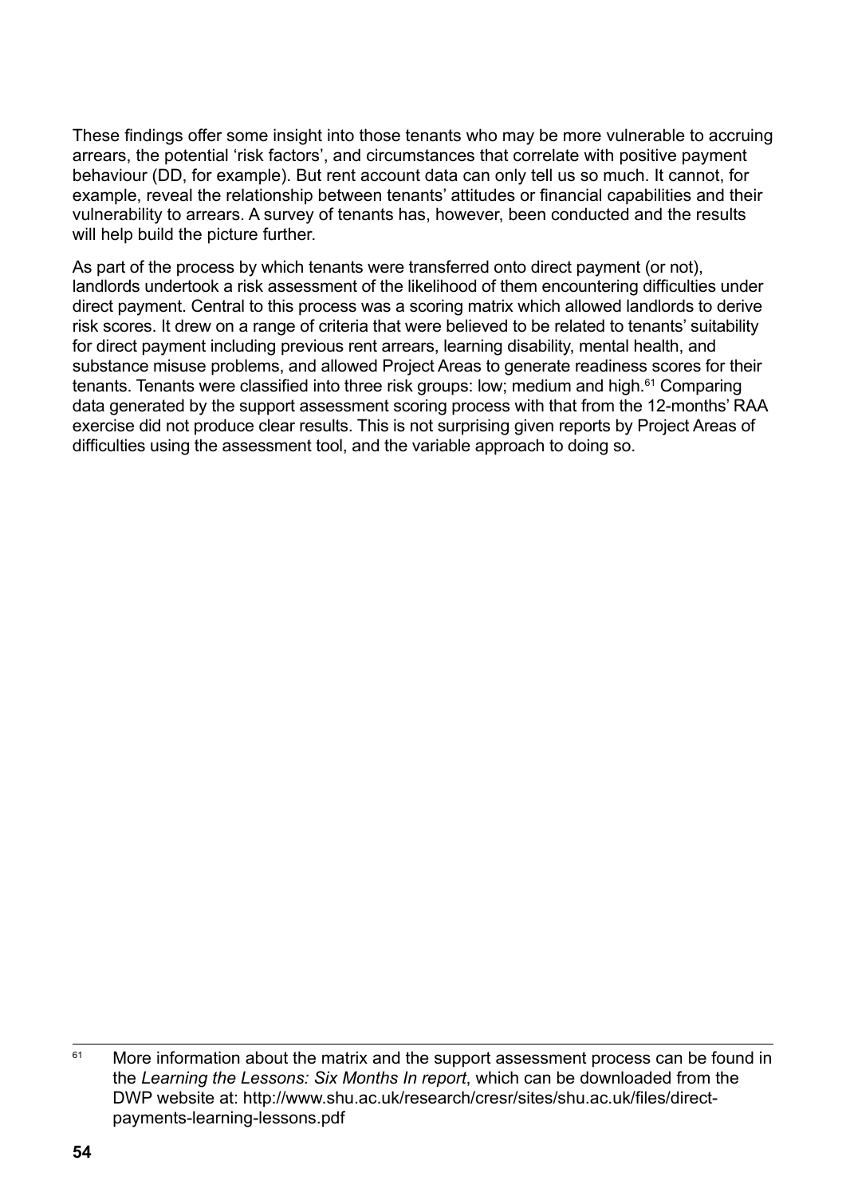These findings offer some insight into those tenants who may be more vulnerable to accruing arrears, the potential 'risk factors', and circumstances that correlate with positive payment behaviour (DD, for example). But rent account data can only tell us so much. It cannot, for example, reveal the relationship between tenants' attitudes or financial capabilities and their vulnerability to arrears. A survey of tenants has, however, been conducted and the results will help build the picture further.

As part of the process by which tenants were transferred onto direct payment (or not), landlords undertook a risk assessment of the likelihood of them encountering difficulties under direct payment. Central to this process was a scoring matrix which allowed landlords to derive risk scores. It drew on a range of criteria that were believed to be related to tenants' suitability for direct payment including previous rent arrears, learning disability, mental health, and substance misuse problems, and allowed Project Areas to generate readiness scores for their tenants. Tenants were classified into three risk groups: low; medium and high.[61] Comparing data generated by the support assessment scoring process with that from the 12-months' RAA exercise did not produce clear results. This is not surprising given reports by Project Areas of difficulties using the assessment tool, and the variable approach to doing so.

---

[61] More information about the matrix and the support assessment process can be found in the *Learning the Lessons: Six Months In report*, which can be downloaded from the DWP website at: http://www.shu.ac.uk/research/cresr/sites/shu.ac.uk/files/direct-payments-learning-lessons.pdf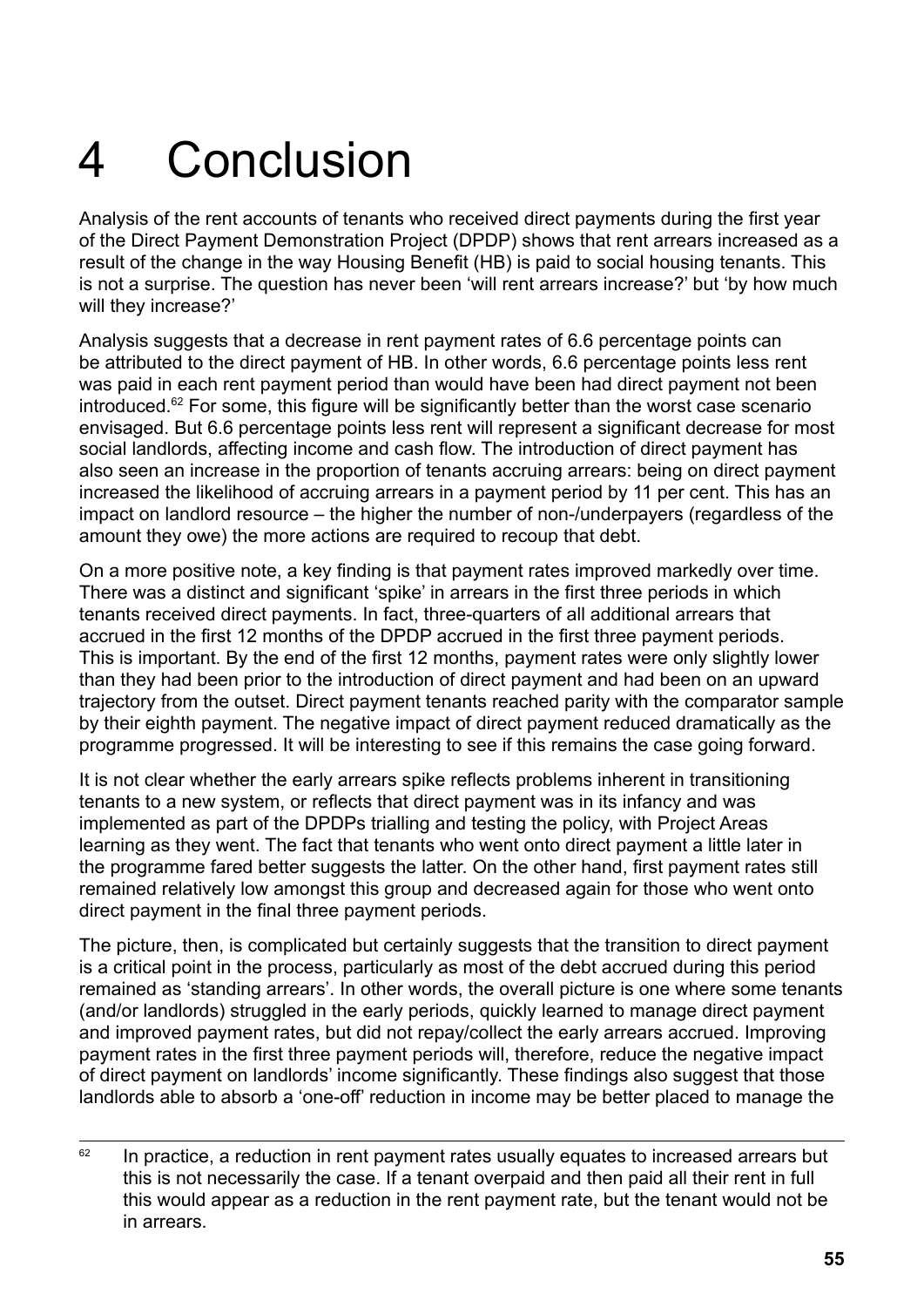# 4 Conclusion

Analysis of the rent accounts of tenants who received direct payments during the first year of the Direct Payment Demonstration Project (DPDP) shows that rent arrears increased as a result of the change in the way Housing Benefit (HB) is paid to social housing tenants. This is not a surprise. The question has never been 'will rent arrears increase?' but 'by how much will they increase?'

Analysis suggests that a decrease in rent payment rates of 6.6 percentage points can be attributed to the direct payment of HB. In other words, 6.6 percentage points less rent was paid in each rent payment period than would have been had direct payment not been introduced.[62] For some, this figure will be significantly better than the worst case scenario envisaged. But 6.6 percentage points less rent will represent a significant decrease for most social landlords, affecting income and cash flow. The introduction of direct payment has also seen an increase in the proportion of tenants accruing arrears: being on direct payment increased the likelihood of accruing arrears in a payment period by 11 per cent. This has an impact on landlord resource – the higher the number of non-/underpayers (regardless of the amount they owe) the more actions are required to recoup that debt.

On a more positive note, a key finding is that payment rates improved markedly over time. There was a distinct and significant 'spike' in arrears in the first three periods in which tenants received direct payments. In fact, three-quarters of all additional arrears that accrued in the first 12 months of the DPDP accrued in the first three payment periods. This is important. By the end of the first 12 months, payment rates were only slightly lower than they had been prior to the introduction of direct payment and had been on an upward trajectory from the outset. Direct payment tenants reached parity with the comparator sample by their eighth payment. The negative impact of direct payment reduced dramatically as the programme progressed. It will be interesting to see if this remains the case going forward.

It is not clear whether the early arrears spike reflects problems inherent in transitioning tenants to a new system, or reflects that direct payment was in its infancy and was implemented as part of the DPDPs trialling and testing the policy, with Project Areas learning as they went. The fact that tenants who went onto direct payment a little later in the programme fared better suggests the latter. On the other hand, first payment rates still remained relatively low amongst this group and decreased again for those who went onto direct payment in the final three payment periods.

The picture, then, is complicated but certainly suggests that the transition to direct payment is a critical point in the process, particularly as most of the debt accrued during this period remained as 'standing arrears'. In other words, the overall picture is one where some tenants (and/or landlords) struggled in the early periods, quickly learned to manage direct payment and improved payment rates, but did not repay/collect the early arrears accrued. Improving payment rates in the first three payment periods will, therefore, reduce the negative impact of direct payment on landlords' income significantly. These findings also suggest that those landlords able to absorb a 'one-off' reduction in income may be better placed to manage the

---

[62] In practice, a reduction in rent payment rates usually equates to increased arrears but this is not necessarily the case. If a tenant overpaid and then paid all their rent in full this would appear as a reduction in the rent payment rate, but the tenant would not be in arrears.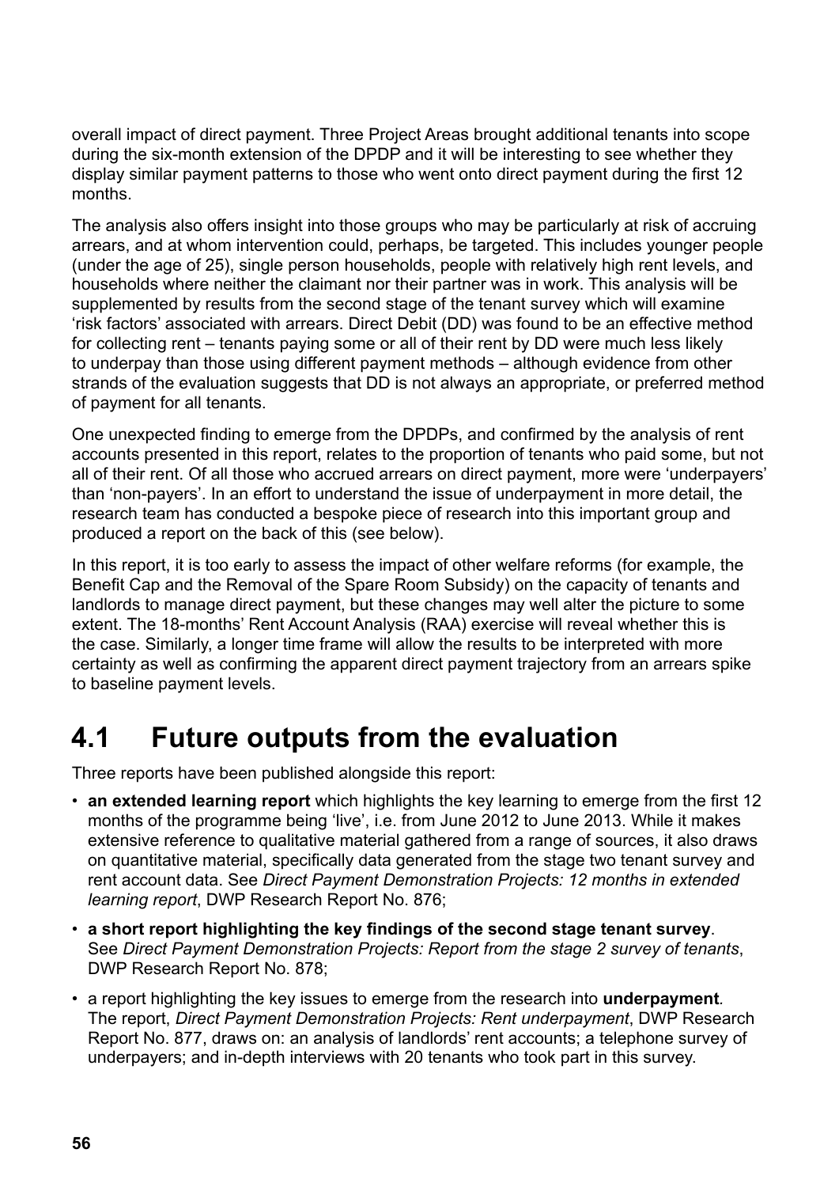overall impact of direct payment. Three Project Areas brought additional tenants into scope during the six-month extension of the DPDP and it will be interesting to see whether they display similar payment patterns to those who went onto direct payment during the first 12 months.

The analysis also offers insight into those groups who may be particularly at risk of accruing arrears, and at whom intervention could, perhaps, be targeted. This includes younger people (under the age of 25), single person households, people with relatively high rent levels, and households where neither the claimant nor their partner was in work. This analysis will be supplemented by results from the second stage of the tenant survey which will examine 'risk factors' associated with arrears. Direct Debit (DD) was found to be an effective method for collecting rent – tenants paying some or all of their rent by DD were much less likely to underpay than those using different payment methods – although evidence from other strands of the evaluation suggests that DD is not always an appropriate, or preferred method of payment for all tenants.

One unexpected finding to emerge from the DPDPs, and confirmed by the analysis of rent accounts presented in this report, relates to the proportion of tenants who paid some, but not all of their rent. Of all those who accrued arrears on direct payment, more were 'underpayers' than 'non-payers'. In an effort to understand the issue of underpayment in more detail, the research team has conducted a bespoke piece of research into this important group and produced a report on the back of this (see below).

In this report, it is too early to assess the impact of other welfare reforms (for example, the Benefit Cap and the Removal of the Spare Room Subsidy) on the capacity of tenants and landlords to manage direct payment, but these changes may well alter the picture to some extent. The 18-months' Rent Account Analysis (RAA) exercise will reveal whether this is the case. Similarly, a longer time frame will allow the results to be interpreted with more certainty as well as confirming the apparent direct payment trajectory from an arrears spike to baseline payment levels.

## 4.1 Future outputs from the evaluation

Three reports have been published alongside this report:

- **an extended learning report** which highlights the key learning to emerge from the first 12 months of the programme being 'live', i.e. from June 2012 to June 2013. While it makes extensive reference to qualitative material gathered from a range of sources, it also draws on quantitative material, specifically data generated from the stage two tenant survey and rent account data. See *Direct Payment Demonstration Projects: 12 months in extended learning report*, DWP Research Report No. 876;
- **a short report highlighting the key findings of the second stage tenant survey**. See *Direct Payment Demonstration Projects: Report from the stage 2 survey of tenants*, DWP Research Report No. 878;
- a report highlighting the key issues to emerge from the research into **underpayment**. The report, *Direct Payment Demonstration Projects: Rent underpayment*, DWP Research Report No. 877, draws on: an analysis of landlords' rent accounts; a telephone survey of underpayers; and in-depth interviews with 20 tenants who took part in this survey.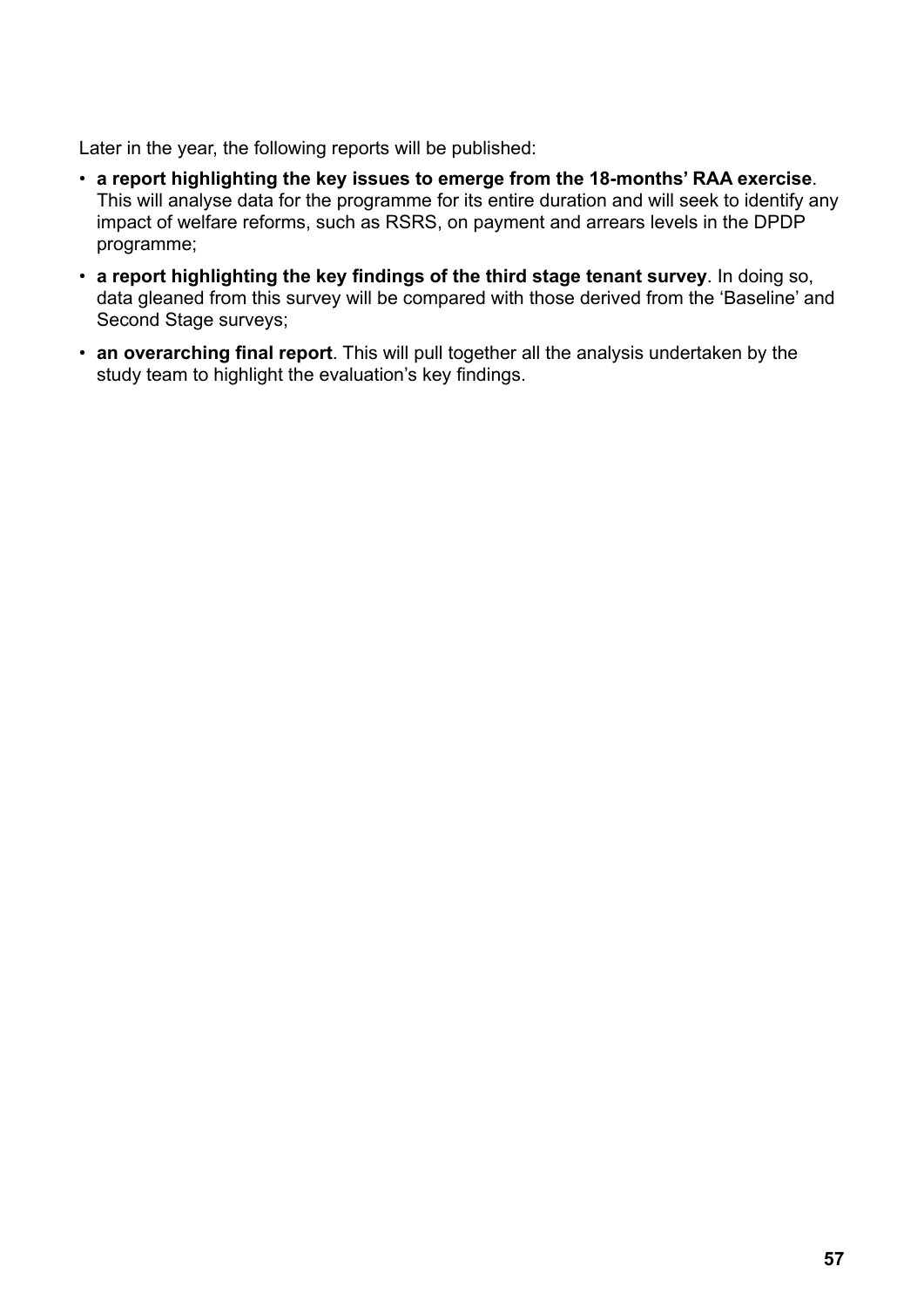Later in the year, the following reports will be published:

- **a report highlighting the key issues to emerge from the 18-months' RAA exercise**. This will analyse data for the programme for its entire duration and will seek to identify any impact of welfare reforms, such as RSRS, on payment and arrears levels in the DPDP programme;
- **a report highlighting the key findings of the third stage tenant survey**. In doing so, data gleaned from this survey will be compared with those derived from the 'Baseline' and Second Stage surveys;
- **an overarching final report**. This will pull together all the analysis undertaken by the study team to highlight the evaluation's key findings.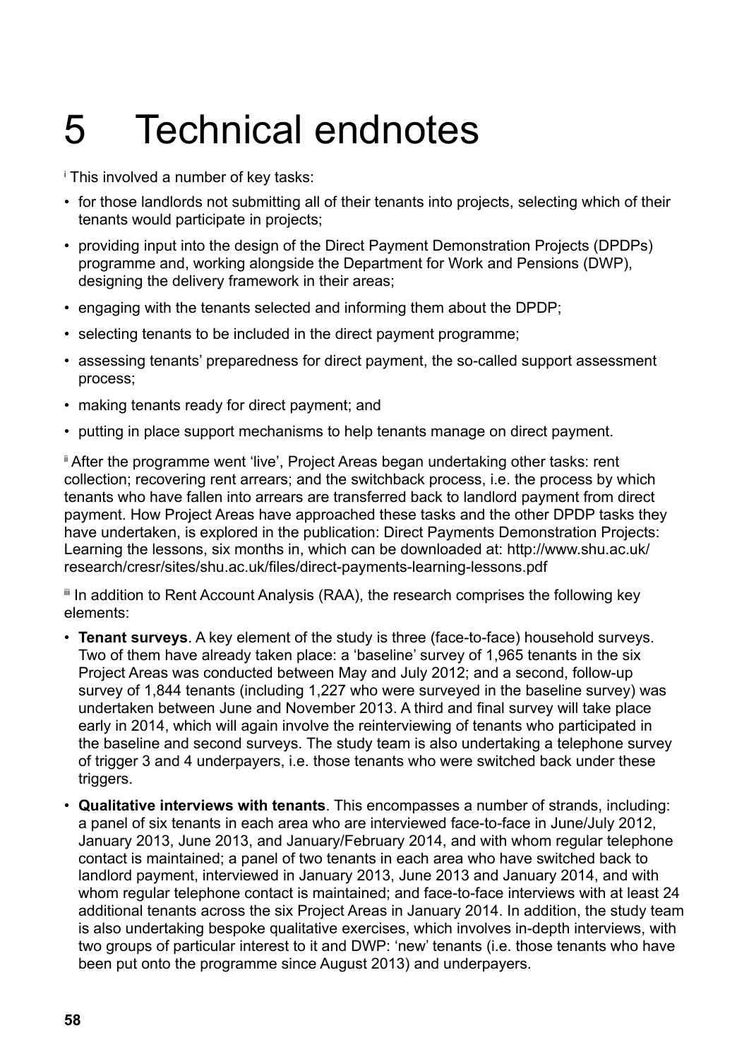# 5 Technical endnotes

[i] This involved a number of key tasks:

- for those landlords not submitting all of their tenants into projects, selecting which of their tenants would participate in projects;
- providing input into the design of the Direct Payment Demonstration Projects (DPDPs) programme and, working alongside the Department for Work and Pensions (DWP), designing the delivery framework in their areas;
- engaging with the tenants selected and informing them about the DPDP;
- selecting tenants to be included in the direct payment programme;
- assessing tenants' preparedness for direct payment, the so-called support assessment process;
- making tenants ready for direct payment; and
- putting in place support mechanisms to help tenants manage on direct payment.

[ii] After the programme went 'live', Project Areas began undertaking other tasks: rent collection; recovering rent arrears; and the switchback process, i.e. the process by which tenants who have fallen into arrears are transferred back to landlord payment from direct payment. How Project Areas have approached these tasks and the other DPDP tasks they have undertaken, is explored in the publication: Direct Payments Demonstration Projects: Learning the lessons, six months in, which can be downloaded at: http://www.shu.ac.uk/research/cresr/sites/shu.ac.uk/files/direct-payments-learning-lessons.pdf

[iii] In addition to Rent Account Analysis (RAA), the research comprises the following key elements:

- **Tenant surveys**. A key element of the study is three (face-to-face) household surveys. Two of them have already taken place: a 'baseline' survey of 1,965 tenants in the six Project Areas was conducted between May and July 2012; and a second, follow-up survey of 1,844 tenants (including 1,227 who were surveyed in the baseline survey) was undertaken between June and November 2013. A third and final survey will take place early in 2014, which will again involve the reinterviewing of tenants who participated in the baseline and second surveys. The study team is also undertaking a telephone survey of trigger 3 and 4 underpayers, i.e. those tenants who were switched back under these triggers.
- **Qualitative interviews with tenants**. This encompasses a number of strands, including: a panel of six tenants in each area who are interviewed face-to-face in June/July 2012, January 2013, June 2013, and January/February 2014, and with whom regular telephone contact is maintained; a panel of two tenants in each area who have switched back to landlord payment, interviewed in January 2013, June 2013 and January 2014, and with whom regular telephone contact is maintained; and face-to-face interviews with at least 24 additional tenants across the six Project Areas in January 2014. In addition, the study team is also undertaking bespoke qualitative exercises, which involves in-depth interviews, with two groups of particular interest to it and DWP: 'new' tenants (i.e. those tenants who have been put onto the programme since August 2013) and underpayers.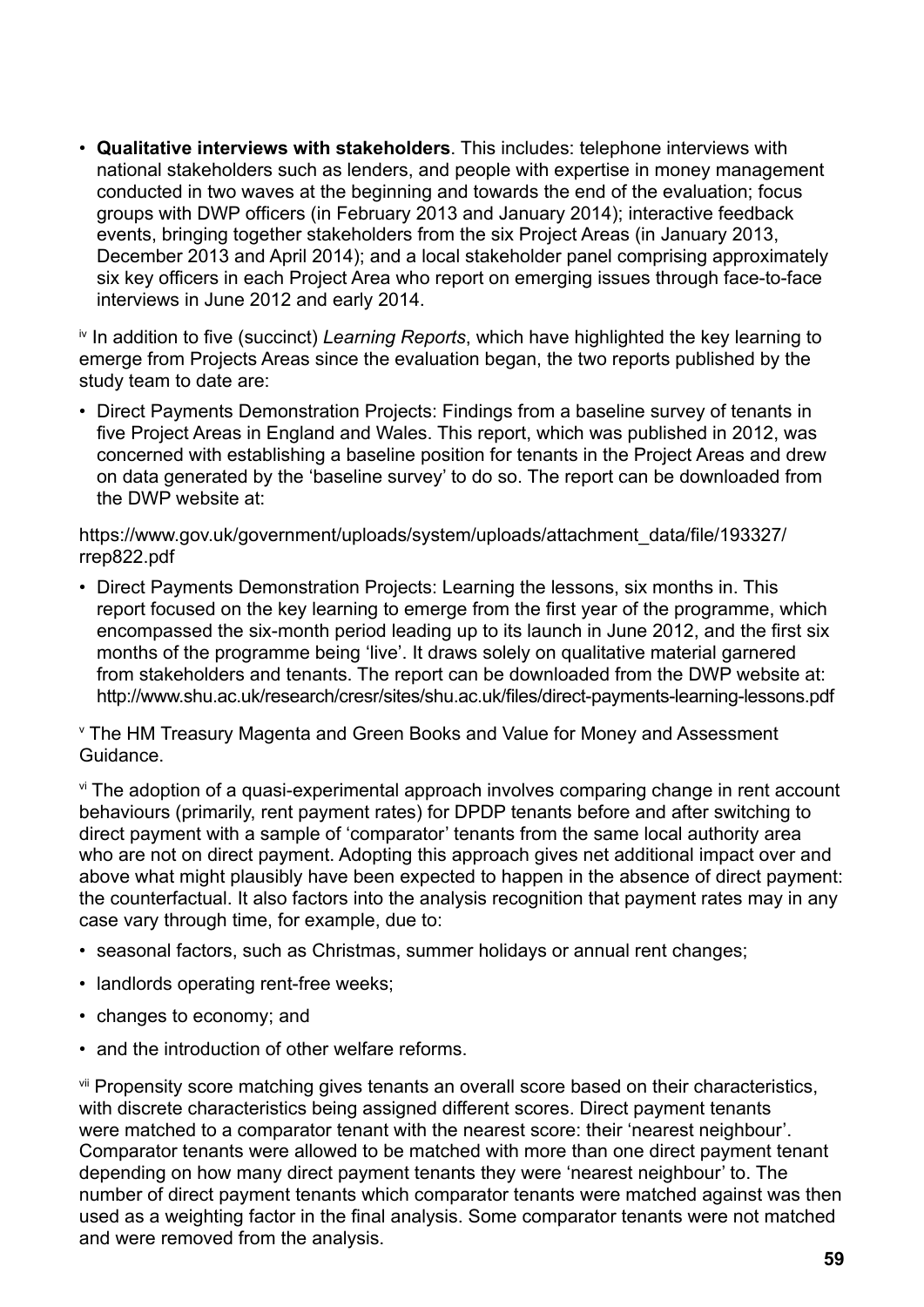- **Qualitative interviews with stakeholders**. This includes: telephone interviews with national stakeholders such as lenders, and people with expertise in money management conducted in two waves at the beginning and towards the end of the evaluation; focus groups with DWP officers (in February 2013 and January 2014); interactive feedback events, bringing together stakeholders from the six Project Areas (in January 2013, December 2013 and April 2014); and a local stakeholder panel comprising approximately six key officers in each Project Area who report on emerging issues through face-to-face interviews in June 2012 and early 2014.

[iv] In addition to five (succinct) *Learning Reports*, which have highlighted the key learning to emerge from Projects Areas since the evaluation began, the two reports published by the study team to date are:

- Direct Payments Demonstration Projects: Findings from a baseline survey of tenants in five Project Areas in England and Wales. This report, which was published in 2012, was concerned with establishing a baseline position for tenants in the Project Areas and drew on data generated by the 'baseline survey' to do so. The report can be downloaded from the DWP website at:

https://www.gov.uk/government/uploads/system/uploads/attachment_data/file/193327/rrep822.pdf

- Direct Payments Demonstration Projects: Learning the lessons, six months in. This report focused on the key learning to emerge from the first year of the programme, which encompassed the six-month period leading up to its launch in June 2012, and the first six months of the programme being 'live'. It draws solely on qualitative material garnered from stakeholders and tenants. The report can be downloaded from the DWP website at: http://www.shu.ac.uk/research/cresr/sites/shu.ac.uk/files/direct-payments-learning-lessons.pdf

[v] The HM Treasury Magenta and Green Books and Value for Money and Assessment Guidance.

[vi] The adoption of a quasi-experimental approach involves comparing change in rent account behaviours (primarily, rent payment rates) for DPDP tenants before and after switching to direct payment with a sample of 'comparator' tenants from the same local authority area who are not on direct payment. Adopting this approach gives net additional impact over and above what might plausibly have been expected to happen in the absence of direct payment: the counterfactual. It also factors into the analysis recognition that payment rates may in any case vary through time, for example, due to:

- seasonal factors, such as Christmas, summer holidays or annual rent changes;
- landlords operating rent-free weeks;
- changes to economy; and
- and the introduction of other welfare reforms.

[vii] Propensity score matching gives tenants an overall score based on their characteristics, with discrete characteristics being assigned different scores. Direct payment tenants were matched to a comparator tenant with the nearest score: their 'nearest neighbour'. Comparator tenants were allowed to be matched with more than one direct payment tenant depending on how many direct payment tenants they were 'nearest neighbour' to. The number of direct payment tenants which comparator tenants were matched against was then used as a weighting factor in the final analysis. Some comparator tenants were not matched and were removed from the analysis.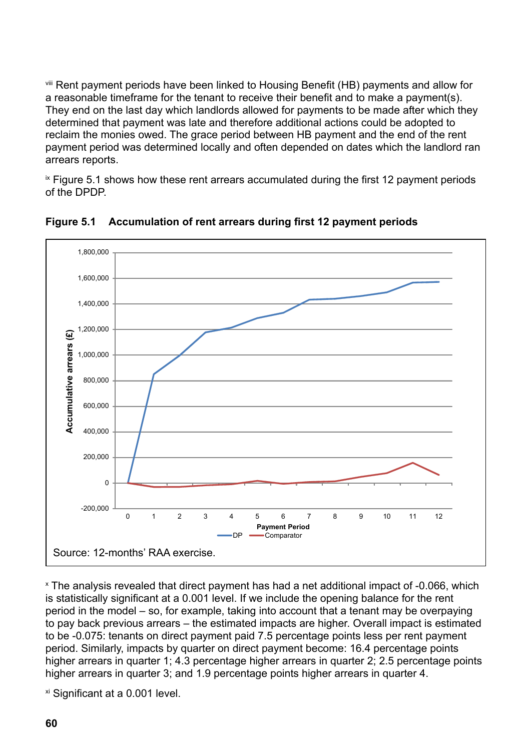[viii] Rent payment periods have been linked to Housing Benefit (HB) payments and allow for a reasonable timeframe for the tenant to receive their benefit and to make a payment(s). They end on the last day which landlords allowed for payments to be made after which they determined that payment was late and therefore additional actions could be adopted to reclaim the monies owed. The grace period between HB payment and the end of the rent payment period was determined locally and often depended on dates which the landlord ran arrears reports.

[ix] Figure 5.1 shows how these rent arrears accumulated during the first 12 payment periods of the DPDP.

**Figure 5.1 Accumulation of rent arrears during first 12 payment periods**

Source: 12-months' RAA exercise.

[x] The analysis revealed that direct payment has had a net additional impact of -0.066, which is statistically significant at a 0.001 level. If we include the opening balance for the rent period in the model – so, for example, taking into account that a tenant may be overpaying to pay back previous arrears – the estimated impacts are higher. Overall impact is estimated to be -0.075: tenants on direct payment paid 7.5 percentage points less per rent payment period. Similarly, impacts by quarter on direct payment become: 16.4 percentage points higher arrears in quarter 1; 4.3 percentage higher arrears in quarter 2; 2.5 percentage points higher arrears in quarter 3; and 1.9 percentage points higher arrears in quarter 4.

[xi] Significant at a 0.001 level.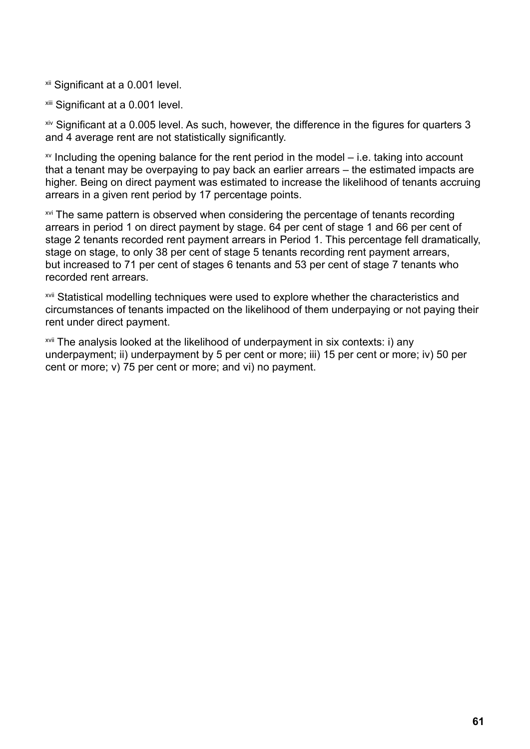[xii] Significant at a 0.001 level.

[xiii] Significant at a 0.001 level.

[xiv] Significant at a 0.005 level. As such, however, the difference in the figures for quarters 3 and 4 average rent are not statistically significantly.

[xv] Including the opening balance for the rent period in the model – i.e. taking into account that a tenant may be overpaying to pay back an earlier arrears – the estimated impacts are higher. Being on direct payment was estimated to increase the likelihood of tenants accruing arrears in a given rent period by 17 percentage points.

[xvi] The same pattern is observed when considering the percentage of tenants recording arrears in period 1 on direct payment by stage. 64 per cent of stage 1 and 66 per cent of stage 2 tenants recorded rent payment arrears in Period 1. This percentage fell dramatically, stage on stage, to only 38 per cent of stage 5 tenants recording rent payment arrears, but increased to 71 per cent of stages 6 tenants and 53 per cent of stage 7 tenants who recorded rent arrears.

[xvii] Statistical modelling techniques were used to explore whether the characteristics and circumstances of tenants impacted on the likelihood of them underpaying or not paying their rent under direct payment.

[xvii] The analysis looked at the likelihood of underpayment in six contexts: i) any underpayment; ii) underpayment by 5 per cent or more; iii) 15 per cent or more; iv) 50 per cent or more; v) 75 per cent or more; and vi) no payment.